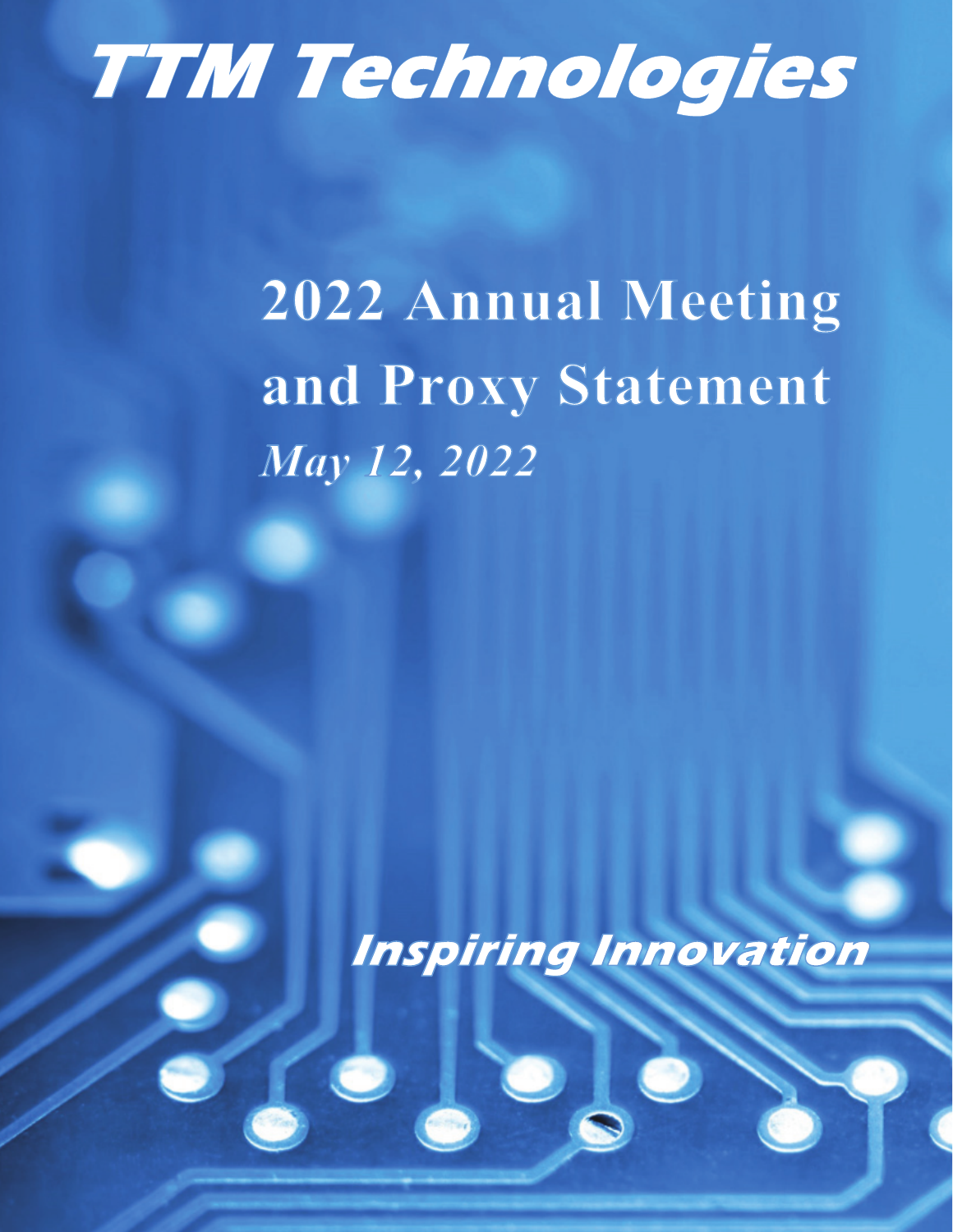# TTM Technologies

## 2022 Annual Meeting and Proxy Statement

*May 12, 2022*

**Inspiring Innovation**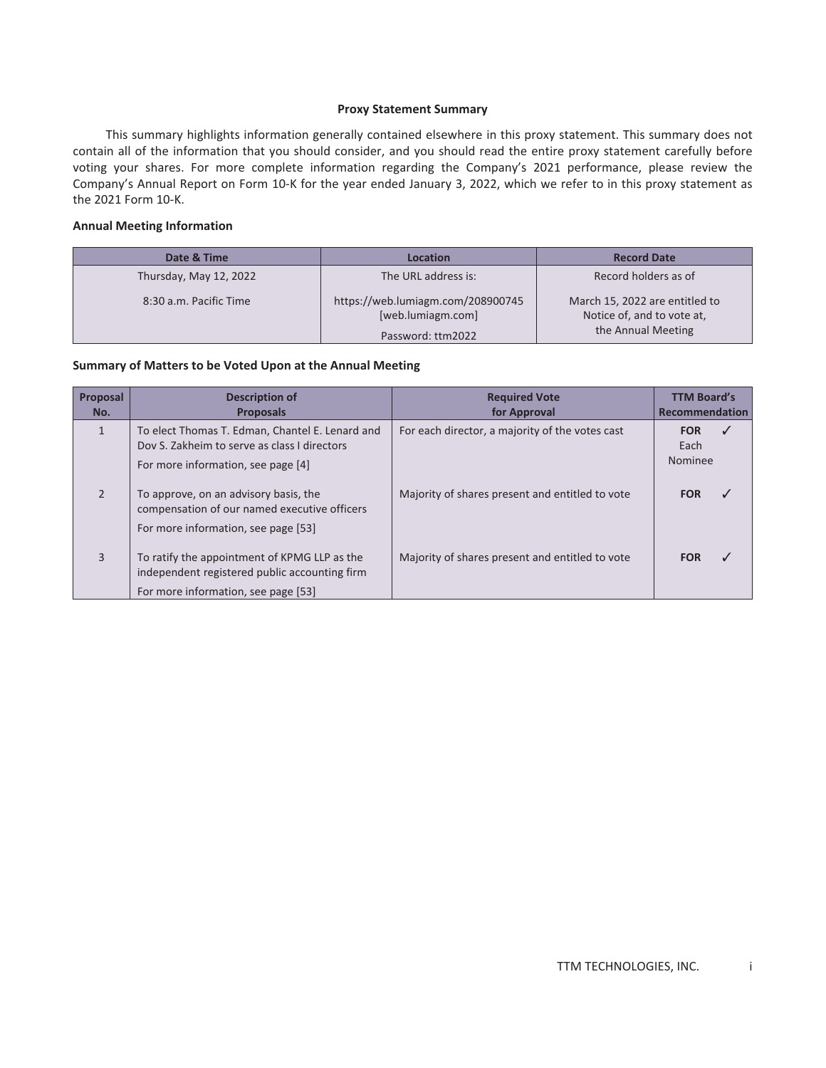## Proxy Statement Summary

This summary highlights information generally contained elsewhere in this proxy statement. This summary does not contain all of the information that you should consider, and you should read the entire proxy statement carefully before voting your shares. For more complete information regarding the Company's 2021 performance, please review the Company's Annual Report on Form 10-K for the year ended January 3, 2022, which we refer to in this proxy statement as the 2021 Form 10-K.

### Annual Meeting Information

| Date & Time | Location | Record Date |
| --- | --- | --- |
| Thursday, May 12, 2022<br><br>8:30 a.m. Pacific Time | The URL address is:<br><br>https://web.lumiagm.com/208900745 [web.lumiagm.com]<br><br>Password: ttm2022 | Record holders as of<br><br>March 15, 2022 are entitled to Notice of, and to vote at, the Annual Meeting |

### Summary of Matters to be Voted Upon at the Annual Meeting

| Proposal No. | Description of Proposals | Required Vote for Approval | TTM Board's Recommendation |
| --- | --- | --- | --- |
| 1 | To elect Thomas T. Edman, Chantel E. Lenard and Dov S. Zakheim to serve as class I directors<br><br>For more information, see page [4] | For each director, a majority of the votes cast | **FOR** ✓ Each Nominee |
| 2 | To approve, on an advisory basis, the compensation of our named executive officers<br><br>For more information, see page [53] | Majority of shares present and entitled to vote | **FOR** ✓ |
| 3 | To ratify the appointment of KPMG LLP as the independent registered public accounting firm<br><br>For more information, see page [53] | Majority of shares present and entitled to vote | **FOR** ✓ |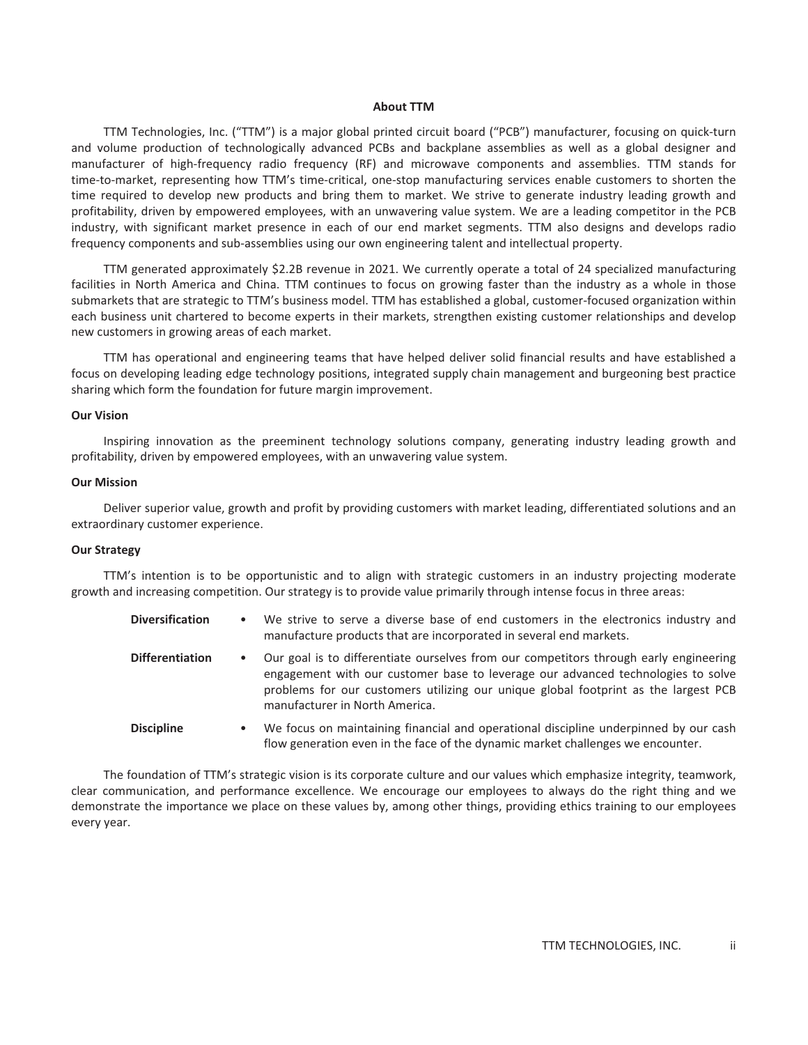## About TTM

TTM Technologies, Inc. ("TTM") is a major global printed circuit board ("PCB") manufacturer, focusing on quick-turn and volume production of technologically advanced PCBs and backplane assemblies as well as a global designer and manufacturer of high-frequency radio frequency (RF) and microwave components and assemblies. TTM stands for time-to-market, representing how TTM's time-critical, one-stop manufacturing services enable customers to shorten the time required to develop new products and bring them to market. We strive to generate industry leading growth and profitability, driven by empowered employees, with an unwavering value system. We are a leading competitor in the PCB industry, with significant market presence in each of our end market segments. TTM also designs and develops radio frequency components and sub-assemblies using our own engineering talent and intellectual property.

TTM generated approximately $2.2B revenue in 2021. We currently operate a total of 24 specialized manufacturing facilities in North America and China. TTM continues to focus on growing faster than the industry as a whole in those submarkets that are strategic to TTM's business model. TTM has established a global, customer-focused organization within each business unit chartered to become experts in their markets, strengthen existing customer relationships and develop new customers in growing areas of each market.

TTM has operational and engineering teams that have helped deliver solid financial results and have established a focus on developing leading edge technology positions, integrated supply chain management and burgeoning best practice sharing which form the foundation for future margin improvement.

### Our Vision

Inspiring innovation as the preeminent technology solutions company, generating industry leading growth and profitability, driven by empowered employees, with an unwavering value system.

### Our Mission

Deliver superior value, growth and profit by providing customers with market leading, differentiated solutions and an extraordinary customer experience.

### Our Strategy

TTM's intention is to be opportunistic and to align with strategic customers in an industry projecting moderate growth and increasing competition. Our strategy is to provide value primarily through intense focus in three areas:

- **Diversification** — We strive to serve a diverse base of end customers in the electronics industry and manufacture products that are incorporated in several end markets.
- **Differentiation** — Our goal is to differentiate ourselves from our competitors through early engineering engagement with our customer base to leverage our advanced technologies to solve problems for our customers utilizing our unique global footprint as the largest PCB manufacturer in North America.
- **Discipline** — We focus on maintaining financial and operational discipline underpinned by our cash flow generation even in the face of the dynamic market challenges we encounter.

The foundation of TTM's strategic vision is its corporate culture and our values which emphasize integrity, teamwork, clear communication, and performance excellence. We encourage our employees to always do the right thing and we demonstrate the importance we place on these values by, among other things, providing ethics training to our employees every year.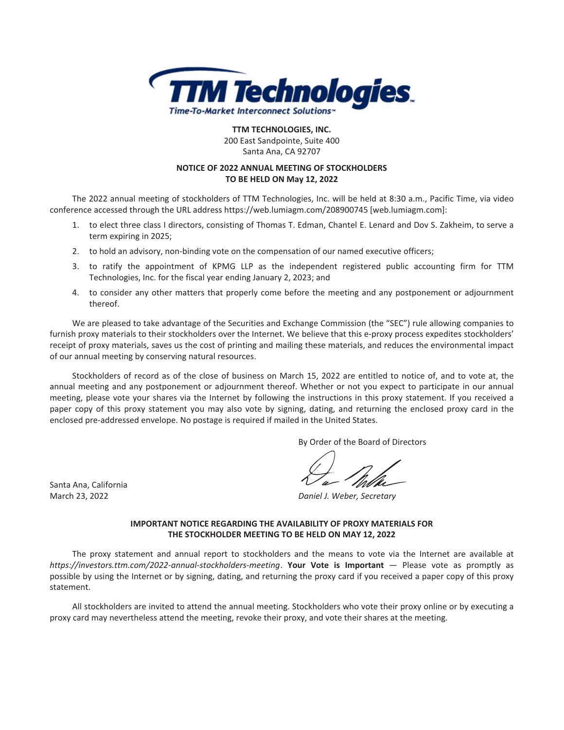TTM Technologies

Time-To-Market Interconnect Solutions™

**TTM TECHNOLOGIES, INC.**
200 East Sandpointe, Suite 400
Santa Ana, CA 92707

**NOTICE OF 2022 ANNUAL MEETING OF STOCKHOLDERS**
**TO BE HELD ON May 12, 2022**

The 2022 annual meeting of stockholders of TTM Technologies, Inc. will be held at 8:30 a.m., Pacific Time, via video conference accessed through the URL address https://web.lumiagm.com/208900745 [web.lumiagm.com]:

1. to elect three class I directors, consisting of Thomas T. Edman, Chantel E. Lenard and Dov S. Zakheim, to serve a term expiring in 2025;
2. to hold an advisory, non-binding vote on the compensation of our named executive officers;
3. to ratify the appointment of KPMG LLP as the independent registered public accounting firm for TTM Technologies, Inc. for the fiscal year ending January 2, 2023; and
4. to consider any other matters that properly come before the meeting and any postponement or adjournment thereof.

We are pleased to take advantage of the Securities and Exchange Commission (the "SEC") rule allowing companies to furnish proxy materials to their stockholders over the Internet. We believe that this e-proxy process expedites stockholders' receipt of proxy materials, saves us the cost of printing and mailing these materials, and reduces the environmental impact of our annual meeting by conserving natural resources.

Stockholders of record as of the close of business on March 15, 2022 are entitled to notice of, and to vote at, the annual meeting and any postponement or adjournment thereof. Whether or not you expect to participate in our annual meeting, please vote your shares via the Internet by following the instructions in this proxy statement. If you received a paper copy of this proxy statement you may also vote by signing, dating, and returning the enclosed proxy card in the enclosed pre-addressed envelope. No postage is required if mailed in the United States.

By Order of the Board of Directors

*Daniel J. Weber, Secretary*

Santa Ana, California
March 23, 2022

**IMPORTANT NOTICE REGARDING THE AVAILABILITY OF PROXY MATERIALS FOR THE STOCKHOLDER MEETING TO BE HELD ON MAY 12, 2022**

The proxy statement and annual report to stockholders and the means to vote via the Internet are available at *https://investors.ttm.com/2022-annual-stockholders-meeting*. **Your Vote is Important** — Please vote as promptly as possible by using the Internet or by signing, dating, and returning the proxy card if you received a paper copy of this proxy statement.

All stockholders are invited to attend the annual meeting. Stockholders who vote their proxy online or by executing a proxy card may nevertheless attend the meeting, revoke their proxy, and vote their shares at the meeting.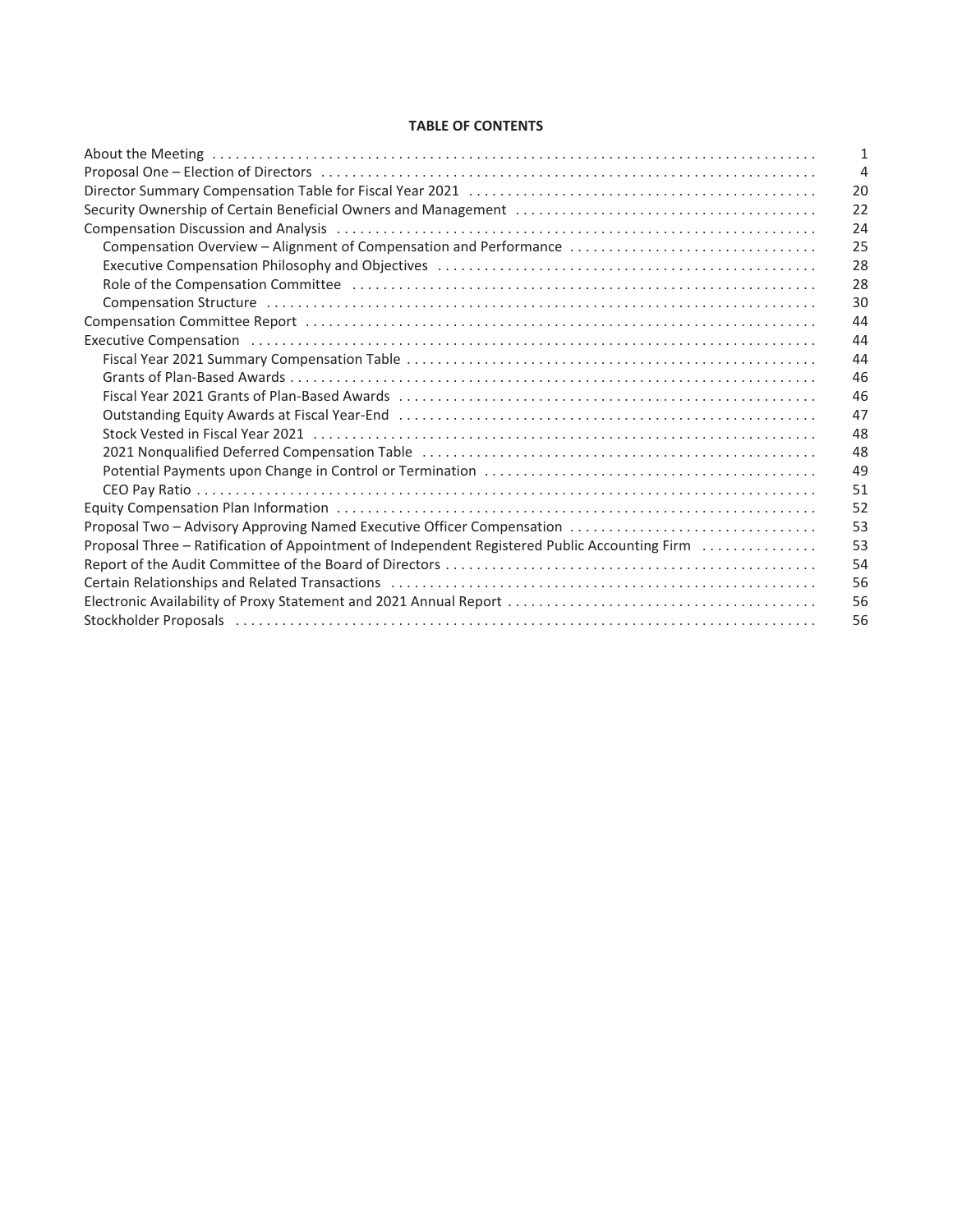**TABLE OF CONTENTS**

| | |
|---|---|
| About the Meeting | 1 |
| Proposal One – Election of Directors | 4 |
| Director Summary Compensation Table for Fiscal Year 2021 | 20 |
| Security Ownership of Certain Beneficial Owners and Management | 22 |
| Compensation Discussion and Analysis | 24 |
| Compensation Overview – Alignment of Compensation and Performance | 25 |
| Executive Compensation Philosophy and Objectives | 28 |
| Role of the Compensation Committee | 28 |
| Compensation Structure | 30 |
| Compensation Committee Report | 44 |
| Executive Compensation | 44 |
| Fiscal Year 2021 Summary Compensation Table | 44 |
| Grants of Plan-Based Awards | 46 |
| Fiscal Year 2021 Grants of Plan-Based Awards | 46 |
| Outstanding Equity Awards at Fiscal Year-End | 47 |
| Stock Vested in Fiscal Year 2021 | 48 |
| 2021 Nonqualified Deferred Compensation Table | 48 |
| Potential Payments upon Change in Control or Termination | 49 |
| CEO Pay Ratio | 51 |
| Equity Compensation Plan Information | 52 |
| Proposal Two – Advisory Approving Named Executive Officer Compensation | 53 |
| Proposal Three – Ratification of Appointment of Independent Registered Public Accounting Firm | 53 |
| Report of the Audit Committee of the Board of Directors | 54 |
| Certain Relationships and Related Transactions | 56 |
| Electronic Availability of Proxy Statement and 2021 Annual Report | 56 |
| Stockholder Proposals | 56 |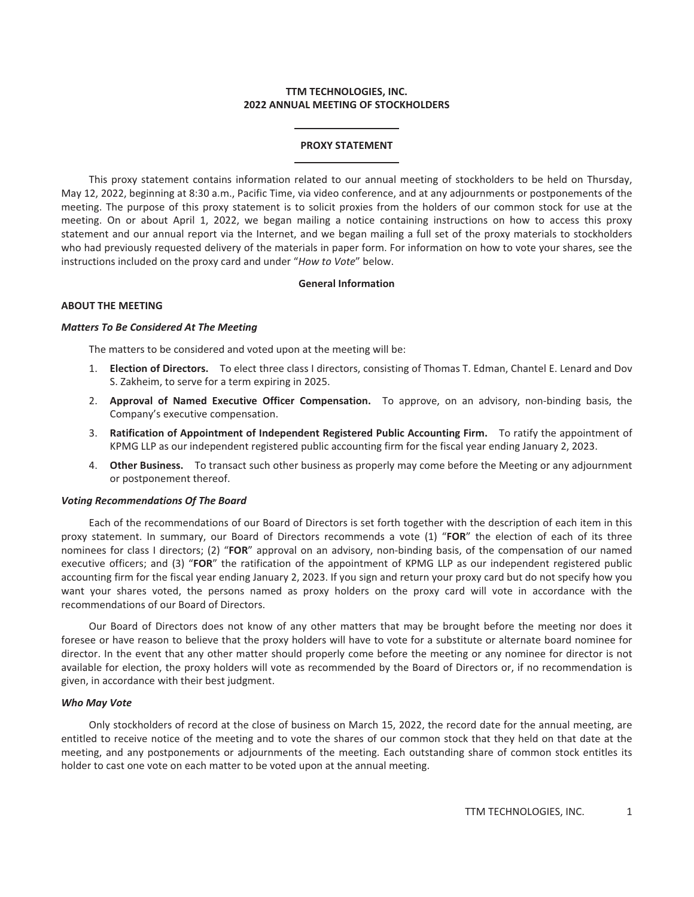**TTM TECHNOLOGIES, INC.**
**2022 ANNUAL MEETING OF STOCKHOLDERS**

# PROXY STATEMENT

This proxy statement contains information related to our annual meeting of stockholders to be held on Thursday, May 12, 2022, beginning at 8:30 a.m., Pacific Time, via video conference, and at any adjournments or postponements of the meeting. The purpose of this proxy statement is to solicit proxies from the holders of our common stock for use at the meeting. On or about April 1, 2022, we began mailing a notice containing instructions on how to access this proxy statement and our annual report via the Internet, and we began mailing a full set of the proxy materials to stockholders who had previously requested delivery of the materials in paper form. For information on how to vote your shares, see the instructions included on the proxy card and under "*How to Vote*" below.

## General Information

### ABOUT THE MEETING

#### *Matters To Be Considered At The Meeting*

The matters to be considered and voted upon at the meeting will be:

1. **Election of Directors.** To elect three class I directors, consisting of Thomas T. Edman, Chantel E. Lenard and Dov S. Zakheim, to serve for a term expiring in 2025.
2. **Approval of Named Executive Officer Compensation.** To approve, on an advisory, non-binding basis, the Company's executive compensation.
3. **Ratification of Appointment of Independent Registered Public Accounting Firm.** To ratify the appointment of KPMG LLP as our independent registered public accounting firm for the fiscal year ending January 2, 2023.
4. **Other Business.** To transact such other business as properly may come before the Meeting or any adjournment or postponement thereof.

#### *Voting Recommendations Of The Board*

Each of the recommendations of our Board of Directors is set forth together with the description of each item in this proxy statement. In summary, our Board of Directors recommends a vote (1) "**FOR**" the election of each of its three nominees for class I directors; (2) "**FOR**" approval on an advisory, non-binding basis, of the compensation of our named executive officers; and (3) "**FOR**" the ratification of the appointment of KPMG LLP as our independent registered public accounting firm for the fiscal year ending January 2, 2023. If you sign and return your proxy card but do not specify how you want your shares voted, the persons named as proxy holders on the proxy card will vote in accordance with the recommendations of our Board of Directors.

Our Board of Directors does not know of any other matters that may be brought before the meeting nor does it foresee or have reason to believe that the proxy holders will have to vote for a substitute or alternate board nominee for director. In the event that any other matter should properly come before the meeting or any nominee for director is not available for election, the proxy holders will vote as recommended by the Board of Directors or, if no recommendation is given, in accordance with their best judgment.

#### *Who May Vote*

Only stockholders of record at the close of business on March 15, 2022, the record date for the annual meeting, are entitled to receive notice of the meeting and to vote the shares of our common stock that they held on that date at the meeting, and any postponements or adjournments of the meeting. Each outstanding share of common stock entitles its holder to cast one vote on each matter to be voted upon at the annual meeting.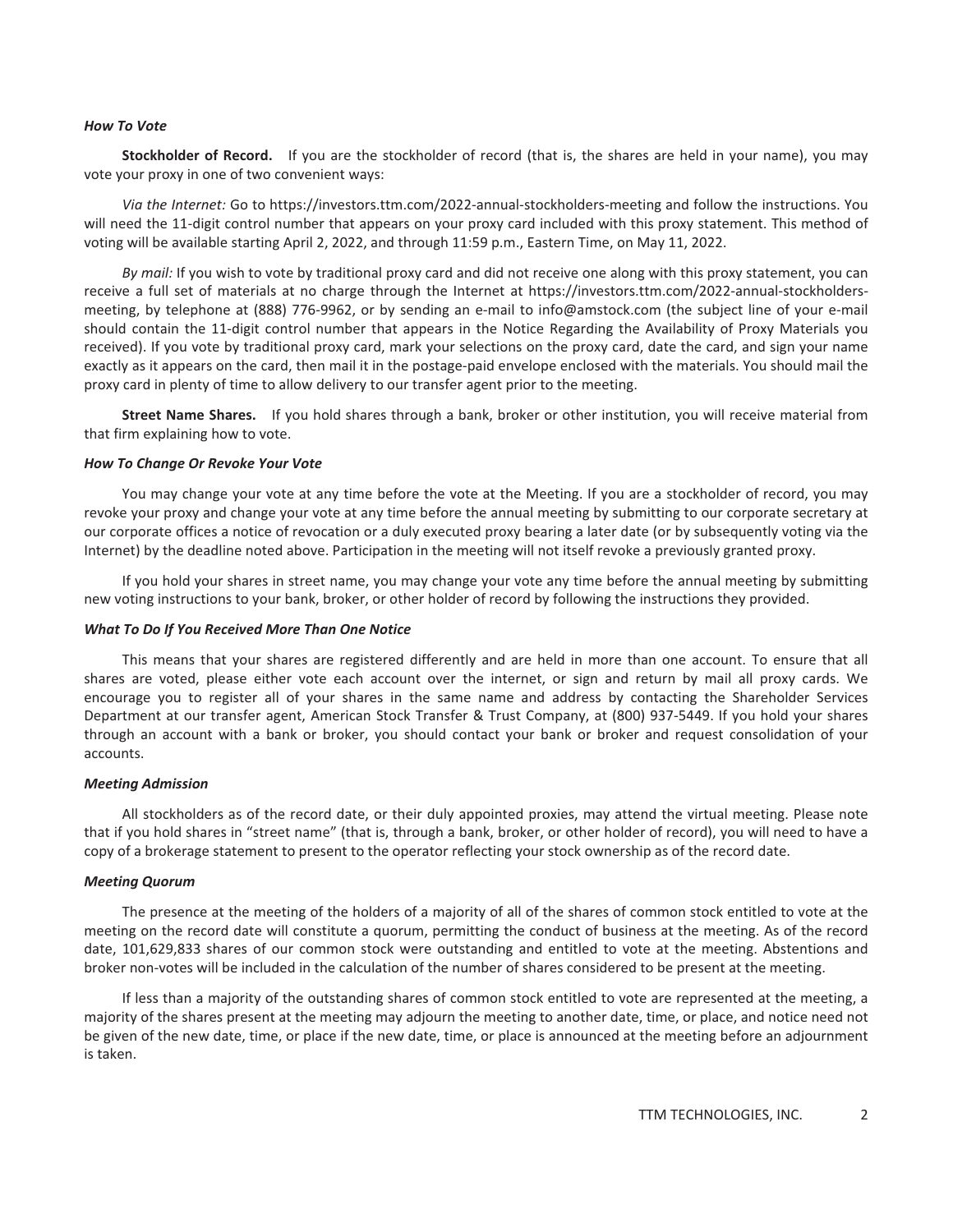### *How To Vote*

**Stockholder of Record.** If you are the stockholder of record (that is, the shares are held in your name), you may vote your proxy in one of two convenient ways:

*Via the Internet:* Go to https://investors.ttm.com/2022-annual-stockholders-meeting and follow the instructions. You will need the 11-digit control number that appears on your proxy card included with this proxy statement. This method of voting will be available starting April 2, 2022, and through 11:59 p.m., Eastern Time, on May 11, 2022.

*By mail:* If you wish to vote by traditional proxy card and did not receive one along with this proxy statement, you can receive a full set of materials at no charge through the Internet at https://investors.ttm.com/2022-annual-stockholders-meeting, by telephone at (888) 776-9962, or by sending an e-mail to info@amstock.com (the subject line of your e-mail should contain the 11-digit control number that appears in the Notice Regarding the Availability of Proxy Materials you received). If you vote by traditional proxy card, mark your selections on the proxy card, date the card, and sign your name exactly as it appears on the card, then mail it in the postage-paid envelope enclosed with the materials. You should mail the proxy card in plenty of time to allow delivery to our transfer agent prior to the meeting.

**Street Name Shares.** If you hold shares through a bank, broker or other institution, you will receive material from that firm explaining how to vote.

### *How To Change Or Revoke Your Vote*

You may change your vote at any time before the vote at the Meeting. If you are a stockholder of record, you may revoke your proxy and change your vote at any time before the annual meeting by submitting to our corporate secretary at our corporate offices a notice of revocation or a duly executed proxy bearing a later date (or by subsequently voting via the Internet) by the deadline noted above. Participation in the meeting will not itself revoke a previously granted proxy.

If you hold your shares in street name, you may change your vote any time before the annual meeting by submitting new voting instructions to your bank, broker, or other holder of record by following the instructions they provided.

### *What To Do If You Received More Than One Notice*

This means that your shares are registered differently and are held in more than one account. To ensure that all shares are voted, please either vote each account over the internet, or sign and return by mail all proxy cards. We encourage you to register all of your shares in the same name and address by contacting the Shareholder Services Department at our transfer agent, American Stock Transfer & Trust Company, at (800) 937-5449. If you hold your shares through an account with a bank or broker, you should contact your bank or broker and request consolidation of your accounts.

### *Meeting Admission*

All stockholders as of the record date, or their duly appointed proxies, may attend the virtual meeting. Please note that if you hold shares in "street name" (that is, through a bank, broker, or other holder of record), you will need to have a copy of a brokerage statement to present to the operator reflecting your stock ownership as of the record date.

### *Meeting Quorum*

The presence at the meeting of the holders of a majority of all of the shares of common stock entitled to vote at the meeting on the record date will constitute a quorum, permitting the conduct of business at the meeting. As of the record date, 101,629,833 shares of our common stock were outstanding and entitled to vote at the meeting. Abstentions and broker non-votes will be included in the calculation of the number of shares considered to be present at the meeting.

If less than a majority of the outstanding shares of common stock entitled to vote are represented at the meeting, a majority of the shares present at the meeting may adjourn the meeting to another date, time, or place, and notice need not be given of the new date, time, or place if the new date, time, or place is announced at the meeting before an adjournment is taken.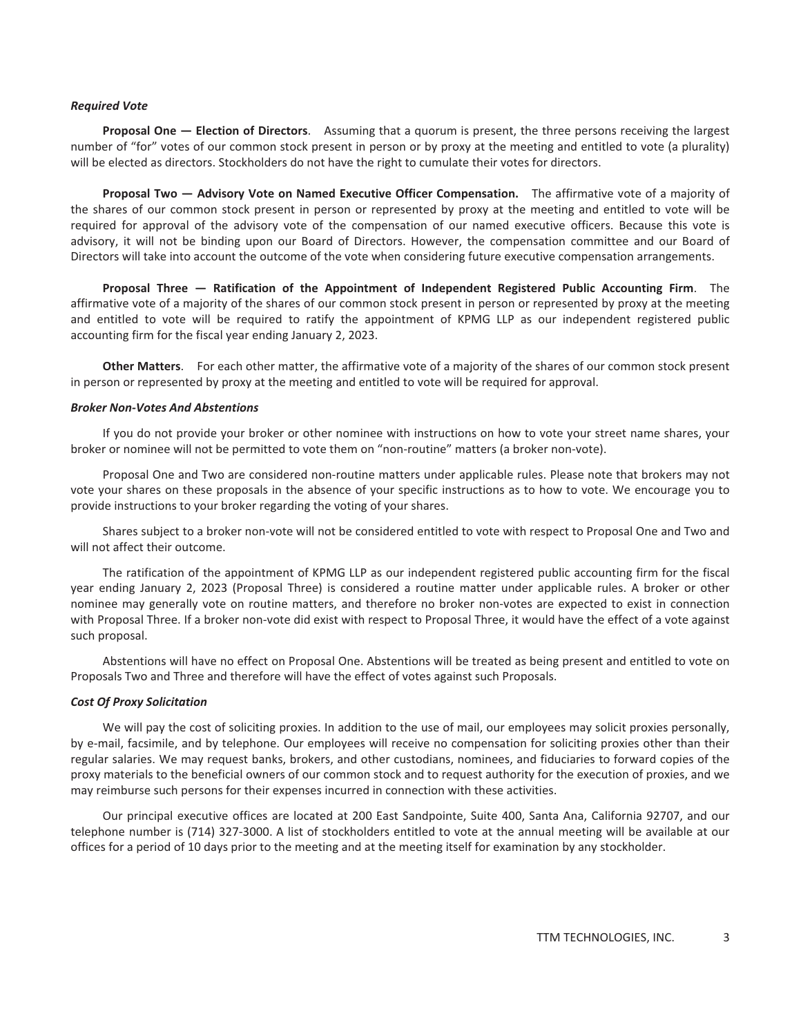### *Required Vote*

**Proposal One — Election of Directors**. Assuming that a quorum is present, the three persons receiving the largest number of "for" votes of our common stock present in person or by proxy at the meeting and entitled to vote (a plurality) will be elected as directors. Stockholders do not have the right to cumulate their votes for directors.

**Proposal Two — Advisory Vote on Named Executive Officer Compensation.** The affirmative vote of a majority of the shares of our common stock present in person or represented by proxy at the meeting and entitled to vote will be required for approval of the advisory vote of the compensation of our named executive officers. Because this vote is advisory, it will not be binding upon our Board of Directors. However, the compensation committee and our Board of Directors will take into account the outcome of the vote when considering future executive compensation arrangements.

**Proposal Three — Ratification of the Appointment of Independent Registered Public Accounting Firm**. The affirmative vote of a majority of the shares of our common stock present in person or represented by proxy at the meeting and entitled to vote will be required to ratify the appointment of KPMG LLP as our independent registered public accounting firm for the fiscal year ending January 2, 2023.

**Other Matters**. For each other matter, the affirmative vote of a majority of the shares of our common stock present in person or represented by proxy at the meeting and entitled to vote will be required for approval.

### *Broker Non-Votes And Abstentions*

If you do not provide your broker or other nominee with instructions on how to vote your street name shares, your broker or nominee will not be permitted to vote them on "non-routine" matters (a broker non-vote).

Proposal One and Two are considered non-routine matters under applicable rules. Please note that brokers may not vote your shares on these proposals in the absence of your specific instructions as to how to vote. We encourage you to provide instructions to your broker regarding the voting of your shares.

Shares subject to a broker non-vote will not be considered entitled to vote with respect to Proposal One and Two and will not affect their outcome.

The ratification of the appointment of KPMG LLP as our independent registered public accounting firm for the fiscal year ending January 2, 2023 (Proposal Three) is considered a routine matter under applicable rules. A broker or other nominee may generally vote on routine matters, and therefore no broker non-votes are expected to exist in connection with Proposal Three. If a broker non-vote did exist with respect to Proposal Three, it would have the effect of a vote against such proposal.

Abstentions will have no effect on Proposal One. Abstentions will be treated as being present and entitled to vote on Proposals Two and Three and therefore will have the effect of votes against such Proposals.

### *Cost Of Proxy Solicitation*

We will pay the cost of soliciting proxies. In addition to the use of mail, our employees may solicit proxies personally, by e-mail, facsimile, and by telephone. Our employees will receive no compensation for soliciting proxies other than their regular salaries. We may request banks, brokers, and other custodians, nominees, and fiduciaries to forward copies of the proxy materials to the beneficial owners of our common stock and to request authority for the execution of proxies, and we may reimburse such persons for their expenses incurred in connection with these activities.

Our principal executive offices are located at 200 East Sandpointe, Suite 400, Santa Ana, California 92707, and our telephone number is (714) 327-3000. A list of stockholders entitled to vote at the annual meeting will be available at our offices for a period of 10 days prior to the meeting and at the meeting itself for examination by any stockholder.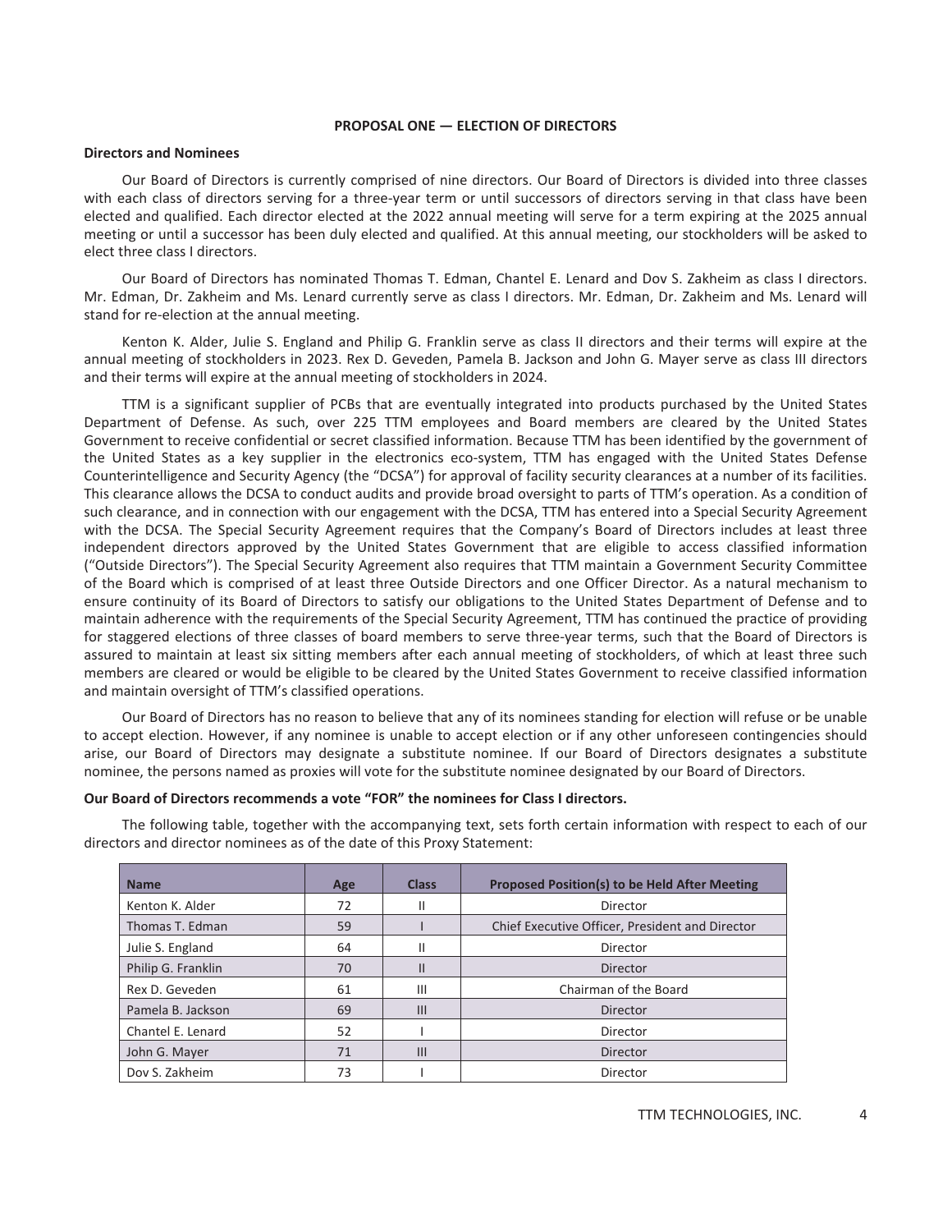## PROPOSAL ONE — ELECTION OF DIRECTORS

### Directors and Nominees

Our Board of Directors is currently comprised of nine directors. Our Board of Directors is divided into three classes with each class of directors serving for a three-year term or until successors of directors serving in that class have been elected and qualified. Each director elected at the 2022 annual meeting will serve for a term expiring at the 2025 annual meeting or until a successor has been duly elected and qualified. At this annual meeting, our stockholders will be asked to elect three class I directors.

Our Board of Directors has nominated Thomas T. Edman, Chantel E. Lenard and Dov S. Zakheim as class I directors. Mr. Edman, Dr. Zakheim and Ms. Lenard currently serve as class I directors. Mr. Edman, Dr. Zakheim and Ms. Lenard will stand for re-election at the annual meeting.

Kenton K. Alder, Julie S. England and Philip G. Franklin serve as class II directors and their terms will expire at the annual meeting of stockholders in 2023. Rex D. Geveden, Pamela B. Jackson and John G. Mayer serve as class III directors and their terms will expire at the annual meeting of stockholders in 2024.

TTM is a significant supplier of PCBs that are eventually integrated into products purchased by the United States Department of Defense. As such, over 225 TTM employees and Board members are cleared by the United States Government to receive confidential or secret classified information. Because TTM has been identified by the government of the United States as a key supplier in the electronics eco-system, TTM has engaged with the United States Defense Counterintelligence and Security Agency (the "DCSA") for approval of facility security clearances at a number of its facilities. This clearance allows the DCSA to conduct audits and provide broad oversight to parts of TTM's operation. As a condition of such clearance, and in connection with our engagement with the DCSA, TTM has entered into a Special Security Agreement with the DCSA. The Special Security Agreement requires that the Company's Board of Directors includes at least three independent directors approved by the United States Government that are eligible to access classified information ("Outside Directors"). The Special Security Agreement also requires that TTM maintain a Government Security Committee of the Board which is comprised of at least three Outside Directors and one Officer Director. As a natural mechanism to ensure continuity of its Board of Directors to satisfy our obligations to the United States Department of Defense and to maintain adherence with the requirements of the Special Security Agreement, TTM has continued the practice of providing for staggered elections of three classes of board members to serve three-year terms, such that the Board of Directors is assured to maintain at least six sitting members after each annual meeting of stockholders, of which at least three such members are cleared or would be eligible to be cleared by the United States Government to receive classified information and maintain oversight of TTM's classified operations.

Our Board of Directors has no reason to believe that any of its nominees standing for election will refuse or be unable to accept election. However, if any nominee is unable to accept election or if any other unforeseen contingencies should arise, our Board of Directors may designate a substitute nominee. If our Board of Directors designates a substitute nominee, the persons named as proxies will vote for the substitute nominee designated by our Board of Directors.

**Our Board of Directors recommends a vote "FOR" the nominees for Class I directors.**

The following table, together with the accompanying text, sets forth certain information with respect to each of our directors and director nominees as of the date of this Proxy Statement:

| Name | Age | Class | Proposed Position(s) to be Held After Meeting |
|---|---|---|---|
| Kenton K. Alder | 72 | II | Director |
| Thomas T. Edman | 59 | I | Chief Executive Officer, President and Director |
| Julie S. England | 64 | II | Director |
| Philip G. Franklin | 70 | II | Director |
| Rex D. Geveden | 61 | III | Chairman of the Board |
| Pamela B. Jackson | 69 | III | Director |
| Chantel E. Lenard | 52 | I | Director |
| John G. Mayer | 71 | III | Director |
| Dov S. Zakheim | 73 | I | Director |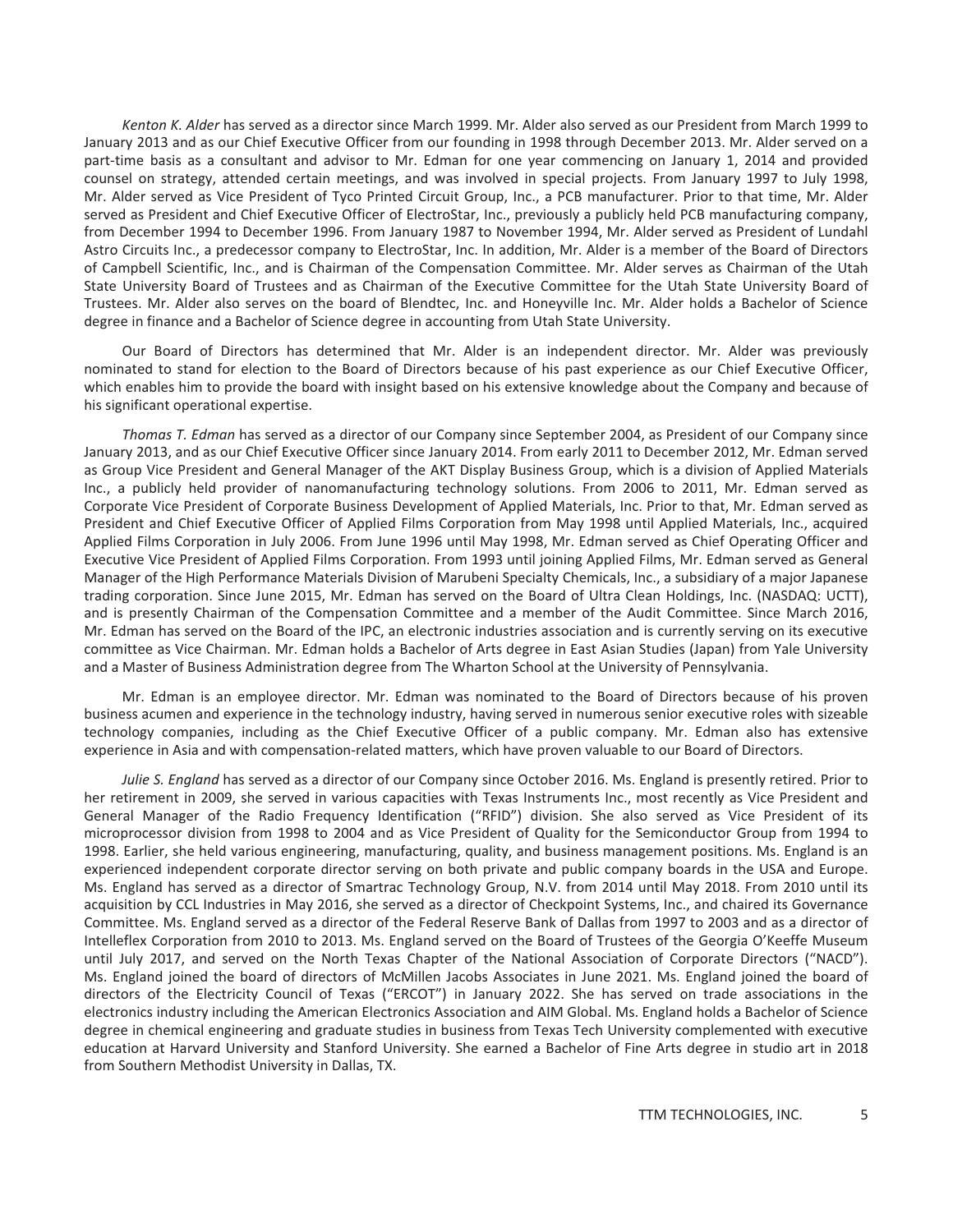*Kenton K. Alder* has served as a director since March 1999. Mr. Alder also served as our President from March 1999 to January 2013 and as our Chief Executive Officer from our founding in 1998 through December 2013. Mr. Alder served on a part-time basis as a consultant and advisor to Mr. Edman for one year commencing on January 1, 2014 and provided counsel on strategy, attended certain meetings, and was involved in special projects. From January 1997 to July 1998, Mr. Alder served as Vice President of Tyco Printed Circuit Group, Inc., a PCB manufacturer. Prior to that time, Mr. Alder served as President and Chief Executive Officer of ElectroStar, Inc., previously a publicly held PCB manufacturing company, from December 1994 to December 1996. From January 1987 to November 1994, Mr. Alder served as President of Lundahl Astro Circuits Inc., a predecessor company to ElectroStar, Inc. In addition, Mr. Alder is a member of the Board of Directors of Campbell Scientific, Inc., and is Chairman of the Compensation Committee. Mr. Alder serves as Chairman of the Utah State University Board of Trustees and as Chairman of the Executive Committee for the Utah State University Board of Trustees. Mr. Alder also serves on the board of Blendtec, Inc. and Honeyville Inc. Mr. Alder holds a Bachelor of Science degree in finance and a Bachelor of Science degree in accounting from Utah State University.

Our Board of Directors has determined that Mr. Alder is an independent director. Mr. Alder was previously nominated to stand for election to the Board of Directors because of his past experience as our Chief Executive Officer, which enables him to provide the board with insight based on his extensive knowledge about the Company and because of his significant operational expertise.

*Thomas T. Edman* has served as a director of our Company since September 2004, as President of our Company since January 2013, and as our Chief Executive Officer since January 2014. From early 2011 to December 2012, Mr. Edman served as Group Vice President and General Manager of the AKT Display Business Group, which is a division of Applied Materials Inc., a publicly held provider of nanomanufacturing technology solutions. From 2006 to 2011, Mr. Edman served as Corporate Vice President of Corporate Business Development of Applied Materials, Inc. Prior to that, Mr. Edman served as President and Chief Executive Officer of Applied Films Corporation from May 1998 until Applied Materials, Inc., acquired Applied Films Corporation in July 2006. From June 1996 until May 1998, Mr. Edman served as Chief Operating Officer and Executive Vice President of Applied Films Corporation. From 1993 until joining Applied Films, Mr. Edman served as General Manager of the High Performance Materials Division of Marubeni Specialty Chemicals, Inc., a subsidiary of a major Japanese trading corporation. Since June 2015, Mr. Edman has served on the Board of Ultra Clean Holdings, Inc. (NASDAQ: UCTT), and is presently Chairman of the Compensation Committee and a member of the Audit Committee. Since March 2016, Mr. Edman has served on the Board of the IPC, an electronic industries association and is currently serving on its executive committee as Vice Chairman. Mr. Edman holds a Bachelor of Arts degree in East Asian Studies (Japan) from Yale University and a Master of Business Administration degree from The Wharton School at the University of Pennsylvania.

Mr. Edman is an employee director. Mr. Edman was nominated to the Board of Directors because of his proven business acumen and experience in the technology industry, having served in numerous senior executive roles with sizeable technology companies, including as the Chief Executive Officer of a public company. Mr. Edman also has extensive experience in Asia and with compensation-related matters, which have proven valuable to our Board of Directors.

*Julie S. England* has served as a director of our Company since October 2016. Ms. England is presently retired. Prior to her retirement in 2009, she served in various capacities with Texas Instruments Inc., most recently as Vice President and General Manager of the Radio Frequency Identification ("RFID") division. She also served as Vice President of its microprocessor division from 1998 to 2004 and as Vice President of Quality for the Semiconductor Group from 1994 to 1998. Earlier, she held various engineering, manufacturing, quality, and business management positions. Ms. England is an experienced independent corporate director serving on both private and public company boards in the USA and Europe. Ms. England has served as a director of Smartrac Technology Group, N.V. from 2014 until May 2018. From 2010 until its acquisition by CCL Industries in May 2016, she served as a director of Checkpoint Systems, Inc., and chaired its Governance Committee. Ms. England served as a director of the Federal Reserve Bank of Dallas from 1997 to 2003 and as a director of Intelleflex Corporation from 2010 to 2013. Ms. England served on the Board of Trustees of the Georgia O'Keeffe Museum until July 2017, and served on the North Texas Chapter of the National Association of Corporate Directors ("NACD"). Ms. England joined the board of directors of McMillen Jacobs Associates in June 2021. Ms. England joined the board of directors of the Electricity Council of Texas ("ERCOT") in January 2022. She has served on trade associations in the electronics industry including the American Electronics Association and AIM Global. Ms. England holds a Bachelor of Science degree in chemical engineering and graduate studies in business from Texas Tech University complemented with executive education at Harvard University and Stanford University. She earned a Bachelor of Fine Arts degree in studio art in 2018 from Southern Methodist University in Dallas, TX.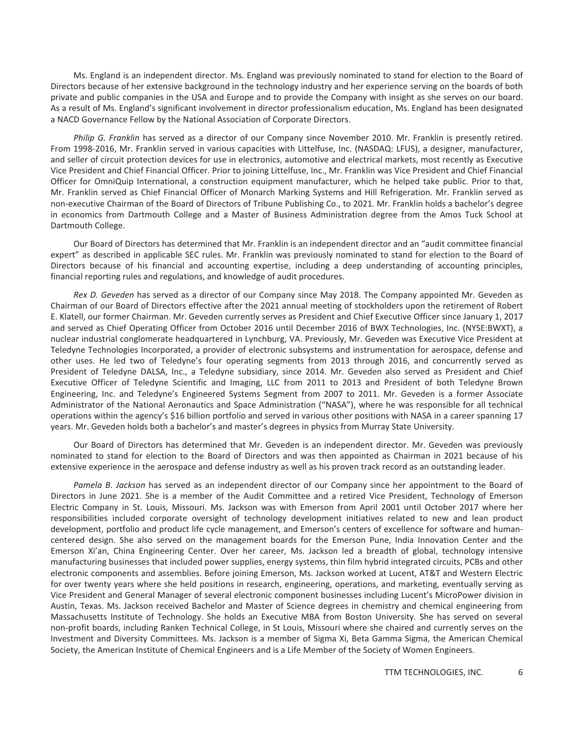Ms. England is an independent director. Ms. England was previously nominated to stand for election to the Board of Directors because of her extensive background in the technology industry and her experience serving on the boards of both private and public companies in the USA and Europe and to provide the Company with insight as she serves on our board. As a result of Ms. England's significant involvement in director professionalism education, Ms. England has been designated a NACD Governance Fellow by the National Association of Corporate Directors.

*Philip G. Franklin* has served as a director of our Company since November 2010. Mr. Franklin is presently retired. From 1998-2016, Mr. Franklin served in various capacities with Littelfuse, Inc. (NASDAQ: LFUS), a designer, manufacturer, and seller of circuit protection devices for use in electronics, automotive and electrical markets, most recently as Executive Vice President and Chief Financial Officer. Prior to joining Littelfuse, Inc., Mr. Franklin was Vice President and Chief Financial Officer for OmniQuip International, a construction equipment manufacturer, which he helped take public. Prior to that, Mr. Franklin served as Chief Financial Officer of Monarch Marking Systems and Hill Refrigeration. Mr. Franklin served as non-executive Chairman of the Board of Directors of Tribune Publishing Co., to 2021. Mr. Franklin holds a bachelor's degree in economics from Dartmouth College and a Master of Business Administration degree from the Amos Tuck School at Dartmouth College.

Our Board of Directors has determined that Mr. Franklin is an independent director and an "audit committee financial expert" as described in applicable SEC rules. Mr. Franklin was previously nominated to stand for election to the Board of Directors because of his financial and accounting expertise, including a deep understanding of accounting principles, financial reporting rules and regulations, and knowledge of audit procedures.

*Rex D. Geveden* has served as a director of our Company since May 2018. The Company appointed Mr. Geveden as Chairman of our Board of Directors effective after the 2021 annual meeting of stockholders upon the retirement of Robert E. Klatell, our former Chairman. Mr. Geveden currently serves as President and Chief Executive Officer since January 1, 2017 and served as Chief Operating Officer from October 2016 until December 2016 of BWX Technologies, Inc. (NYSE:BWXT), a nuclear industrial conglomerate headquartered in Lynchburg, VA. Previously, Mr. Geveden was Executive Vice President at Teledyne Technologies Incorporated, a provider of electronic subsystems and instrumentation for aerospace, defense and other uses. He led two of Teledyne's four operating segments from 2013 through 2016, and concurrently served as President of Teledyne DALSA, Inc., a Teledyne subsidiary, since 2014. Mr. Geveden also served as President and Chief Executive Officer of Teledyne Scientific and Imaging, LLC from 2011 to 2013 and President of both Teledyne Brown Engineering, Inc. and Teledyne's Engineered Systems Segment from 2007 to 2011. Mr. Geveden is a former Associate Administrator of the National Aeronautics and Space Administration ("NASA"), where he was responsible for all technical operations within the agency's $16 billion portfolio and served in various other positions with NASA in a career spanning 17 years. Mr. Geveden holds both a bachelor's and master's degrees in physics from Murray State University.

Our Board of Directors has determined that Mr. Geveden is an independent director. Mr. Geveden was previously nominated to stand for election to the Board of Directors and was then appointed as Chairman in 2021 because of his extensive experience in the aerospace and defense industry as well as his proven track record as an outstanding leader.

*Pamela B. Jackson* has served as an independent director of our Company since her appointment to the Board of Directors in June 2021. She is a member of the Audit Committee and a retired Vice President, Technology of Emerson Electric Company in St. Louis, Missouri. Ms. Jackson was with Emerson from April 2001 until October 2017 where her responsibilities included corporate oversight of technology development initiatives related to new and lean product development, portfolio and product life cycle management, and Emerson's centers of excellence for software and human-centered design. She also served on the management boards for the Emerson Pune, India Innovation Center and the Emerson Xi'an, China Engineering Center. Over her career, Ms. Jackson led a breadth of global, technology intensive manufacturing businesses that included power supplies, energy systems, thin film hybrid integrated circuits, PCBs and other electronic components and assemblies. Before joining Emerson, Ms. Jackson worked at Lucent, AT&T and Western Electric for over twenty years where she held positions in research, engineering, operations, and marketing, eventually serving as Vice President and General Manager of several electronic component businesses including Lucent's MicroPower division in Austin, Texas. Ms. Jackson received Bachelor and Master of Science degrees in chemistry and chemical engineering from Massachusetts Institute of Technology. She holds an Executive MBA from Boston University. She has served on several non-profit boards, including Ranken Technical College, in St Louis, Missouri where she chaired and currently serves on the Investment and Diversity Committees. Ms. Jackson is a member of Sigma Xi, Beta Gamma Sigma, the American Chemical Society, the American Institute of Chemical Engineers and is a Life Member of the Society of Women Engineers.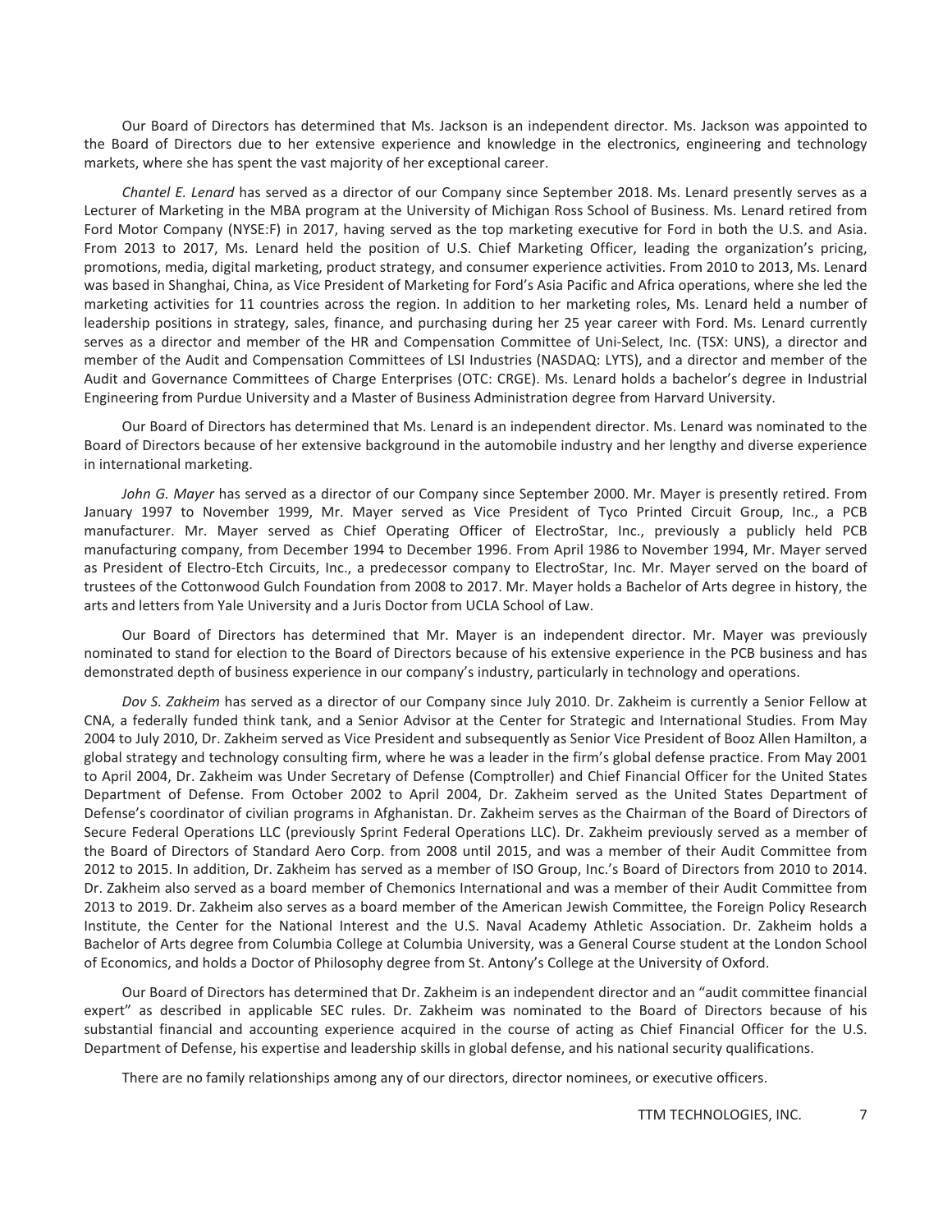Our Board of Directors has determined that Ms. Jackson is an independent director. Ms. Jackson was appointed to the Board of Directors due to her extensive experience and knowledge in the electronics, engineering and technology markets, where she has spent the vast majority of her exceptional career.

*Chantel E. Lenard* has served as a director of our Company since September 2018. Ms. Lenard presently serves as a Lecturer of Marketing in the MBA program at the University of Michigan Ross School of Business. Ms. Lenard retired from Ford Motor Company (NYSE:F) in 2017, having served as the top marketing executive for Ford in both the U.S. and Asia. From 2013 to 2017, Ms. Lenard held the position of U.S. Chief Marketing Officer, leading the organization's pricing, promotions, media, digital marketing, product strategy, and consumer experience activities. From 2010 to 2013, Ms. Lenard was based in Shanghai, China, as Vice President of Marketing for Ford's Asia Pacific and Africa operations, where she led the marketing activities for 11 countries across the region. In addition to her marketing roles, Ms. Lenard held a number of leadership positions in strategy, sales, finance, and purchasing during her 25 year career with Ford. Ms. Lenard currently serves as a director and member of the HR and Compensation Committee of Uni-Select, Inc. (TSX: UNS), a director and member of the Audit and Compensation Committees of LSI Industries (NASDAQ: LYTS), and a director and member of the Audit and Governance Committees of Charge Enterprises (OTC: CRGE). Ms. Lenard holds a bachelor's degree in Industrial Engineering from Purdue University and a Master of Business Administration degree from Harvard University.

Our Board of Directors has determined that Ms. Lenard is an independent director. Ms. Lenard was nominated to the Board of Directors because of her extensive background in the automobile industry and her lengthy and diverse experience in international marketing.

*John G. Mayer* has served as a director of our Company since September 2000. Mr. Mayer is presently retired. From January 1997 to November 1999, Mr. Mayer served as Vice President of Tyco Printed Circuit Group, Inc., a PCB manufacturer. Mr. Mayer served as Chief Operating Officer of ElectroStar, Inc., previously a publicly held PCB manufacturing company, from December 1994 to December 1996. From April 1986 to November 1994, Mr. Mayer served as President of Electro-Etch Circuits, Inc., a predecessor company to ElectroStar, Inc. Mr. Mayer served on the board of trustees of the Cottonwood Gulch Foundation from 2008 to 2017. Mr. Mayer holds a Bachelor of Arts degree in history, the arts and letters from Yale University and a Juris Doctor from UCLA School of Law.

Our Board of Directors has determined that Mr. Mayer is an independent director. Mr. Mayer was previously nominated to stand for election to the Board of Directors because of his extensive experience in the PCB business and has demonstrated depth of business experience in our company's industry, particularly in technology and operations.

*Dov S. Zakheim* has served as a director of our Company since July 2010. Dr. Zakheim is currently a Senior Fellow at CNA, a federally funded think tank, and a Senior Advisor at the Center for Strategic and International Studies. From May 2004 to July 2010, Dr. Zakheim served as Vice President and subsequently as Senior Vice President of Booz Allen Hamilton, a global strategy and technology consulting firm, where he was a leader in the firm's global defense practice. From May 2001 to April 2004, Dr. Zakheim was Under Secretary of Defense (Comptroller) and Chief Financial Officer for the United States Department of Defense. From October 2002 to April 2004, Dr. Zakheim served as the United States Department of Defense's coordinator of civilian programs in Afghanistan. Dr. Zakheim serves as the Chairman of the Board of Directors of Secure Federal Operations LLC (previously Sprint Federal Operations LLC). Dr. Zakheim previously served as a member of the Board of Directors of Standard Aero Corp. from 2008 until 2015, and was a member of their Audit Committee from 2012 to 2015. In addition, Dr. Zakheim has served as a member of ISO Group, Inc.'s Board of Directors from 2010 to 2014. Dr. Zakheim also served as a board member of Chemonics International and was a member of their Audit Committee from 2013 to 2019. Dr. Zakheim also serves as a board member of the American Jewish Committee, the Foreign Policy Research Institute, the Center for the National Interest and the U.S. Naval Academy Athletic Association. Dr. Zakheim holds a Bachelor of Arts degree from Columbia College at Columbia University, was a General Course student at the London School of Economics, and holds a Doctor of Philosophy degree from St. Antony's College at the University of Oxford.

Our Board of Directors has determined that Dr. Zakheim is an independent director and an "audit committee financial expert" as described in applicable SEC rules. Dr. Zakheim was nominated to the Board of Directors because of his substantial financial and accounting experience acquired in the course of acting as Chief Financial Officer for the U.S. Department of Defense, his expertise and leadership skills in global defense, and his national security qualifications.

There are no family relationships among any of our directors, director nominees, or executive officers.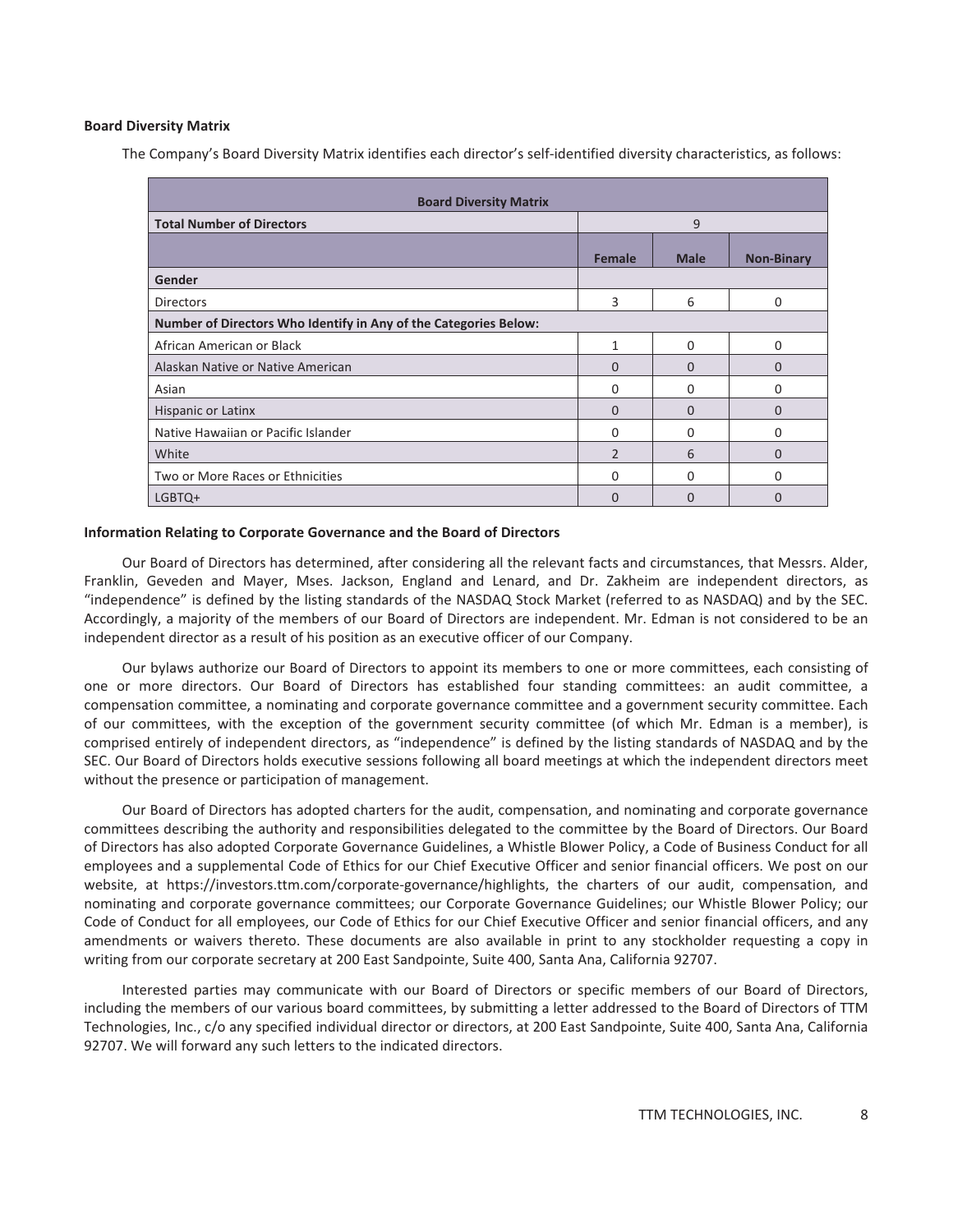### Board Diversity Matrix

The Company's Board Diversity Matrix identifies each director's self-identified diversity characteristics, as follows:

| Board Diversity Matrix | | | |
|---|---|---|---|
| **Total Number of Directors** | 9 | | |
| | **Female** | **Male** | **Non-Binary** |
| **Gender** | | | |
| Directors | 3 | 6 | 0 |
| **Number of Directors Who Identify in Any of the Categories Below:** | | | |
| African American or Black | 1 | 0 | 0 |
| Alaskan Native or Native American | 0 | 0 | 0 |
| Asian | 0 | 0 | 0 |
| Hispanic or Latinx | 0 | 0 | 0 |
| Native Hawaiian or Pacific Islander | 0 | 0 | 0 |
| White | 2 | 6 | 0 |
| Two or More Races or Ethnicities | 0 | 0 | 0 |
| LGBTQ+ | 0 | 0 | 0 |

### Information Relating to Corporate Governance and the Board of Directors

Our Board of Directors has determined, after considering all the relevant facts and circumstances, that Messrs. Alder, Franklin, Geveden and Mayer, Mses. Jackson, England and Lenard, and Dr. Zakheim are independent directors, as "independence" is defined by the listing standards of the NASDAQ Stock Market (referred to as NASDAQ) and by the SEC. Accordingly, a majority of the members of our Board of Directors are independent. Mr. Edman is not considered to be an independent director as a result of his position as an executive officer of our Company.

Our bylaws authorize our Board of Directors to appoint its members to one or more committees, each consisting of one or more directors. Our Board of Directors has established four standing committees: an audit committee, a compensation committee, a nominating and corporate governance committee and a government security committee. Each of our committees, with the exception of the government security committee (of which Mr. Edman is a member), is comprised entirely of independent directors, as "independence" is defined by the listing standards of NASDAQ and by the SEC. Our Board of Directors holds executive sessions following all board meetings at which the independent directors meet without the presence or participation of management.

Our Board of Directors has adopted charters for the audit, compensation, and nominating and corporate governance committees describing the authority and responsibilities delegated to the committee by the Board of Directors. Our Board of Directors has also adopted Corporate Governance Guidelines, a Whistle Blower Policy, a Code of Business Conduct for all employees and a supplemental Code of Ethics for our Chief Executive Officer and senior financial officers. We post on our website, at https://investors.ttm.com/corporate-governance/highlights, the charters of our audit, compensation, and nominating and corporate governance committees; our Corporate Governance Guidelines; our Whistle Blower Policy; our Code of Conduct for all employees, our Code of Ethics for our Chief Executive Officer and senior financial officers, and any amendments or waivers thereto. These documents are also available in print to any stockholder requesting a copy in writing from our corporate secretary at 200 East Sandpointe, Suite 400, Santa Ana, California 92707.

Interested parties may communicate with our Board of Directors or specific members of our Board of Directors, including the members of our various board committees, by submitting a letter addressed to the Board of Directors of TTM Technologies, Inc., c/o any specified individual director or directors, at 200 East Sandpointe, Suite 400, Santa Ana, California 92707. We will forward any such letters to the indicated directors.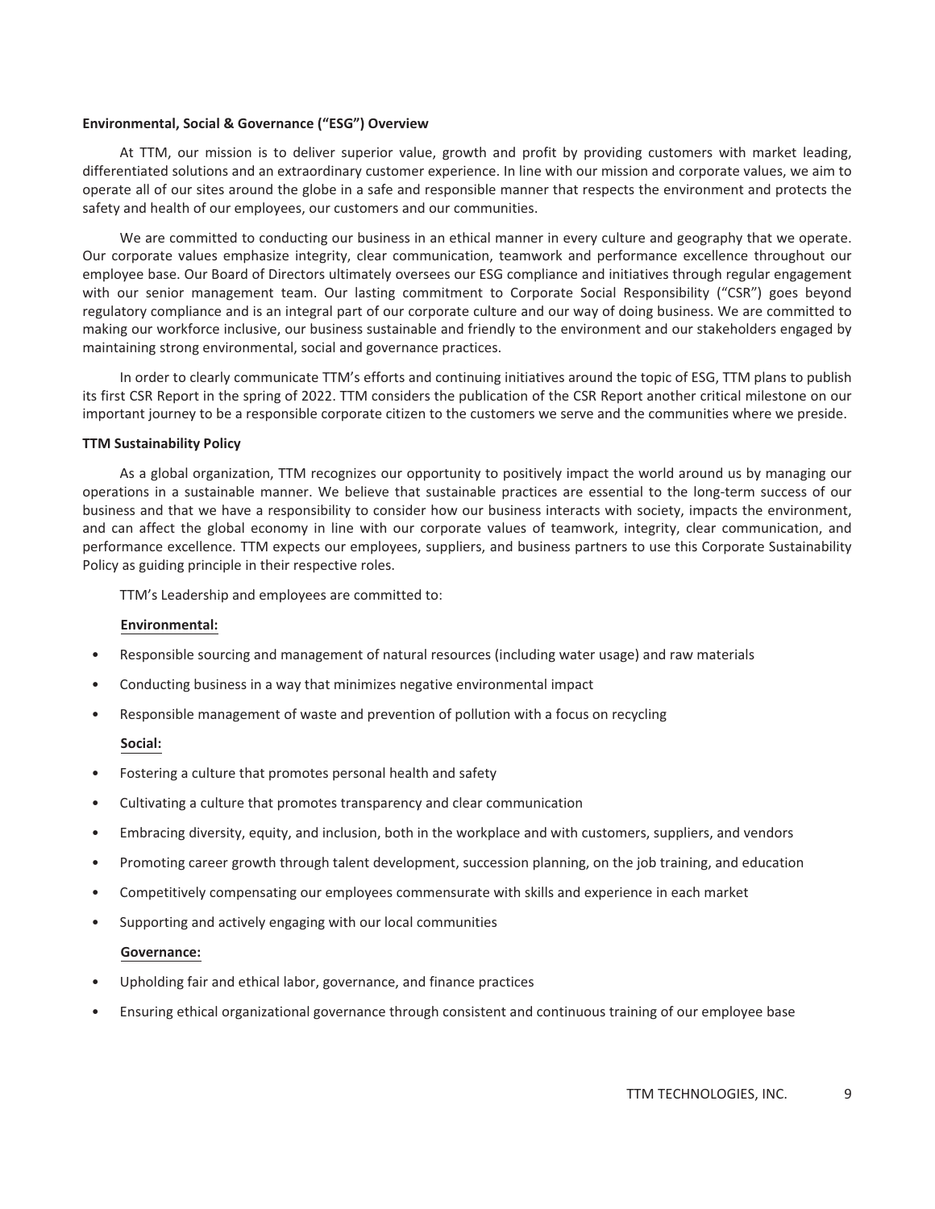**Environmental, Social & Governance ("ESG") Overview**

At TTM, our mission is to deliver superior value, growth and profit by providing customers with market leading, differentiated solutions and an extraordinary customer experience. In line with our mission and corporate values, we aim to operate all of our sites around the globe in a safe and responsible manner that respects the environment and protects the safety and health of our employees, our customers and our communities.

We are committed to conducting our business in an ethical manner in every culture and geography that we operate. Our corporate values emphasize integrity, clear communication, teamwork and performance excellence throughout our employee base. Our Board of Directors ultimately oversees our ESG compliance and initiatives through regular engagement with our senior management team. Our lasting commitment to Corporate Social Responsibility ("CSR") goes beyond regulatory compliance and is an integral part of our corporate culture and our way of doing business. We are committed to making our workforce inclusive, our business sustainable and friendly to the environment and our stakeholders engaged by maintaining strong environmental, social and governance practices.

In order to clearly communicate TTM's efforts and continuing initiatives around the topic of ESG, TTM plans to publish its first CSR Report in the spring of 2022. TTM considers the publication of the CSR Report another critical milestone on our important journey to be a responsible corporate citizen to the customers we serve and the communities where we preside.

**TTM Sustainability Policy**

As a global organization, TTM recognizes our opportunity to positively impact the world around us by managing our operations in a sustainable manner. We believe that sustainable practices are essential to the long-term success of our business and that we have a responsibility to consider how our business interacts with society, impacts the environment, and can affect the global economy in line with our corporate values of teamwork, integrity, clear communication, and performance excellence. TTM expects our employees, suppliers, and business partners to use this Corporate Sustainability Policy as guiding principle in their respective roles.

TTM's Leadership and employees are committed to:

**Environmental:**

- Responsible sourcing and management of natural resources (including water usage) and raw materials
- Conducting business in a way that minimizes negative environmental impact
- Responsible management of waste and prevention of pollution with a focus on recycling

**Social:**

- Fostering a culture that promotes personal health and safety
- Cultivating a culture that promotes transparency and clear communication
- Embracing diversity, equity, and inclusion, both in the workplace and with customers, suppliers, and vendors
- Promoting career growth through talent development, succession planning, on the job training, and education
- Competitively compensating our employees commensurate with skills and experience in each market
- Supporting and actively engaging with our local communities

**Governance:**

- Upholding fair and ethical labor, governance, and finance practices
- Ensuring ethical organizational governance through consistent and continuous training of our employee base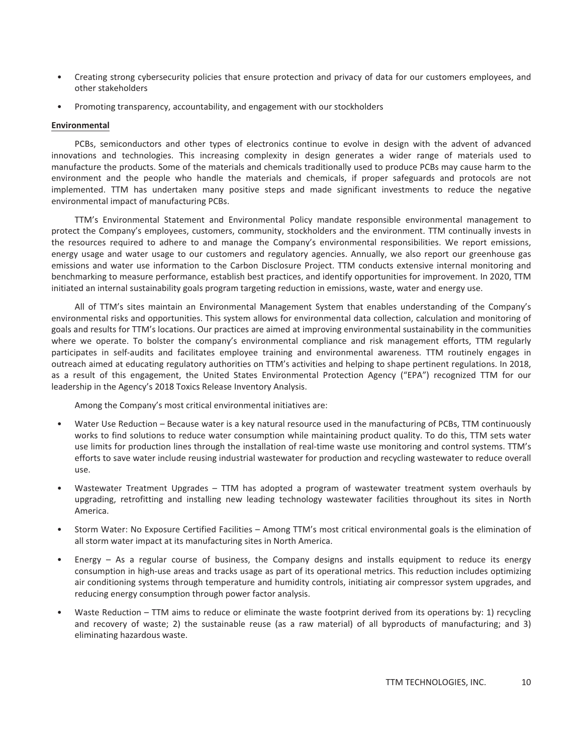- Creating strong cybersecurity policies that ensure protection and privacy of data for our customers employees, and other stakeholders
- Promoting transparency, accountability, and engagement with our stockholders

**Environmental**

PCBs, semiconductors and other types of electronics continue to evolve in design with the advent of advanced innovations and technologies. This increasing complexity in design generates a wider range of materials used to manufacture the products. Some of the materials and chemicals traditionally used to produce PCBs may cause harm to the environment and the people who handle the materials and chemicals, if proper safeguards and protocols are not implemented. TTM has undertaken many positive steps and made significant investments to reduce the negative environmental impact of manufacturing PCBs.

TTM's Environmental Statement and Environmental Policy mandate responsible environmental management to protect the Company's employees, customers, community, stockholders and the environment. TTM continually invests in the resources required to adhere to and manage the Company's environmental responsibilities. We report emissions, energy usage and water usage to our customers and regulatory agencies. Annually, we also report our greenhouse gas emissions and water use information to the Carbon Disclosure Project. TTM conducts extensive internal monitoring and benchmarking to measure performance, establish best practices, and identify opportunities for improvement. In 2020, TTM initiated an internal sustainability goals program targeting reduction in emissions, waste, water and energy use.

All of TTM's sites maintain an Environmental Management System that enables understanding of the Company's environmental risks and opportunities. This system allows for environmental data collection, calculation and monitoring of goals and results for TTM's locations. Our practices are aimed at improving environmental sustainability in the communities where we operate. To bolster the company's environmental compliance and risk management efforts, TTM regularly participates in self-audits and facilitates employee training and environmental awareness. TTM routinely engages in outreach aimed at educating regulatory authorities on TTM's activities and helping to shape pertinent regulations. In 2018, as a result of this engagement, the United States Environmental Protection Agency ("EPA") recognized TTM for our leadership in the Agency's 2018 Toxics Release Inventory Analysis.

Among the Company's most critical environmental initiatives are:

- Water Use Reduction – Because water is a key natural resource used in the manufacturing of PCBs, TTM continuously works to find solutions to reduce water consumption while maintaining product quality. To do this, TTM sets water use limits for production lines through the installation of real-time waste use monitoring and control systems. TTM's efforts to save water include reusing industrial wastewater for production and recycling wastewater to reduce overall use.
- Wastewater Treatment Upgrades – TTM has adopted a program of wastewater treatment system overhauls by upgrading, retrofitting and installing new leading technology wastewater facilities throughout its sites in North America.
- Storm Water: No Exposure Certified Facilities – Among TTM's most critical environmental goals is the elimination of all storm water impact at its manufacturing sites in North America.
- Energy – As a regular course of business, the Company designs and installs equipment to reduce its energy consumption in high-use areas and tracks usage as part of its operational metrics. This reduction includes optimizing air conditioning systems through temperature and humidity controls, initiating air compressor system upgrades, and reducing energy consumption through power factor analysis.
- Waste Reduction – TTM aims to reduce or eliminate the waste footprint derived from its operations by: 1) recycling and recovery of waste; 2) the sustainable reuse (as a raw material) of all byproducts of manufacturing; and 3) eliminating hazardous waste.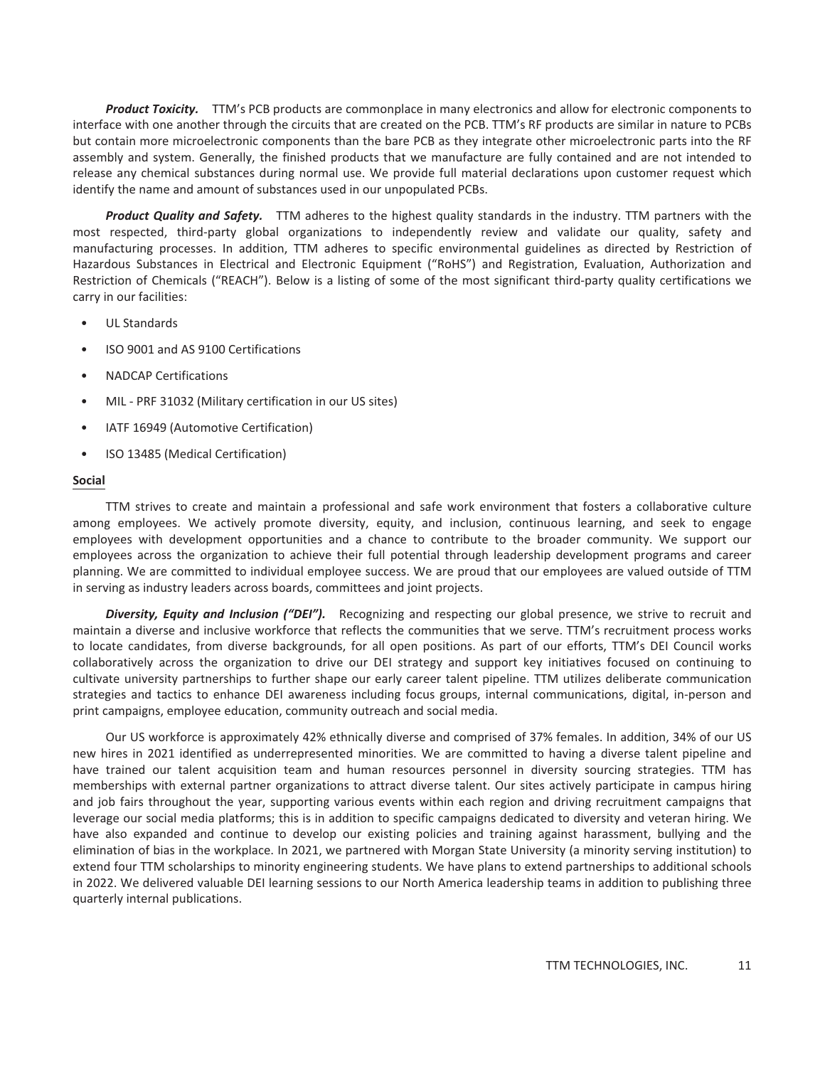***Product Toxicity.*** TTM's PCB products are commonplace in many electronics and allow for electronic components to interface with one another through the circuits that are created on the PCB. TTM's RF products are similar in nature to PCBs but contain more microelectronic components than the bare PCB as they integrate other microelectronic parts into the RF assembly and system. Generally, the finished products that we manufacture are fully contained and are not intended to release any chemical substances during normal use. We provide full material declarations upon customer request which identify the name and amount of substances used in our unpopulated PCBs.

***Product Quality and Safety.*** TTM adheres to the highest quality standards in the industry. TTM partners with the most respected, third-party global organizations to independently review and validate our quality, safety and manufacturing processes. In addition, TTM adheres to specific environmental guidelines as directed by Restriction of Hazardous Substances in Electrical and Electronic Equipment ("RoHS") and Registration, Evaluation, Authorization and Restriction of Chemicals ("REACH"). Below is a listing of some of the most significant third-party quality certifications we carry in our facilities:

- UL Standards
- ISO 9001 and AS 9100 Certifications
- NADCAP Certifications
- MIL - PRF 31032 (Military certification in our US sites)
- IATF 16949 (Automotive Certification)
- ISO 13485 (Medical Certification)

## Social

TTM strives to create and maintain a professional and safe work environment that fosters a collaborative culture among employees. We actively promote diversity, equity, and inclusion, continuous learning, and seek to engage employees with development opportunities and a chance to contribute to the broader community. We support our employees across the organization to achieve their full potential through leadership development programs and career planning. We are committed to individual employee success. We are proud that our employees are valued outside of TTM in serving as industry leaders across boards, committees and joint projects.

***Diversity, Equity and Inclusion ("DEI").*** Recognizing and respecting our global presence, we strive to recruit and maintain a diverse and inclusive workforce that reflects the communities that we serve. TTM's recruitment process works to locate candidates, from diverse backgrounds, for all open positions. As part of our efforts, TTM's DEI Council works collaboratively across the organization to drive our DEI strategy and support key initiatives focused on continuing to cultivate university partnerships to further shape our early career talent pipeline. TTM utilizes deliberate communication strategies and tactics to enhance DEI awareness including focus groups, internal communications, digital, in-person and print campaigns, employee education, community outreach and social media.

Our US workforce is approximately 42% ethnically diverse and comprised of 37% females. In addition, 34% of our US new hires in 2021 identified as underrepresented minorities. We are committed to having a diverse talent pipeline and have trained our talent acquisition team and human resources personnel in diversity sourcing strategies. TTM has memberships with external partner organizations to attract diverse talent. Our sites actively participate in campus hiring and job fairs throughout the year, supporting various events within each region and driving recruitment campaigns that leverage our social media platforms; this is in addition to specific campaigns dedicated to diversity and veteran hiring. We have also expanded and continue to develop our existing policies and training against harassment, bullying and the elimination of bias in the workplace. In 2021, we partnered with Morgan State University (a minority serving institution) to extend four TTM scholarships to minority engineering students. We have plans to extend partnerships to additional schools in 2022. We delivered valuable DEI learning sessions to our North America leadership teams in addition to publishing three quarterly internal publications.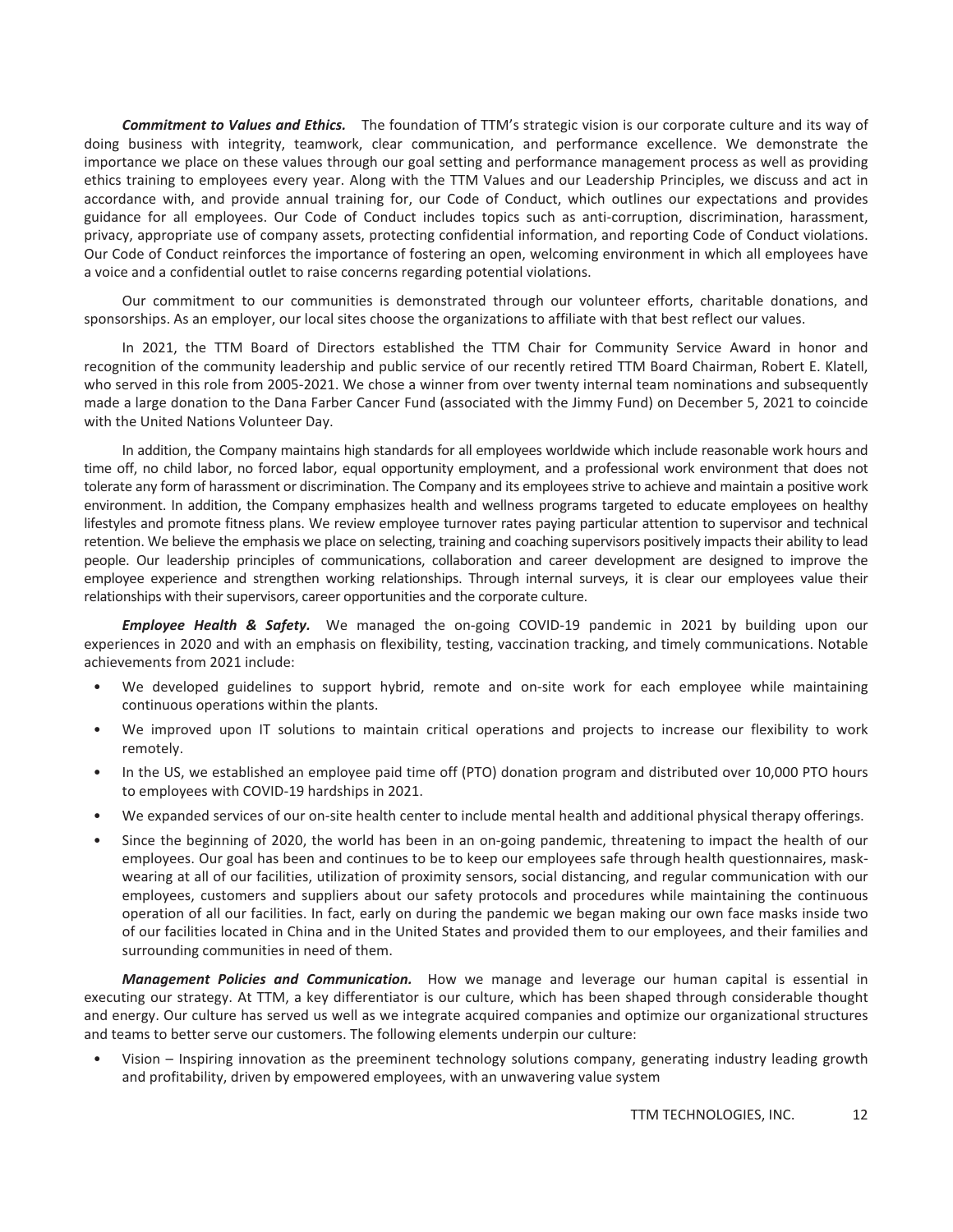***Commitment to Values and Ethics.*** The foundation of TTM's strategic vision is our corporate culture and its way of doing business with integrity, teamwork, clear communication, and performance excellence. We demonstrate the importance we place on these values through our goal setting and performance management process as well as providing ethics training to employees every year. Along with the TTM Values and our Leadership Principles, we discuss and act in accordance with, and provide annual training for, our Code of Conduct, which outlines our expectations and provides guidance for all employees. Our Code of Conduct includes topics such as anti-corruption, discrimination, harassment, privacy, appropriate use of company assets, protecting confidential information, and reporting Code of Conduct violations. Our Code of Conduct reinforces the importance of fostering an open, welcoming environment in which all employees have a voice and a confidential outlet to raise concerns regarding potential violations.

Our commitment to our communities is demonstrated through our volunteer efforts, charitable donations, and sponsorships. As an employer, our local sites choose the organizations to affiliate with that best reflect our values.

In 2021, the TTM Board of Directors established the TTM Chair for Community Service Award in honor and recognition of the community leadership and public service of our recently retired TTM Board Chairman, Robert E. Klatell, who served in this role from 2005-2021. We chose a winner from over twenty internal team nominations and subsequently made a large donation to the Dana Farber Cancer Fund (associated with the Jimmy Fund) on December 5, 2021 to coincide with the United Nations Volunteer Day.

In addition, the Company maintains high standards for all employees worldwide which include reasonable work hours and time off, no child labor, no forced labor, equal opportunity employment, and a professional work environment that does not tolerate any form of harassment or discrimination. The Company and its employees strive to achieve and maintain a positive work environment. In addition, the Company emphasizes health and wellness programs targeted to educate employees on healthy lifestyles and promote fitness plans. We review employee turnover rates paying particular attention to supervisor and technical retention. We believe the emphasis we place on selecting, training and coaching supervisors positively impacts their ability to lead people. Our leadership principles of communications, collaboration and career development are designed to improve the employee experience and strengthen working relationships. Through internal surveys, it is clear our employees value their relationships with their supervisors, career opportunities and the corporate culture.

***Employee Health & Safety.*** We managed the on-going COVID-19 pandemic in 2021 by building upon our experiences in 2020 and with an emphasis on flexibility, testing, vaccination tracking, and timely communications. Notable achievements from 2021 include:

- We developed guidelines to support hybrid, remote and on-site work for each employee while maintaining continuous operations within the plants.
- We improved upon IT solutions to maintain critical operations and projects to increase our flexibility to work remotely.
- In the US, we established an employee paid time off (PTO) donation program and distributed over 10,000 PTO hours to employees with COVID-19 hardships in 2021.
- We expanded services of our on-site health center to include mental health and additional physical therapy offerings.
- Since the beginning of 2020, the world has been in an on-going pandemic, threatening to impact the health of our employees. Our goal has been and continues to be to keep our employees safe through health questionnaires, mask-wearing at all of our facilities, utilization of proximity sensors, social distancing, and regular communication with our employees, customers and suppliers about our safety protocols and procedures while maintaining the continuous operation of all our facilities. In fact, early on during the pandemic we began making our own face masks inside two of our facilities located in China and in the United States and provided them to our employees, and their families and surrounding communities in need of them.

***Management Policies and Communication.*** How we manage and leverage our human capital is essential in executing our strategy. At TTM, a key differentiator is our culture, which has been shaped through considerable thought and energy. Our culture has served us well as we integrate acquired companies and optimize our organizational structures and teams to better serve our customers. The following elements underpin our culture:

- Vision – Inspiring innovation as the preeminent technology solutions company, generating industry leading growth and profitability, driven by empowered employees, with an unwavering value system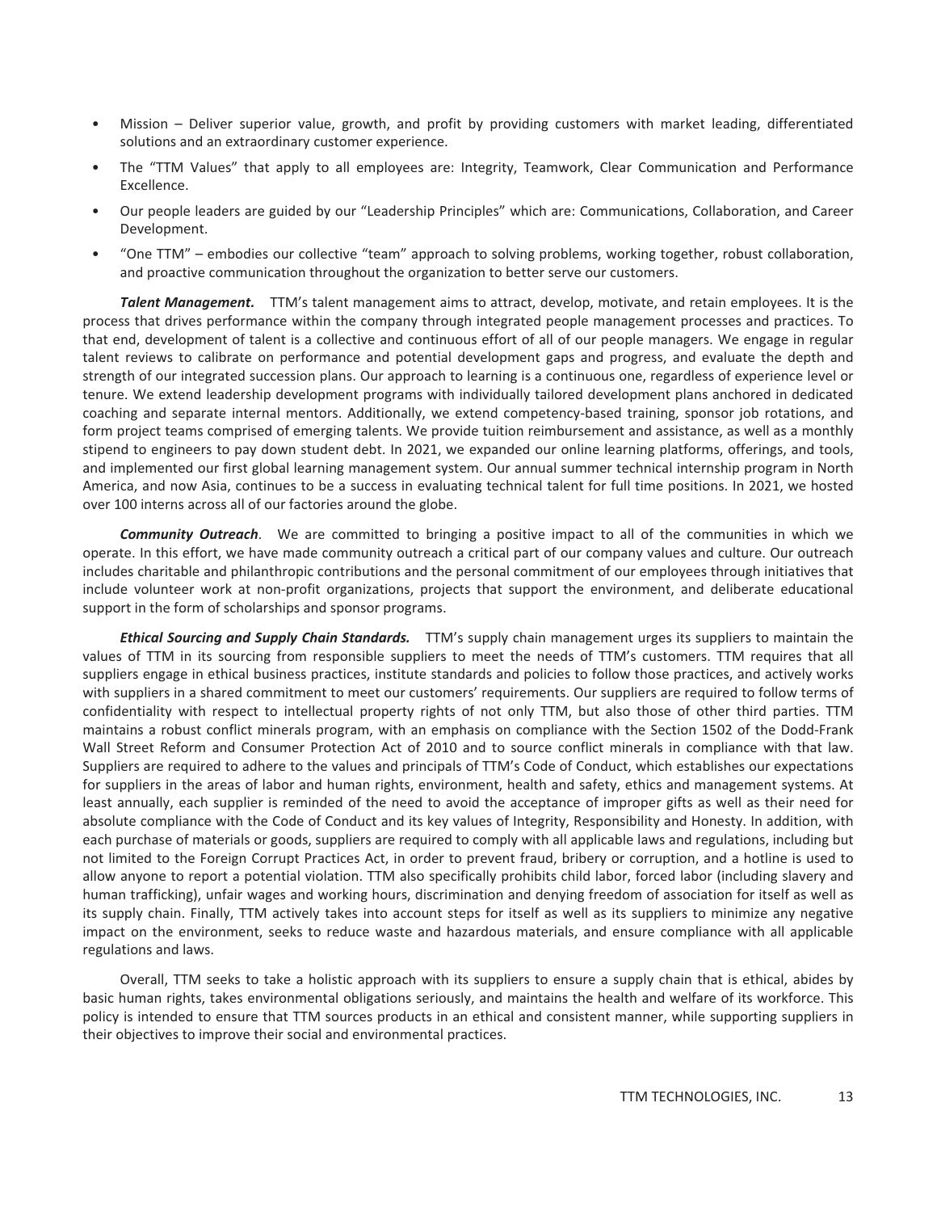- Mission – Deliver superior value, growth, and profit by providing customers with market leading, differentiated solutions and an extraordinary customer experience.
- The "TTM Values" that apply to all employees are: Integrity, Teamwork, Clear Communication and Performance Excellence.
- Our people leaders are guided by our "Leadership Principles" which are: Communications, Collaboration, and Career Development.
- "One TTM" – embodies our collective "team" approach to solving problems, working together, robust collaboration, and proactive communication throughout the organization to better serve our customers.

***Talent Management.*** TTM's talent management aims to attract, develop, motivate, and retain employees. It is the process that drives performance within the company through integrated people management processes and practices. To that end, development of talent is a collective and continuous effort of all of our people managers. We engage in regular talent reviews to calibrate on performance and potential development gaps and progress, and evaluate the depth and strength of our integrated succession plans. Our approach to learning is a continuous one, regardless of experience level or tenure. We extend leadership development programs with individually tailored development plans anchored in dedicated coaching and separate internal mentors. Additionally, we extend competency-based training, sponsor job rotations, and form project teams comprised of emerging talents. We provide tuition reimbursement and assistance, as well as a monthly stipend to engineers to pay down student debt. In 2021, we expanded our online learning platforms, offerings, and tools, and implemented our first global learning management system. Our annual summer technical internship program in North America, and now Asia, continues to be a success in evaluating technical talent for full time positions. In 2021, we hosted over 100 interns across all of our factories around the globe.

***Community Outreach***. We are committed to bringing a positive impact to all of the communities in which we operate. In this effort, we have made community outreach a critical part of our company values and culture. Our outreach includes charitable and philanthropic contributions and the personal commitment of our employees through initiatives that include volunteer work at non-profit organizations, projects that support the environment, and deliberate educational support in the form of scholarships and sponsor programs.

***Ethical Sourcing and Supply Chain Standards.*** TTM's supply chain management urges its suppliers to maintain the values of TTM in its sourcing from responsible suppliers to meet the needs of TTM's customers. TTM requires that all suppliers engage in ethical business practices, institute standards and policies to follow those practices, and actively works with suppliers in a shared commitment to meet our customers' requirements. Our suppliers are required to follow terms of confidentiality with respect to intellectual property rights of not only TTM, but also those of other third parties. TTM maintains a robust conflict minerals program, with an emphasis on compliance with the Section 1502 of the Dodd-Frank Wall Street Reform and Consumer Protection Act of 2010 and to source conflict minerals in compliance with that law. Suppliers are required to adhere to the values and principals of TTM's Code of Conduct, which establishes our expectations for suppliers in the areas of labor and human rights, environment, health and safety, ethics and management systems. At least annually, each supplier is reminded of the need to avoid the acceptance of improper gifts as well as their need for absolute compliance with the Code of Conduct and its key values of Integrity, Responsibility and Honesty. In addition, with each purchase of materials or goods, suppliers are required to comply with all applicable laws and regulations, including but not limited to the Foreign Corrupt Practices Act, in order to prevent fraud, bribery or corruption, and a hotline is used to allow anyone to report a potential violation. TTM also specifically prohibits child labor, forced labor (including slavery and human trafficking), unfair wages and working hours, discrimination and denying freedom of association for itself as well as its supply chain. Finally, TTM actively takes into account steps for itself as well as its suppliers to minimize any negative impact on the environment, seeks to reduce waste and hazardous materials, and ensure compliance with all applicable regulations and laws.

Overall, TTM seeks to take a holistic approach with its suppliers to ensure a supply chain that is ethical, abides by basic human rights, takes environmental obligations seriously, and maintains the health and welfare of its workforce. This policy is intended to ensure that TTM sources products in an ethical and consistent manner, while supporting suppliers in their objectives to improve their social and environmental practices.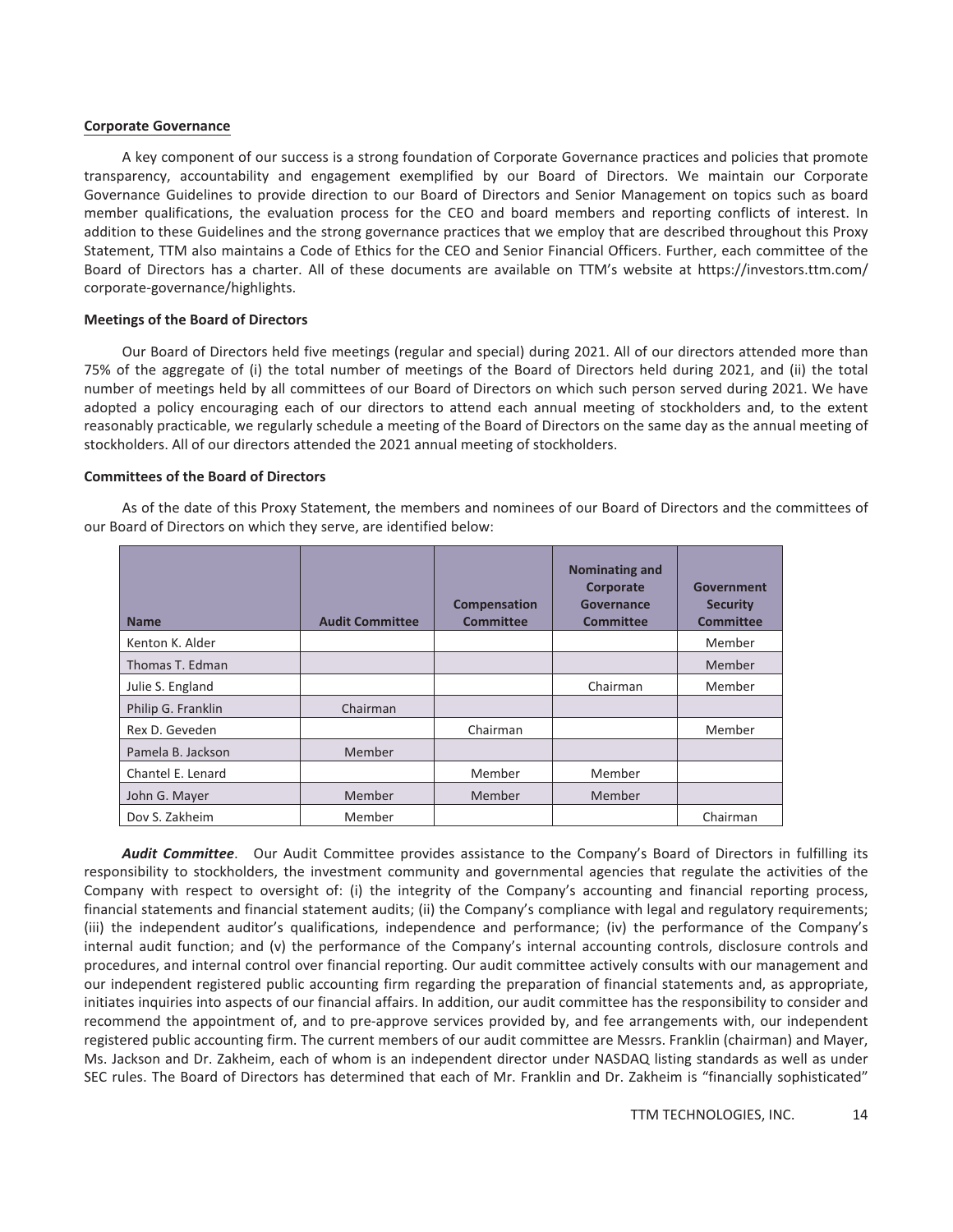**Corporate Governance**

A key component of our success is a strong foundation of Corporate Governance practices and policies that promote transparency, accountability and engagement exemplified by our Board of Directors. We maintain our Corporate Governance Guidelines to provide direction to our Board of Directors and Senior Management on topics such as board member qualifications, the evaluation process for the CEO and board members and reporting conflicts of interest. In addition to these Guidelines and the strong governance practices that we employ that are described throughout this Proxy Statement, TTM also maintains a Code of Ethics for the CEO and Senior Financial Officers. Further, each committee of the Board of Directors has a charter. All of these documents are available on TTM's website at https://investors.ttm.com/corporate-governance/highlights.

**Meetings of the Board of Directors**

Our Board of Directors held five meetings (regular and special) during 2021. All of our directors attended more than 75% of the aggregate of (i) the total number of meetings of the Board of Directors held during 2021, and (ii) the total number of meetings held by all committees of our Board of Directors on which such person served during 2021. We have adopted a policy encouraging each of our directors to attend each annual meeting of stockholders and, to the extent reasonably practicable, we regularly schedule a meeting of the Board of Directors on the same day as the annual meeting of stockholders. All of our directors attended the 2021 annual meeting of stockholders.

**Committees of the Board of Directors**

As of the date of this Proxy Statement, the members and nominees of our Board of Directors and the committees of our Board of Directors on which they serve, are identified below:

| Name | Audit Committee | Compensation Committee | Nominating and Corporate Governance Committee | Government Security Committee |
|---|---|---|---|---|
| Kenton K. Alder | | | | Member |
| Thomas T. Edman | | | | Member |
| Julie S. England | | | Chairman | Member |
| Philip G. Franklin | Chairman | | | |
| Rex D. Geveden | | Chairman | | Member |
| Pamela B. Jackson | Member | | | |
| Chantel E. Lenard | | Member | Member | |
| John G. Mayer | Member | Member | Member | |
| Dov S. Zakheim | Member | | | Chairman |

***Audit Committee***. Our Audit Committee provides assistance to the Company's Board of Directors in fulfilling its responsibility to stockholders, the investment community and governmental agencies that regulate the activities of the Company with respect to oversight of: (i) the integrity of the Company's accounting and financial reporting process, financial statements and financial statement audits; (ii) the Company's compliance with legal and regulatory requirements; (iii) the independent auditor's qualifications, independence and performance; (iv) the performance of the Company's internal audit function; and (v) the performance of the Company's internal accounting controls, disclosure controls and procedures, and internal control over financial reporting. Our audit committee actively consults with our management and our independent registered public accounting firm regarding the preparation of financial statements and, as appropriate, initiates inquiries into aspects of our financial affairs. In addition, our audit committee has the responsibility to consider and recommend the appointment of, and to pre-approve services provided by, and fee arrangements with, our independent registered public accounting firm. The current members of our audit committee are Messrs. Franklin (chairman) and Mayer, Ms. Jackson and Dr. Zakheim, each of whom is an independent director under NASDAQ listing standards as well as under SEC rules. The Board of Directors has determined that each of Mr. Franklin and Dr. Zakheim is "financially sophisticated"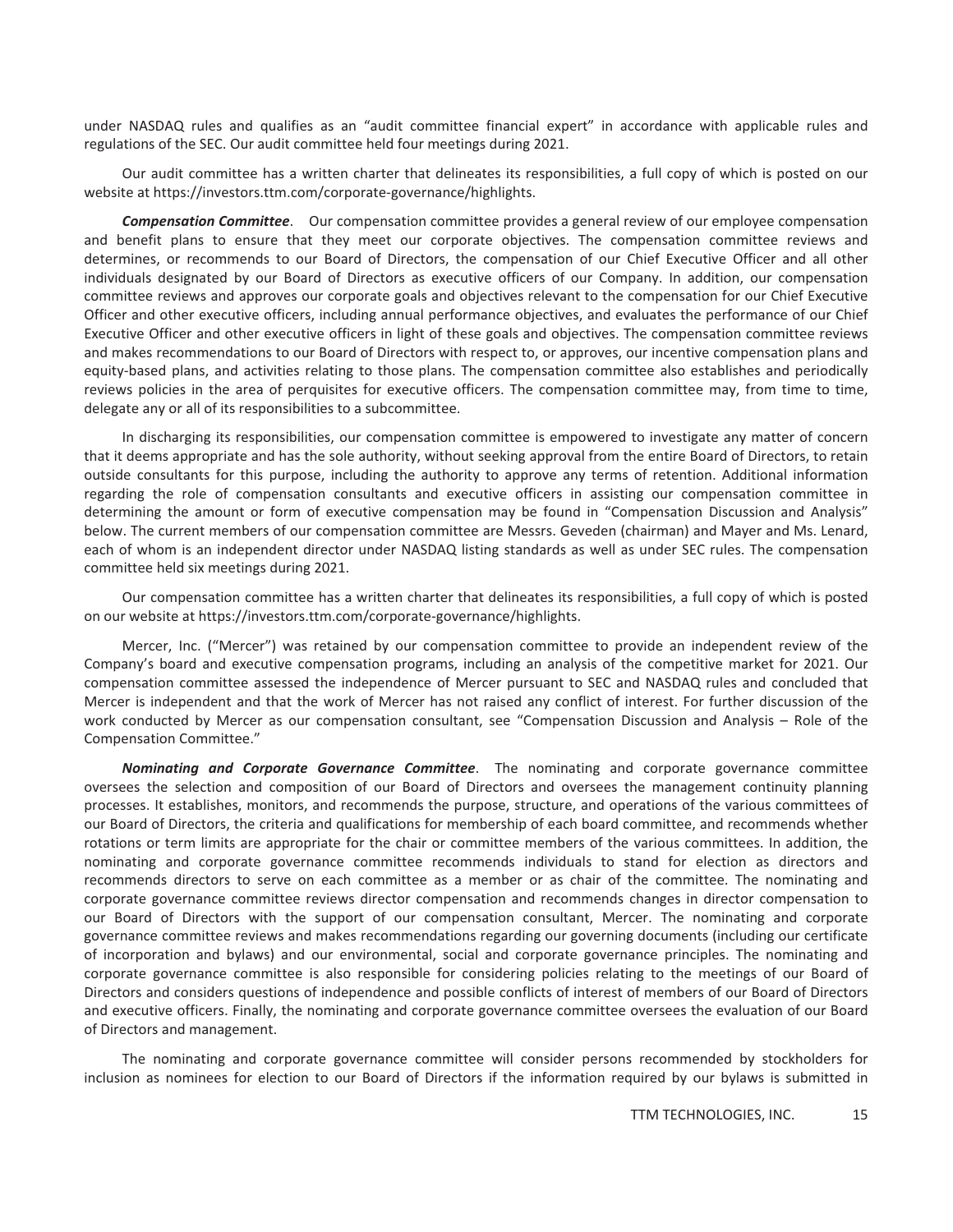under NASDAQ rules and qualifies as an "audit committee financial expert" in accordance with applicable rules and regulations of the SEC. Our audit committee held four meetings during 2021.

Our audit committee has a written charter that delineates its responsibilities, a full copy of which is posted on our website at https://investors.ttm.com/corporate-governance/highlights.

***Compensation Committee***. Our compensation committee provides a general review of our employee compensation and benefit plans to ensure that they meet our corporate objectives. The compensation committee reviews and determines, or recommends to our Board of Directors, the compensation of our Chief Executive Officer and all other individuals designated by our Board of Directors as executive officers of our Company. In addition, our compensation committee reviews and approves our corporate goals and objectives relevant to the compensation for our Chief Executive Officer and other executive officers, including annual performance objectives, and evaluates the performance of our Chief Executive Officer and other executive officers in light of these goals and objectives. The compensation committee reviews and makes recommendations to our Board of Directors with respect to, or approves, our incentive compensation plans and equity-based plans, and activities relating to those plans. The compensation committee also establishes and periodically reviews policies in the area of perquisites for executive officers. The compensation committee may, from time to time, delegate any or all of its responsibilities to a subcommittee.

In discharging its responsibilities, our compensation committee is empowered to investigate any matter of concern that it deems appropriate and has the sole authority, without seeking approval from the entire Board of Directors, to retain outside consultants for this purpose, including the authority to approve any terms of retention. Additional information regarding the role of compensation consultants and executive officers in assisting our compensation committee in determining the amount or form of executive compensation may be found in "Compensation Discussion and Analysis" below. The current members of our compensation committee are Messrs. Geveden (chairman) and Mayer and Ms. Lenard, each of whom is an independent director under NASDAQ listing standards as well as under SEC rules. The compensation committee held six meetings during 2021.

Our compensation committee has a written charter that delineates its responsibilities, a full copy of which is posted on our website at https://investors.ttm.com/corporate-governance/highlights.

Mercer, Inc. ("Mercer") was retained by our compensation committee to provide an independent review of the Company's board and executive compensation programs, including an analysis of the competitive market for 2021. Our compensation committee assessed the independence of Mercer pursuant to SEC and NASDAQ rules and concluded that Mercer is independent and that the work of Mercer has not raised any conflict of interest. For further discussion of the work conducted by Mercer as our compensation consultant, see "Compensation Discussion and Analysis – Role of the Compensation Committee."

***Nominating and Corporate Governance Committee***. The nominating and corporate governance committee oversees the selection and composition of our Board of Directors and oversees the management continuity planning processes. It establishes, monitors, and recommends the purpose, structure, and operations of the various committees of our Board of Directors, the criteria and qualifications for membership of each board committee, and recommends whether rotations or term limits are appropriate for the chair or committee members of the various committees. In addition, the nominating and corporate governance committee recommends individuals to stand for election as directors and recommends directors to serve on each committee as a member or as chair of the committee. The nominating and corporate governance committee reviews director compensation and recommends changes in director compensation to our Board of Directors with the support of our compensation consultant, Mercer. The nominating and corporate governance committee reviews and makes recommendations regarding our governing documents (including our certificate of incorporation and bylaws) and our environmental, social and corporate governance principles. The nominating and corporate governance committee is also responsible for considering policies relating to the meetings of our Board of Directors and considers questions of independence and possible conflicts of interest of members of our Board of Directors and executive officers. Finally, the nominating and corporate governance committee oversees the evaluation of our Board of Directors and management.

The nominating and corporate governance committee will consider persons recommended by stockholders for inclusion as nominees for election to our Board of Directors if the information required by our bylaws is submitted in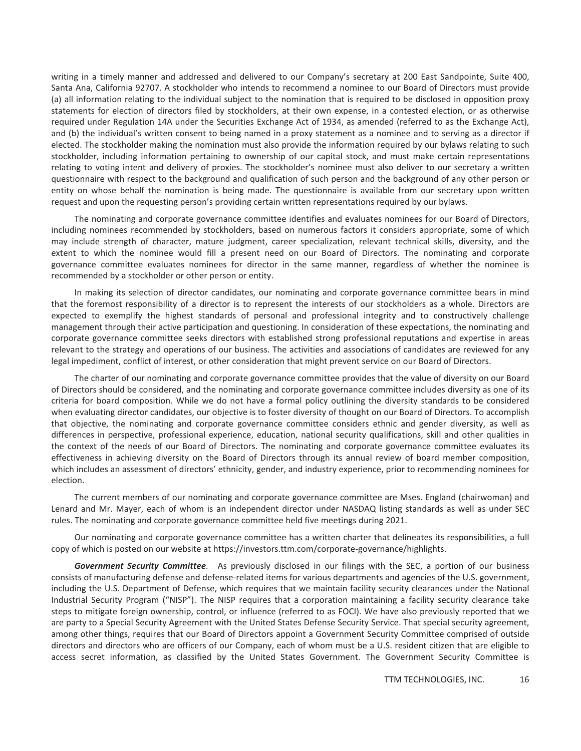writing in a timely manner and addressed and delivered to our Company's secretary at 200 East Sandpointe, Suite 400, Santa Ana, California 92707. A stockholder who intends to recommend a nominee to our Board of Directors must provide (a) all information relating to the individual subject to the nomination that is required to be disclosed in opposition proxy statements for election of directors filed by stockholders, at their own expense, in a contested election, or as otherwise required under Regulation 14A under the Securities Exchange Act of 1934, as amended (referred to as the Exchange Act), and (b) the individual's written consent to being named in a proxy statement as a nominee and to serving as a director if elected. The stockholder making the nomination must also provide the information required by our bylaws relating to such stockholder, including information pertaining to ownership of our capital stock, and must make certain representations relating to voting intent and delivery of proxies. The stockholder's nominee must also deliver to our secretary a written questionnaire with respect to the background and qualification of such person and the background of any other person or entity on whose behalf the nomination is being made. The questionnaire is available from our secretary upon written request and upon the requesting person's providing certain written representations required by our bylaws.

The nominating and corporate governance committee identifies and evaluates nominees for our Board of Directors, including nominees recommended by stockholders, based on numerous factors it considers appropriate, some of which may include strength of character, mature judgment, career specialization, relevant technical skills, diversity, and the extent to which the nominee would fill a present need on our Board of Directors. The nominating and corporate governance committee evaluates nominees for director in the same manner, regardless of whether the nominee is recommended by a stockholder or other person or entity.

In making its selection of director candidates, our nominating and corporate governance committee bears in mind that the foremost responsibility of a director is to represent the interests of our stockholders as a whole. Directors are expected to exemplify the highest standards of personal and professional integrity and to constructively challenge management through their active participation and questioning. In consideration of these expectations, the nominating and corporate governance committee seeks directors with established strong professional reputations and expertise in areas relevant to the strategy and operations of our business. The activities and associations of candidates are reviewed for any legal impediment, conflict of interest, or other consideration that might prevent service on our Board of Directors.

The charter of our nominating and corporate governance committee provides that the value of diversity on our Board of Directors should be considered, and the nominating and corporate governance committee includes diversity as one of its criteria for board composition. While we do not have a formal policy outlining the diversity standards to be considered when evaluating director candidates, our objective is to foster diversity of thought on our Board of Directors. To accomplish that objective, the nominating and corporate governance committee considers ethnic and gender diversity, as well as differences in perspective, professional experience, education, national security qualifications, skill and other qualities in the context of the needs of our Board of Directors. The nominating and corporate governance committee evaluates its effectiveness in achieving diversity on the Board of Directors through its annual review of board member composition, which includes an assessment of directors' ethnicity, gender, and industry experience, prior to recommending nominees for election.

The current members of our nominating and corporate governance committee are Mses. England (chairwoman) and Lenard and Mr. Mayer, each of whom is an independent director under NASDAQ listing standards as well as under SEC rules. The nominating and corporate governance committee held five meetings during 2021.

Our nominating and corporate governance committee has a written charter that delineates its responsibilities, a full copy of which is posted on our website at https://investors.ttm.com/corporate-governance/highlights.

***Government Security Committee***. As previously disclosed in our filings with the SEC, a portion of our business consists of manufacturing defense and defense-related items for various departments and agencies of the U.S. government, including the U.S. Department of Defense, which requires that we maintain facility security clearances under the National Industrial Security Program ("NISP"). The NISP requires that a corporation maintaining a facility security clearance take steps to mitigate foreign ownership, control, or influence (referred to as FOCI). We have also previously reported that we are party to a Special Security Agreement with the United States Defense Security Service. That special security agreement, among other things, requires that our Board of Directors appoint a Government Security Committee comprised of outside directors and directors who are officers of our Company, each of whom must be a U.S. resident citizen that are eligible to access secret information, as classified by the United States Government. The Government Security Committee is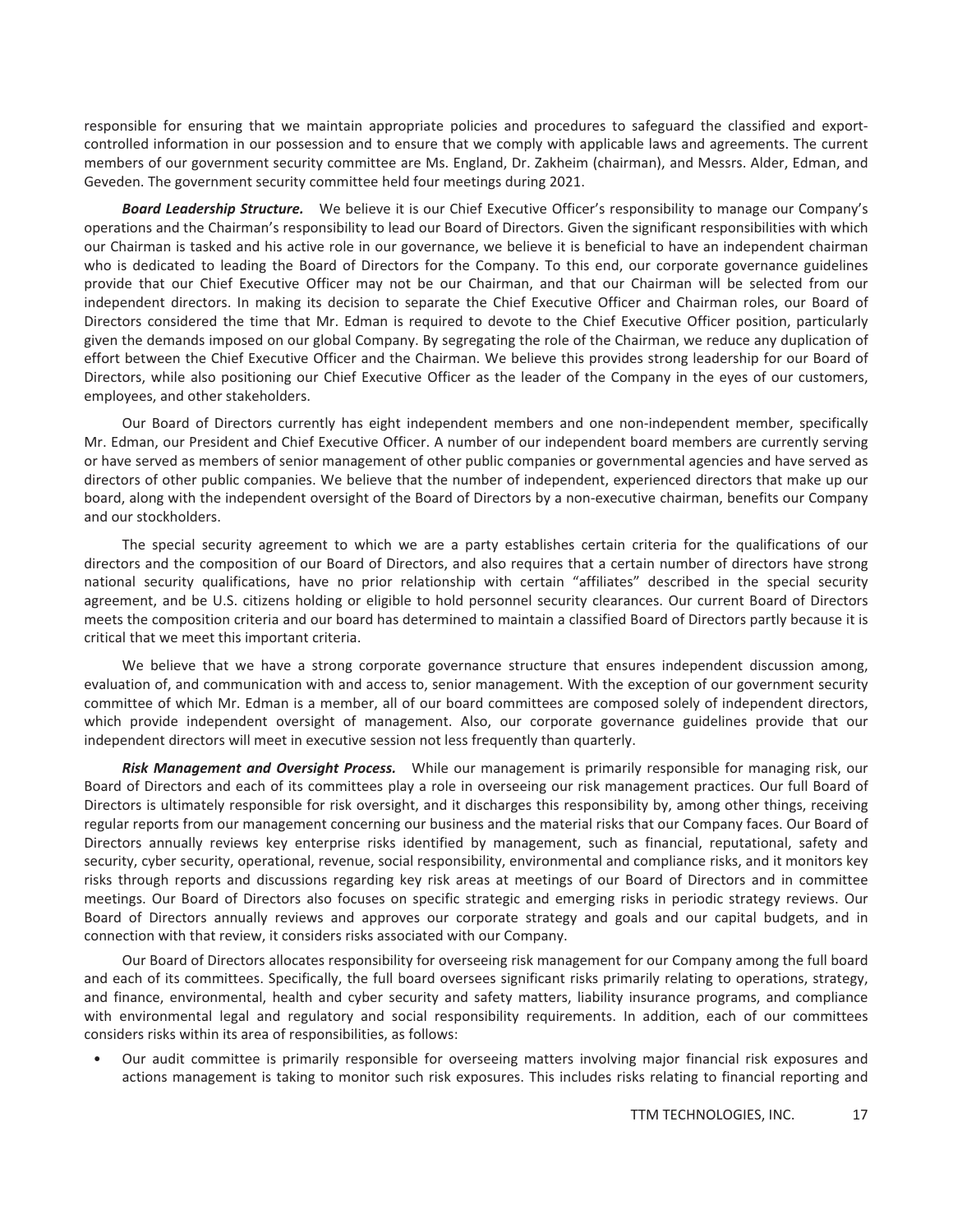responsible for ensuring that we maintain appropriate policies and procedures to safeguard the classified and export-controlled information in our possession and to ensure that we comply with applicable laws and agreements. The current members of our government security committee are Ms. England, Dr. Zakheim (chairman), and Messrs. Alder, Edman, and Geveden. The government security committee held four meetings during 2021.

***Board Leadership Structure.*** We believe it is our Chief Executive Officer's responsibility to manage our Company's operations and the Chairman's responsibility to lead our Board of Directors. Given the significant responsibilities with which our Chairman is tasked and his active role in our governance, we believe it is beneficial to have an independent chairman who is dedicated to leading the Board of Directors for the Company. To this end, our corporate governance guidelines provide that our Chief Executive Officer may not be our Chairman, and that our Chairman will be selected from our independent directors. In making its decision to separate the Chief Executive Officer and Chairman roles, our Board of Directors considered the time that Mr. Edman is required to devote to the Chief Executive Officer position, particularly given the demands imposed on our global Company. By segregating the role of the Chairman, we reduce any duplication of effort between the Chief Executive Officer and the Chairman. We believe this provides strong leadership for our Board of Directors, while also positioning our Chief Executive Officer as the leader of the Company in the eyes of our customers, employees, and other stakeholders.

Our Board of Directors currently has eight independent members and one non-independent member, specifically Mr. Edman, our President and Chief Executive Officer. A number of our independent board members are currently serving or have served as members of senior management of other public companies or governmental agencies and have served as directors of other public companies. We believe that the number of independent, experienced directors that make up our board, along with the independent oversight of the Board of Directors by a non-executive chairman, benefits our Company and our stockholders.

The special security agreement to which we are a party establishes certain criteria for the qualifications of our directors and the composition of our Board of Directors, and also requires that a certain number of directors have strong national security qualifications, have no prior relationship with certain "affiliates" described in the special security agreement, and be U.S. citizens holding or eligible to hold personnel security clearances. Our current Board of Directors meets the composition criteria and our board has determined to maintain a classified Board of Directors partly because it is critical that we meet this important criteria.

We believe that we have a strong corporate governance structure that ensures independent discussion among, evaluation of, and communication with and access to, senior management. With the exception of our government security committee of which Mr. Edman is a member, all of our board committees are composed solely of independent directors, which provide independent oversight of management. Also, our corporate governance guidelines provide that our independent directors will meet in executive session not less frequently than quarterly.

***Risk Management and Oversight Process.*** While our management is primarily responsible for managing risk, our Board of Directors and each of its committees play a role in overseeing our risk management practices. Our full Board of Directors is ultimately responsible for risk oversight, and it discharges this responsibility by, among other things, receiving regular reports from our management concerning our business and the material risks that our Company faces. Our Board of Directors annually reviews key enterprise risks identified by management, such as financial, reputational, safety and security, cyber security, operational, revenue, social responsibility, environmental and compliance risks, and it monitors key risks through reports and discussions regarding key risk areas at meetings of our Board of Directors and in committee meetings. Our Board of Directors also focuses on specific strategic and emerging risks in periodic strategy reviews. Our Board of Directors annually reviews and approves our corporate strategy and goals and our capital budgets, and in connection with that review, it considers risks associated with our Company.

Our Board of Directors allocates responsibility for overseeing risk management for our Company among the full board and each of its committees. Specifically, the full board oversees significant risks primarily relating to operations, strategy, and finance, environmental, health and cyber security and safety matters, liability insurance programs, and compliance with environmental legal and regulatory and social responsibility requirements. In addition, each of our committees considers risks within its area of responsibilities, as follows:

- Our audit committee is primarily responsible for overseeing matters involving major financial risk exposures and actions management is taking to monitor such risk exposures. This includes risks relating to financial reporting and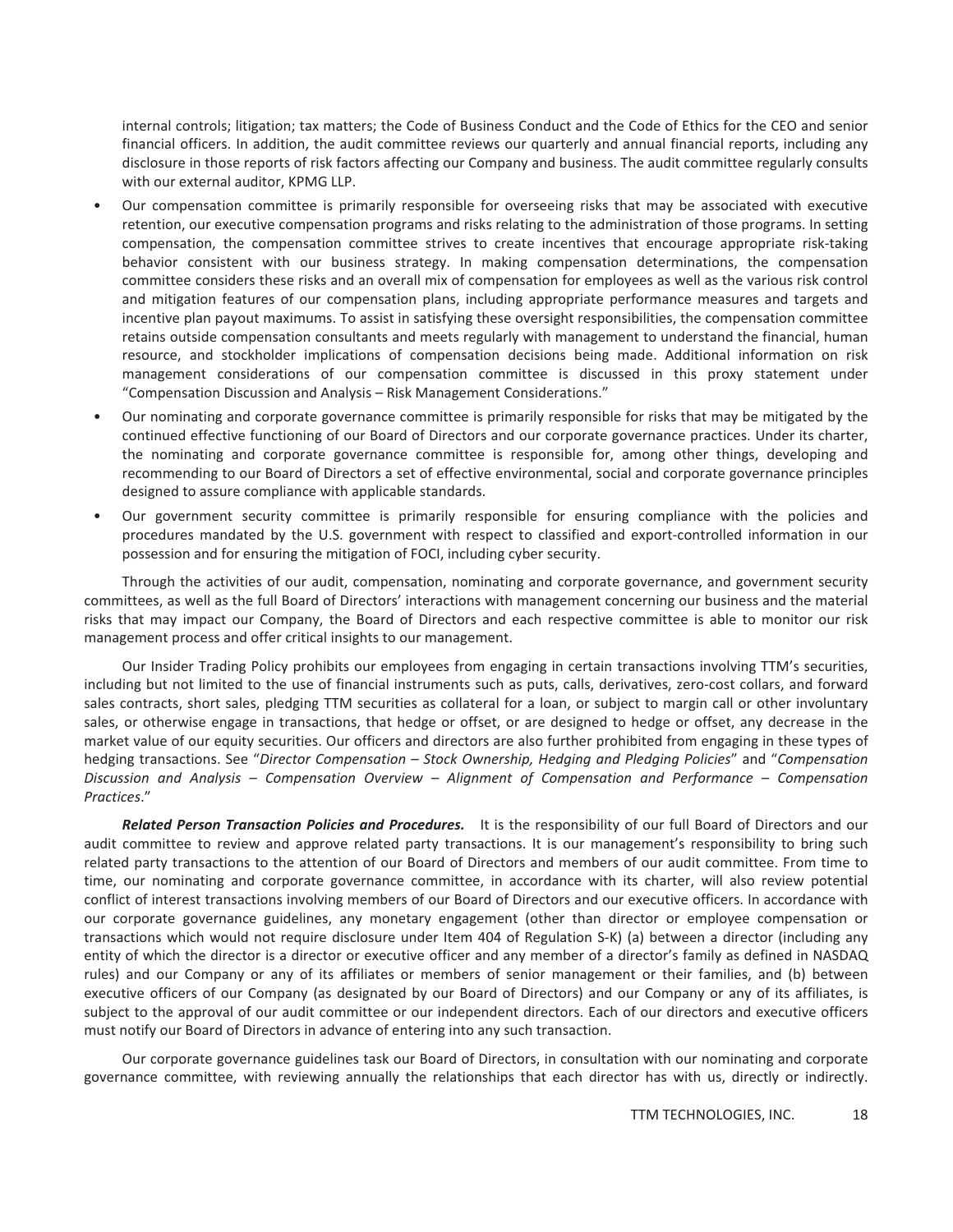internal controls; litigation; tax matters; the Code of Business Conduct and the Code of Ethics for the CEO and senior financial officers. In addition, the audit committee reviews our quarterly and annual financial reports, including any disclosure in those reports of risk factors affecting our Company and business. The audit committee regularly consults with our external auditor, KPMG LLP.

- Our compensation committee is primarily responsible for overseeing risks that may be associated with executive retention, our executive compensation programs and risks relating to the administration of those programs. In setting compensation, the compensation committee strives to create incentives that encourage appropriate risk-taking behavior consistent with our business strategy. In making compensation determinations, the compensation committee considers these risks and an overall mix of compensation for employees as well as the various risk control and mitigation features of our compensation plans, including appropriate performance measures and targets and incentive plan payout maximums. To assist in satisfying these oversight responsibilities, the compensation committee retains outside compensation consultants and meets regularly with management to understand the financial, human resource, and stockholder implications of compensation decisions being made. Additional information on risk management considerations of our compensation committee is discussed in this proxy statement under "Compensation Discussion and Analysis – Risk Management Considerations."
- Our nominating and corporate governance committee is primarily responsible for risks that may be mitigated by the continued effective functioning of our Board of Directors and our corporate governance practices. Under its charter, the nominating and corporate governance committee is responsible for, among other things, developing and recommending to our Board of Directors a set of effective environmental, social and corporate governance principles designed to assure compliance with applicable standards.
- Our government security committee is primarily responsible for ensuring compliance with the policies and procedures mandated by the U.S. government with respect to classified and export-controlled information in our possession and for ensuring the mitigation of FOCI, including cyber security.

Through the activities of our audit, compensation, nominating and corporate governance, and government security committees, as well as the full Board of Directors' interactions with management concerning our business and the material risks that may impact our Company, the Board of Directors and each respective committee is able to monitor our risk management process and offer critical insights to our management.

Our Insider Trading Policy prohibits our employees from engaging in certain transactions involving TTM's securities, including but not limited to the use of financial instruments such as puts, calls, derivatives, zero-cost collars, and forward sales contracts, short sales, pledging TTM securities as collateral for a loan, or subject to margin call or other involuntary sales, or otherwise engage in transactions, that hedge or offset, or are designed to hedge or offset, any decrease in the market value of our equity securities. Our officers and directors are also further prohibited from engaging in these types of hedging transactions. See "*Director Compensation – Stock Ownership, Hedging and Pledging Policies*" and "*Compensation Discussion and Analysis – Compensation Overview – Alignment of Compensation and Performance – Compensation Practices*."

***Related Person Transaction Policies and Procedures.*** It is the responsibility of our full Board of Directors and our audit committee to review and approve related party transactions. It is our management's responsibility to bring such related party transactions to the attention of our Board of Directors and members of our audit committee. From time to time, our nominating and corporate governance committee, in accordance with its charter, will also review potential conflict of interest transactions involving members of our Board of Directors and our executive officers. In accordance with our corporate governance guidelines, any monetary engagement (other than director or employee compensation or transactions which would not require disclosure under Item 404 of Regulation S-K) (a) between a director (including any entity of which the director is a director or executive officer and any member of a director's family as defined in NASDAQ rules) and our Company or any of its affiliates or members of senior management or their families, and (b) between executive officers of our Company (as designated by our Board of Directors) and our Company or any of its affiliates, is subject to the approval of our audit committee or our independent directors. Each of our directors and executive officers must notify our Board of Directors in advance of entering into any such transaction.

Our corporate governance guidelines task our Board of Directors, in consultation with our nominating and corporate governance committee, with reviewing annually the relationships that each director has with us, directly or indirectly.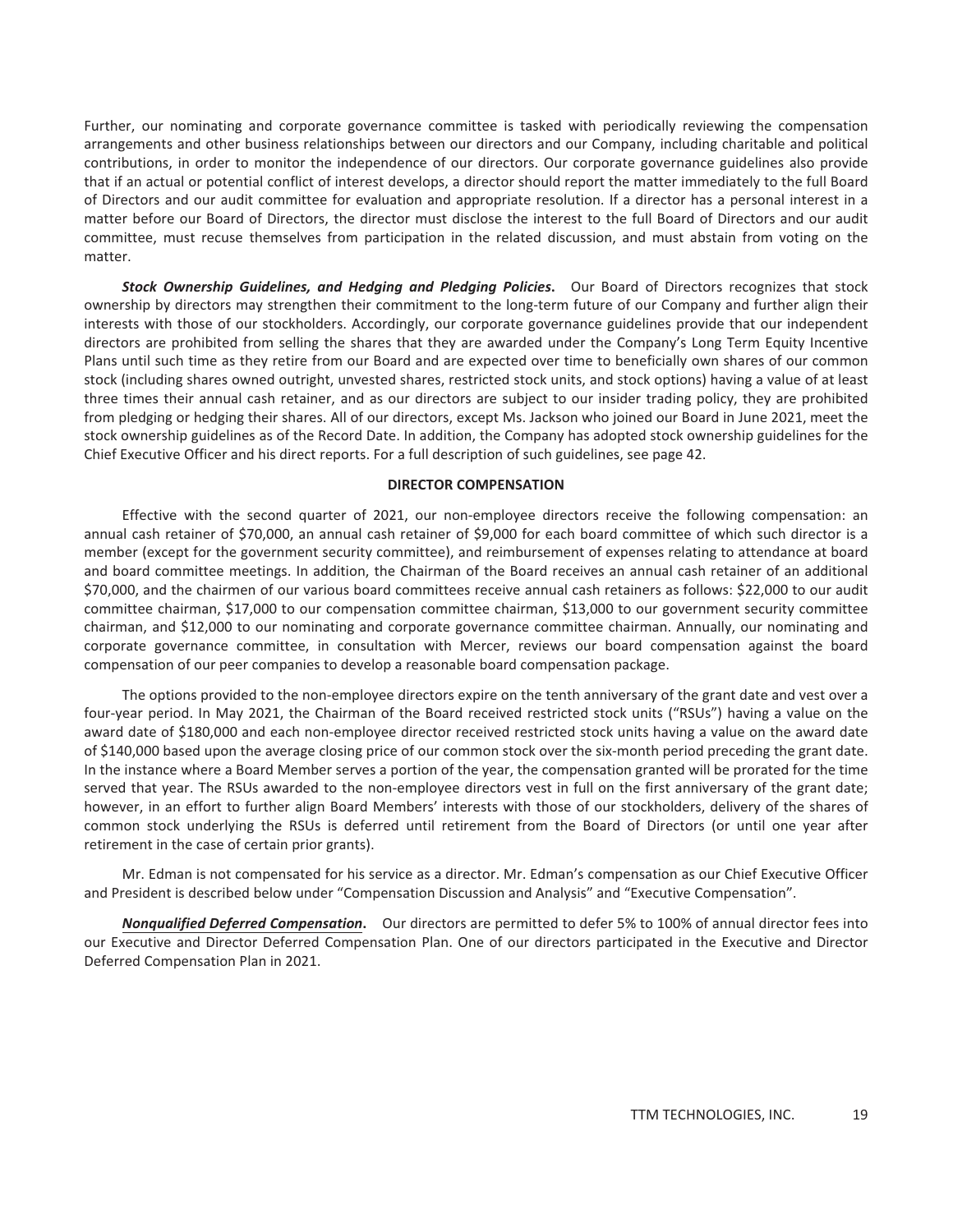Further, our nominating and corporate governance committee is tasked with periodically reviewing the compensation arrangements and other business relationships between our directors and our Company, including charitable and political contributions, in order to monitor the independence of our directors. Our corporate governance guidelines also provide that if an actual or potential conflict of interest develops, a director should report the matter immediately to the full Board of Directors and our audit committee for evaluation and appropriate resolution. If a director has a personal interest in a matter before our Board of Directors, the director must disclose the interest to the full Board of Directors and our audit committee, must recuse themselves from participation in the related discussion, and must abstain from voting on the matter.

***Stock Ownership Guidelines, and Hedging and Pledging Policies*.** Our Board of Directors recognizes that stock ownership by directors may strengthen their commitment to the long-term future of our Company and further align their interests with those of our stockholders. Accordingly, our corporate governance guidelines provide that our independent directors are prohibited from selling the shares that they are awarded under the Company's Long Term Equity Incentive Plans until such time as they retire from our Board and are expected over time to beneficially own shares of our common stock (including shares owned outright, unvested shares, restricted stock units, and stock options) having a value of at least three times their annual cash retainer, and as our directors are subject to our insider trading policy, they are prohibited from pledging or hedging their shares. All of our directors, except Ms. Jackson who joined our Board in June 2021, meet the stock ownership guidelines as of the Record Date. In addition, the Company has adopted stock ownership guidelines for the Chief Executive Officer and his direct reports. For a full description of such guidelines, see page 42.

## DIRECTOR COMPENSATION

Effective with the second quarter of 2021, our non-employee directors receive the following compensation: an annual cash retainer of $70,000, an annual cash retainer of $9,000 for each board committee of which such director is a member (except for the government security committee), and reimbursement of expenses relating to attendance at board and board committee meetings. In addition, the Chairman of the Board receives an annual cash retainer of an additional $70,000, and the chairmen of our various board committees receive annual cash retainers as follows: $22,000 to our audit committee chairman, $17,000 to our compensation committee chairman, $13,000 to our government security committee chairman, and $12,000 to our nominating and corporate governance committee chairman. Annually, our nominating and corporate governance committee, in consultation with Mercer, reviews our board compensation against the board compensation of our peer companies to develop a reasonable board compensation package.

The options provided to the non-employee directors expire on the tenth anniversary of the grant date and vest over a four-year period. In May 2021, the Chairman of the Board received restricted stock units ("RSUs") having a value on the award date of $180,000 and each non-employee director received restricted stock units having a value on the award date of $140,000 based upon the average closing price of our common stock over the six-month period preceding the grant date. In the instance where a Board Member serves a portion of the year, the compensation granted will be prorated for the time served that year. The RSUs awarded to the non-employee directors vest in full on the first anniversary of the grant date; however, in an effort to further align Board Members' interests with those of our stockholders, delivery of the shares of common stock underlying the RSUs is deferred until retirement from the Board of Directors (or until one year after retirement in the case of certain prior grants).

Mr. Edman is not compensated for his service as a director. Mr. Edman's compensation as our Chief Executive Officer and President is described below under "Compensation Discussion and Analysis" and "Executive Compensation".

***Nonqualified Deferred Compensation*.** Our directors are permitted to defer 5% to 100% of annual director fees into our Executive and Director Deferred Compensation Plan. One of our directors participated in the Executive and Director Deferred Compensation Plan in 2021.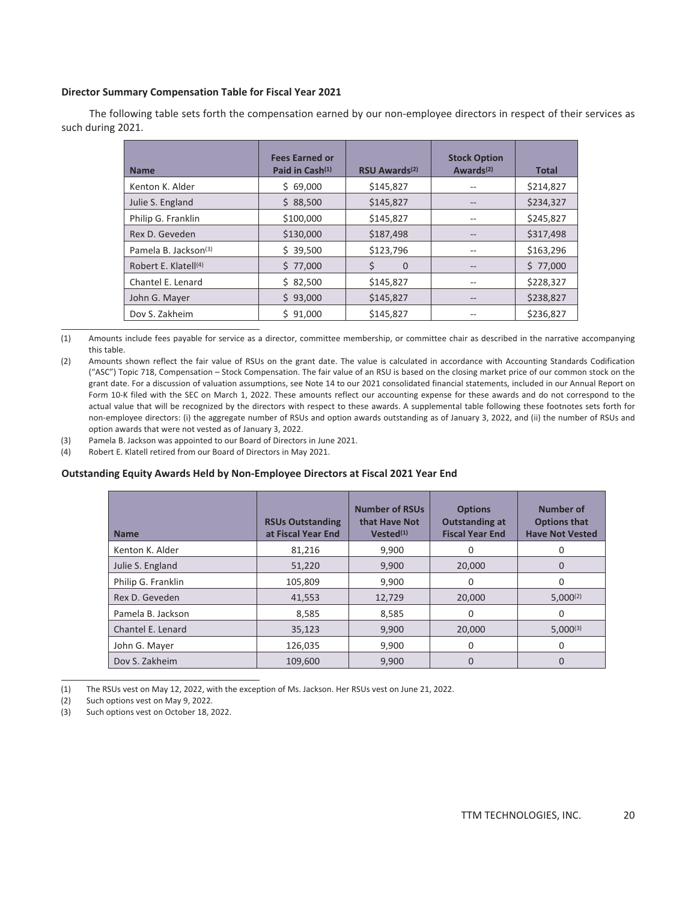### Director Summary Compensation Table for Fiscal Year 2021

The following table sets forth the compensation earned by our non-employee directors in respect of their services as such during 2021.

| Name | Fees Earned or Paid in Cash[(1)] | RSU Awards[(2)] | Stock Option Awards[(2)] | Total |
|---|---|---|---|---|
| Kenton K. Alder | $ 69,000 | $145,827 | -- | $214,827 |
| Julie S. England | $ 88,500 | $145,827 | -- | $234,327 |
| Philip G. Franklin | $100,000 | $145,827 | -- | $245,827 |
| Rex D. Geveden | $130,000 | $187,498 | -- | $317,498 |
| Pamela B. Jackson[(3)] | $ 39,500 | $123,796 | -- | $163,296 |
| Robert E. Klatell[(4)] | $ 77,000 | $ 0 | -- | $ 77,000 |
| Chantel E. Lenard | $ 82,500 | $145,827 | -- | $228,327 |
| John G. Mayer | $ 93,000 | $145,827 | -- | $238,827 |
| Dov S. Zakheim | $ 91,000 | $145,827 | -- | $236,827 |

(1) Amounts include fees payable for service as a director, committee membership, or committee chair as described in the narrative accompanying this table.

(2) Amounts shown reflect the fair value of RSUs on the grant date. The value is calculated in accordance with Accounting Standards Codification ("ASC") Topic 718, Compensation – Stock Compensation. The fair value of an RSU is based on the closing market price of our common stock on the grant date. For a discussion of valuation assumptions, see Note 14 to our 2021 consolidated financial statements, included in our Annual Report on Form 10-K filed with the SEC on March 1, 2022. These amounts reflect our accounting expense for these awards and do not correspond to the actual value that will be recognized by the directors with respect to these awards. A supplemental table following these footnotes sets forth for non-employee directors: (i) the aggregate number of RSUs and option awards outstanding as of January 3, 2022, and (ii) the number of RSUs and option awards that were not vested as of January 3, 2022.

(3) Pamela B. Jackson was appointed to our Board of Directors in June 2021.

(4) Robert E. Klatell retired from our Board of Directors in May 2021.

### Outstanding Equity Awards Held by Non-Employee Directors at Fiscal 2021 Year End

| Name | RSUs Outstanding at Fiscal Year End | Number of RSUs that Have Not Vested[(1)] | Options Outstanding at Fiscal Year End | Number of Options that Have Not Vested |
|---|---|---|---|---|
| Kenton K. Alder | 81,216 | 9,900 | 0 | 0 |
| Julie S. England | 51,220 | 9,900 | 20,000 | 0 |
| Philip G. Franklin | 105,809 | 9,900 | 0 | 0 |
| Rex D. Geveden | 41,553 | 12,729 | 20,000 | 5,000[(2)] |
| Pamela B. Jackson | 8,585 | 8,585 | 0 | 0 |
| Chantel E. Lenard | 35,123 | 9,900 | 20,000 | 5,000[(3)] |
| John G. Mayer | 126,035 | 9,900 | 0 | 0 |
| Dov S. Zakheim | 109,600 | 9,900 | 0 | 0 |

(1) The RSUs vest on May 12, 2022, with the exception of Ms. Jackson. Her RSUs vest on June 21, 2022.

(2) Such options vest on May 9, 2022.

(3) Such options vest on October 18, 2022.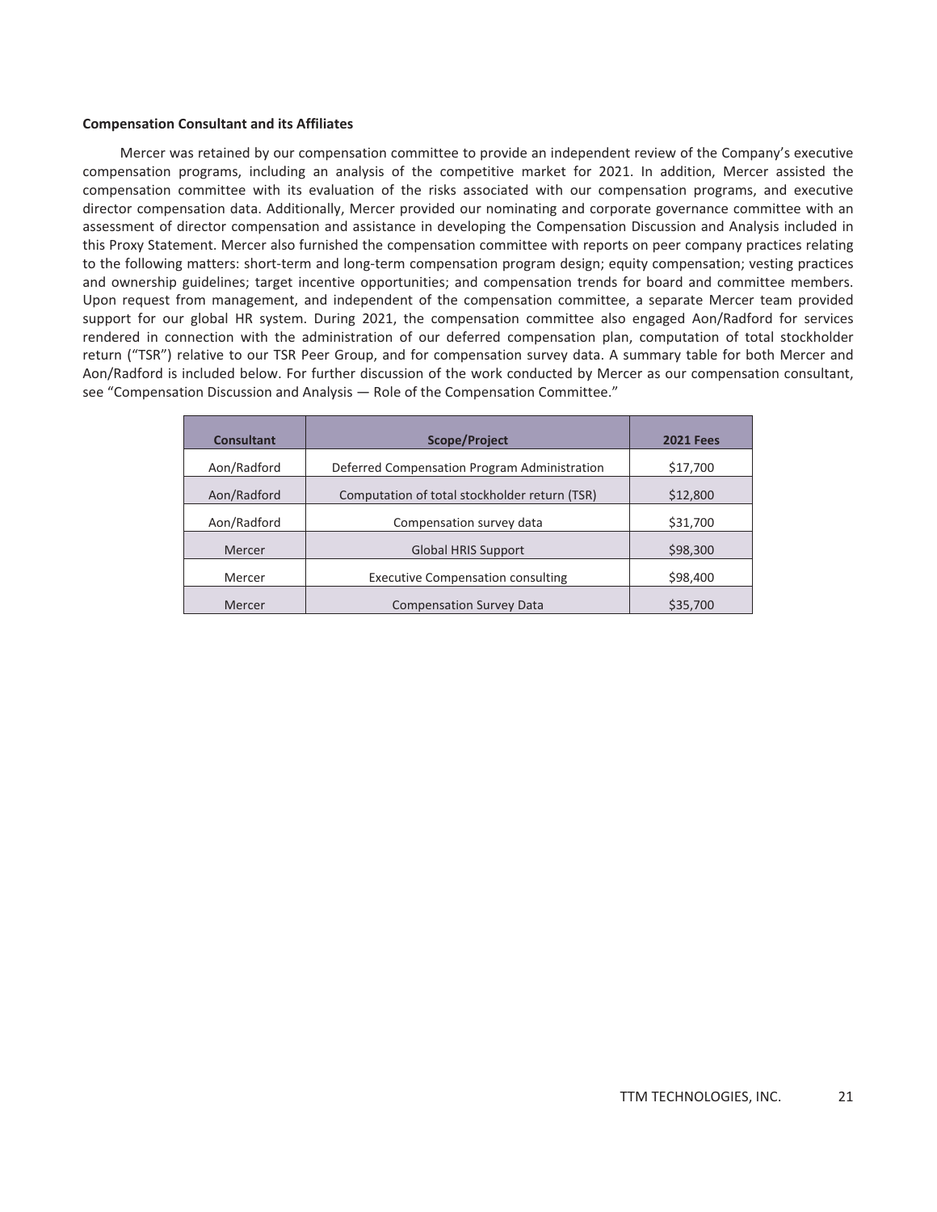**Compensation Consultant and its Affiliates**

Mercer was retained by our compensation committee to provide an independent review of the Company's executive compensation programs, including an analysis of the competitive market for 2021. In addition, Mercer assisted the compensation committee with its evaluation of the risks associated with our compensation programs, and executive director compensation data. Additionally, Mercer provided our nominating and corporate governance committee with an assessment of director compensation and assistance in developing the Compensation Discussion and Analysis included in this Proxy Statement. Mercer also furnished the compensation committee with reports on peer company practices relating to the following matters: short-term and long-term compensation program design; equity compensation; vesting practices and ownership guidelines; target incentive opportunities; and compensation trends for board and committee members. Upon request from management, and independent of the compensation committee, a separate Mercer team provided support for our global HR system. During 2021, the compensation committee also engaged Aon/Radford for services rendered in connection with the administration of our deferred compensation plan, computation of total stockholder return ("TSR") relative to our TSR Peer Group, and for compensation survey data. A summary table for both Mercer and Aon/Radford is included below. For further discussion of the work conducted by Mercer as our compensation consultant, see "Compensation Discussion and Analysis — Role of the Compensation Committee."

| Consultant | Scope/Project | 2021 Fees |
| --- | --- | --- |
| Aon/Radford | Deferred Compensation Program Administration | $17,700 |
| Aon/Radford | Computation of total stockholder return (TSR) | $12,800 |
| Aon/Radford | Compensation survey data | $31,700 |
| Mercer | Global HRIS Support | $98,300 |
| Mercer | Executive Compensation consulting | $98,400 |
| Mercer | Compensation Survey Data | $35,700 |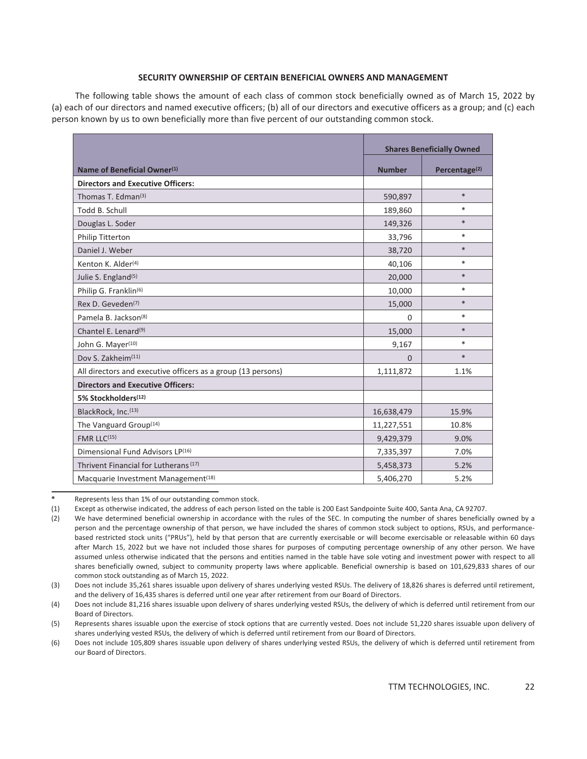## SECURITY OWNERSHIP OF CERTAIN BENEFICIAL OWNERS AND MANAGEMENT

The following table shows the amount of each class of common stock beneficially owned as of March 15, 2022 by (a) each of our directors and named executive officers; (b) all of our directors and executive officers as a group; and (c) each person known by us to own beneficially more than five percent of our outstanding common stock.

| | Shares Beneficially Owned | |
|---|---|---|
| **Name of Beneficial Owner[1]** | **Number** | **Percentage[2]** |
| **Directors and Executive Officers:** | | |
| Thomas T. Edman[3] | 590,897 | * |
| Todd B. Schull | 189,860 | * |
| Douglas L. Soder | 149,326 | * |
| Philip Titterton | 33,796 | * |
| Daniel J. Weber | 38,720 | * |
| Kenton K. Alder[4] | 40,106 | * |
| Julie S. England[5] | 20,000 | * |
| Philip G. Franklin[6] | 10,000 | * |
| Rex D. Geveden[7] | 15,000 | * |
| Pamela B. Jackson[8] | 0 | * |
| Chantel E. Lenard[9] | 15,000 | * |
| John G. Mayer[10] | 9,167 | * |
| Dov S. Zakheim[11] | 0 | * |
| All directors and executive officers as a group (13 persons) | 1,111,872 | 1.1% |
| **Directors and Executive Officers:** | | |
| **5% Stockholders[12]** | | |
| BlackRock, Inc.[13] | 16,638,479 | 15.9% |
| The Vanguard Group[14] | 11,227,551 | 10.8% |
| FMR LLC[15] | 9,429,379 | 9.0% |
| Dimensional Fund Advisors LP[16] | 7,335,397 | 7.0% |
| Thrivent Financial for Lutherans[17] | 5,458,373 | 5.2% |
| Macquarie Investment Management[18] | 5,406,270 | 5.2% |

\* Represents less than 1% of our outstanding common stock.

(1) Except as otherwise indicated, the address of each person listed on the table is 200 East Sandpointe Suite 400, Santa Ana, CA 92707.

(2) We have determined beneficial ownership in accordance with the rules of the SEC. In computing the number of shares beneficially owned by a person and the percentage ownership of that person, we have included the shares of common stock subject to options, RSUs, and performance-based restricted stock units ("PRUs"), held by that person that are currently exercisable or will become exercisable or releasable within 60 days after March 15, 2022 but we have not included those shares for purposes of computing percentage ownership of any other person. We have assumed unless otherwise indicated that the persons and entities named in the table have sole voting and investment power with respect to all shares beneficially owned, subject to community property laws where applicable. Beneficial ownership is based on 101,629,833 shares of our common stock outstanding as of March 15, 2022.

(3) Does not include 35,261 shares issuable upon delivery of shares underlying vested RSUs. The delivery of 18,826 shares is deferred until retirement, and the delivery of 16,435 shares is deferred until one year after retirement from our Board of Directors.

(4) Does not include 81,216 shares issuable upon delivery of shares underlying vested RSUs, the delivery of which is deferred until retirement from our Board of Directors.

(5) Represents shares issuable upon the exercise of stock options that are currently vested. Does not include 51,220 shares issuable upon delivery of shares underlying vested RSUs, the delivery of which is deferred until retirement from our Board of Directors.

(6) Does not include 105,809 shares issuable upon delivery of shares underlying vested RSUs, the delivery of which is deferred until retirement from our Board of Directors.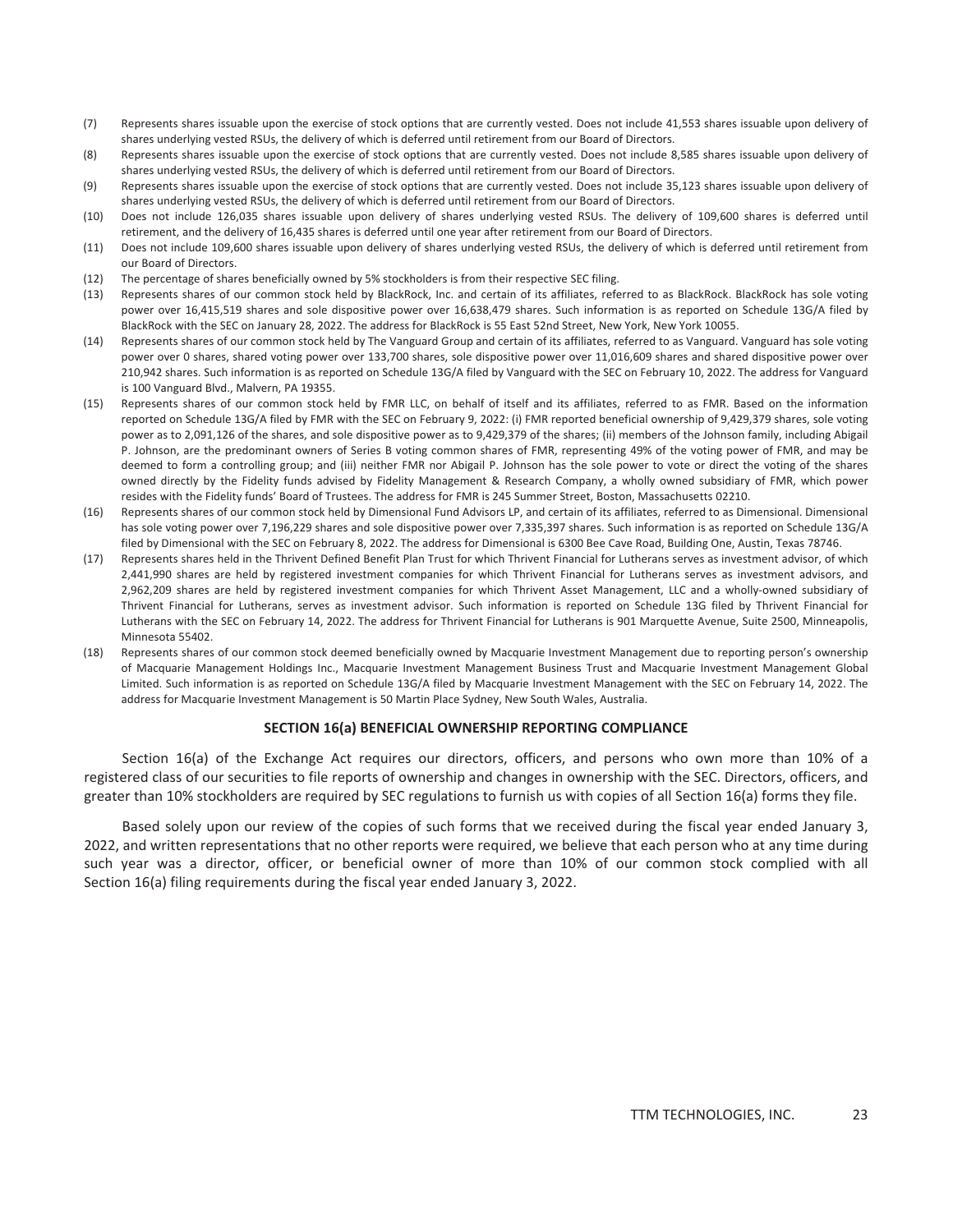(7) Represents shares issuable upon the exercise of stock options that are currently vested. Does not include 41,553 shares issuable upon delivery of shares underlying vested RSUs, the delivery of which is deferred until retirement from our Board of Directors.

(8) Represents shares issuable upon the exercise of stock options that are currently vested. Does not include 8,585 shares issuable upon delivery of shares underlying vested RSUs, the delivery of which is deferred until retirement from our Board of Directors.

(9) Represents shares issuable upon the exercise of stock options that are currently vested. Does not include 35,123 shares issuable upon delivery of shares underlying vested RSUs, the delivery of which is deferred until retirement from our Board of Directors.

(10) Does not include 126,035 shares issuable upon delivery of shares underlying vested RSUs. The delivery of 109,600 shares is deferred until retirement, and the delivery of 16,435 shares is deferred until one year after retirement from our Board of Directors.

(11) Does not include 109,600 shares issuable upon delivery of shares underlying vested RSUs, the delivery of which is deferred until retirement from our Board of Directors.

(12) The percentage of shares beneficially owned by 5% stockholders is from their respective SEC filing.

(13) Represents shares of our common stock held by BlackRock, Inc. and certain of its affiliates, referred to as BlackRock. BlackRock has sole voting power over 16,415,519 shares and sole dispositive power over 16,638,479 shares. Such information is as reported on Schedule 13G/A filed by BlackRock with the SEC on January 28, 2022. The address for BlackRock is 55 East 52nd Street, New York, New York 10055.

(14) Represents shares of our common stock held by The Vanguard Group and certain of its affiliates, referred to as Vanguard. Vanguard has sole voting power over 0 shares, shared voting power over 133,700 shares, sole dispositive power over 11,016,609 shares and shared dispositive power over 210,942 shares. Such information is as reported on Schedule 13G/A filed by Vanguard with the SEC on February 10, 2022. The address for Vanguard is 100 Vanguard Blvd., Malvern, PA 19355.

(15) Represents shares of our common stock held by FMR LLC, on behalf of itself and its affiliates, referred to as FMR. Based on the information reported on Schedule 13G/A filed by FMR with the SEC on February 9, 2022: (i) FMR reported beneficial ownership of 9,429,379 shares, sole voting power as to 2,091,126 of the shares, and sole dispositive power as to 9,429,379 of the shares; (ii) members of the Johnson family, including Abigail P. Johnson, are the predominant owners of Series B voting common shares of FMR, representing 49% of the voting power of FMR, and may be deemed to form a controlling group; and (iii) neither FMR nor Abigail P. Johnson has the sole power to vote or direct the voting of the shares owned directly by the Fidelity funds advised by Fidelity Management & Research Company, a wholly owned subsidiary of FMR, which power resides with the Fidelity funds' Board of Trustees. The address for FMR is 245 Summer Street, Boston, Massachusetts 02210.

(16) Represents shares of our common stock held by Dimensional Fund Advisors LP, and certain of its affiliates, referred to as Dimensional. Dimensional has sole voting power over 7,196,229 shares and sole dispositive power over 7,335,397 shares. Such information is as reported on Schedule 13G/A filed by Dimensional with the SEC on February 8, 2022. The address for Dimensional is 6300 Bee Cave Road, Building One, Austin, Texas 78746.

(17) Represents shares held in the Thrivent Defined Benefit Plan Trust for which Thrivent Financial for Lutherans serves as investment advisor, of which 2,441,990 shares are held by registered investment companies for which Thrivent Financial for Lutherans serves as investment advisors, and 2,962,209 shares are held by registered investment companies for which Thrivent Asset Management, LLC and a wholly-owned subsidiary of Thrivent Financial for Lutherans, serves as investment advisor. Such information is reported on Schedule 13G filed by Thrivent Financial for Lutherans with the SEC on February 14, 2022. The address for Thrivent Financial for Lutherans is 901 Marquette Avenue, Suite 2500, Minneapolis, Minnesota 55402.

(18) Represents shares of our common stock deemed beneficially owned by Macquarie Investment Management due to reporting person's ownership of Macquarie Management Holdings Inc., Macquarie Investment Management Business Trust and Macquarie Investment Management Global Limited. Such information is as reported on Schedule 13G/A filed by Macquarie Investment Management with the SEC on February 14, 2022. The address for Macquarie Investment Management is 50 Martin Place Sydney, New South Wales, Australia.

## SECTION 16(a) BENEFICIAL OWNERSHIP REPORTING COMPLIANCE

Section 16(a) of the Exchange Act requires our directors, officers, and persons who own more than 10% of a registered class of our securities to file reports of ownership and changes in ownership with the SEC. Directors, officers, and greater than 10% stockholders are required by SEC regulations to furnish us with copies of all Section 16(a) forms they file.

Based solely upon our review of the copies of such forms that we received during the fiscal year ended January 3, 2022, and written representations that no other reports were required, we believe that each person who at any time during such year was a director, officer, or beneficial owner of more than 10% of our common stock complied with all Section 16(a) filing requirements during the fiscal year ended January 3, 2022.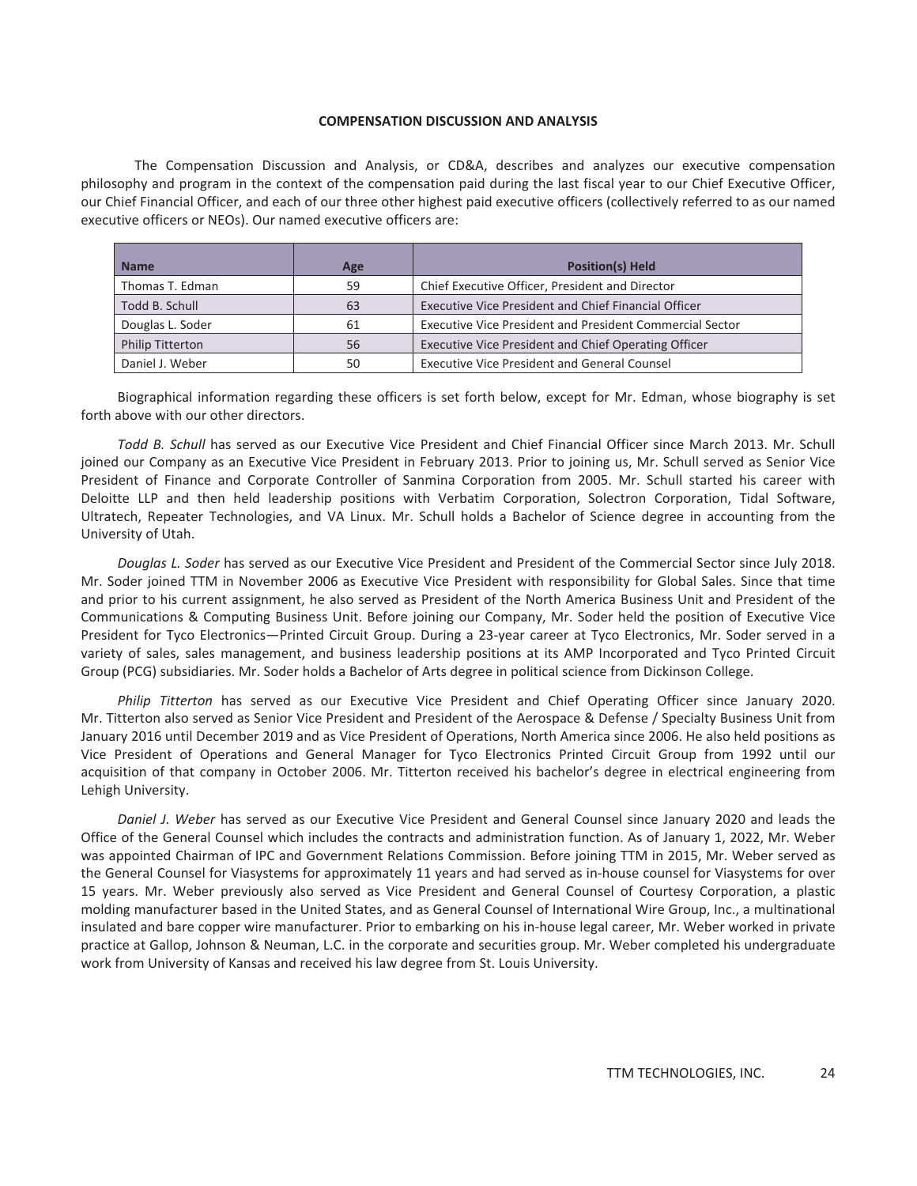## COMPENSATION DISCUSSION AND ANALYSIS

The Compensation Discussion and Analysis, or CD&A, describes and analyzes our executive compensation philosophy and program in the context of the compensation paid during the last fiscal year to our Chief Executive Officer, our Chief Financial Officer, and each of our three other highest paid executive officers (collectively referred to as our named executive officers or NEOs). Our named executive officers are:

| Name | Age | Position(s) Held |
|---|---|---|
| Thomas T. Edman | 59 | Chief Executive Officer, President and Director |
| Todd B. Schull | 63 | Executive Vice President and Chief Financial Officer |
| Douglas L. Soder | 61 | Executive Vice President and President Commercial Sector |
| Philip Titterton | 56 | Executive Vice President and Chief Operating Officer |
| Daniel J. Weber | 50 | Executive Vice President and General Counsel |

Biographical information regarding these officers is set forth below, except for Mr. Edman, whose biography is set forth above with our other directors.

*Todd B. Schull* has served as our Executive Vice President and Chief Financial Officer since March 2013. Mr. Schull joined our Company as an Executive Vice President in February 2013. Prior to joining us, Mr. Schull served as Senior Vice President of Finance and Corporate Controller of Sanmina Corporation from 2005. Mr. Schull started his career with Deloitte LLP and then held leadership positions with Verbatim Corporation, Solectron Corporation, Tidal Software, Ultratech, Repeater Technologies, and VA Linux. Mr. Schull holds a Bachelor of Science degree in accounting from the University of Utah.

*Douglas L. Soder* has served as our Executive Vice President and President of the Commercial Sector since July 2018. Mr. Soder joined TTM in November 2006 as Executive Vice President with responsibility for Global Sales. Since that time and prior to his current assignment, he also served as President of the North America Business Unit and President of the Communications & Computing Business Unit. Before joining our Company, Mr. Soder held the position of Executive Vice President for Tyco Electronics—Printed Circuit Group. During a 23-year career at Tyco Electronics, Mr. Soder served in a variety of sales, sales management, and business leadership positions at its AMP Incorporated and Tyco Printed Circuit Group (PCG) subsidiaries. Mr. Soder holds a Bachelor of Arts degree in political science from Dickinson College.

*Philip Titterton* has served as our Executive Vice President and Chief Operating Officer since January 2020. Mr. Titterton also served as Senior Vice President and President of the Aerospace & Defense / Specialty Business Unit from January 2016 until December 2019 and as Vice President of Operations, North America since 2006. He also held positions as Vice President of Operations and General Manager for Tyco Electronics Printed Circuit Group from 1992 until our acquisition of that company in October 2006. Mr. Titterton received his bachelor's degree in electrical engineering from Lehigh University.

*Daniel J. Weber* has served as our Executive Vice President and General Counsel since January 2020 and leads the Office of the General Counsel which includes the contracts and administration function. As of January 1, 2022, Mr. Weber was appointed Chairman of IPC and Government Relations Commission. Before joining TTM in 2015, Mr. Weber served as the General Counsel for Viasystems for approximately 11 years and had served as in-house counsel for Viasystems for over 15 years. Mr. Weber previously also served as Vice President and General Counsel of Courtesy Corporation, a plastic molding manufacturer based in the United States, and as General Counsel of International Wire Group, Inc., a multinational insulated and bare copper wire manufacturer. Prior to embarking on his in-house legal career, Mr. Weber worked in private practice at Gallop, Johnson & Neuman, L.C. in the corporate and securities group. Mr. Weber completed his undergraduate work from University of Kansas and received his law degree from St. Louis University.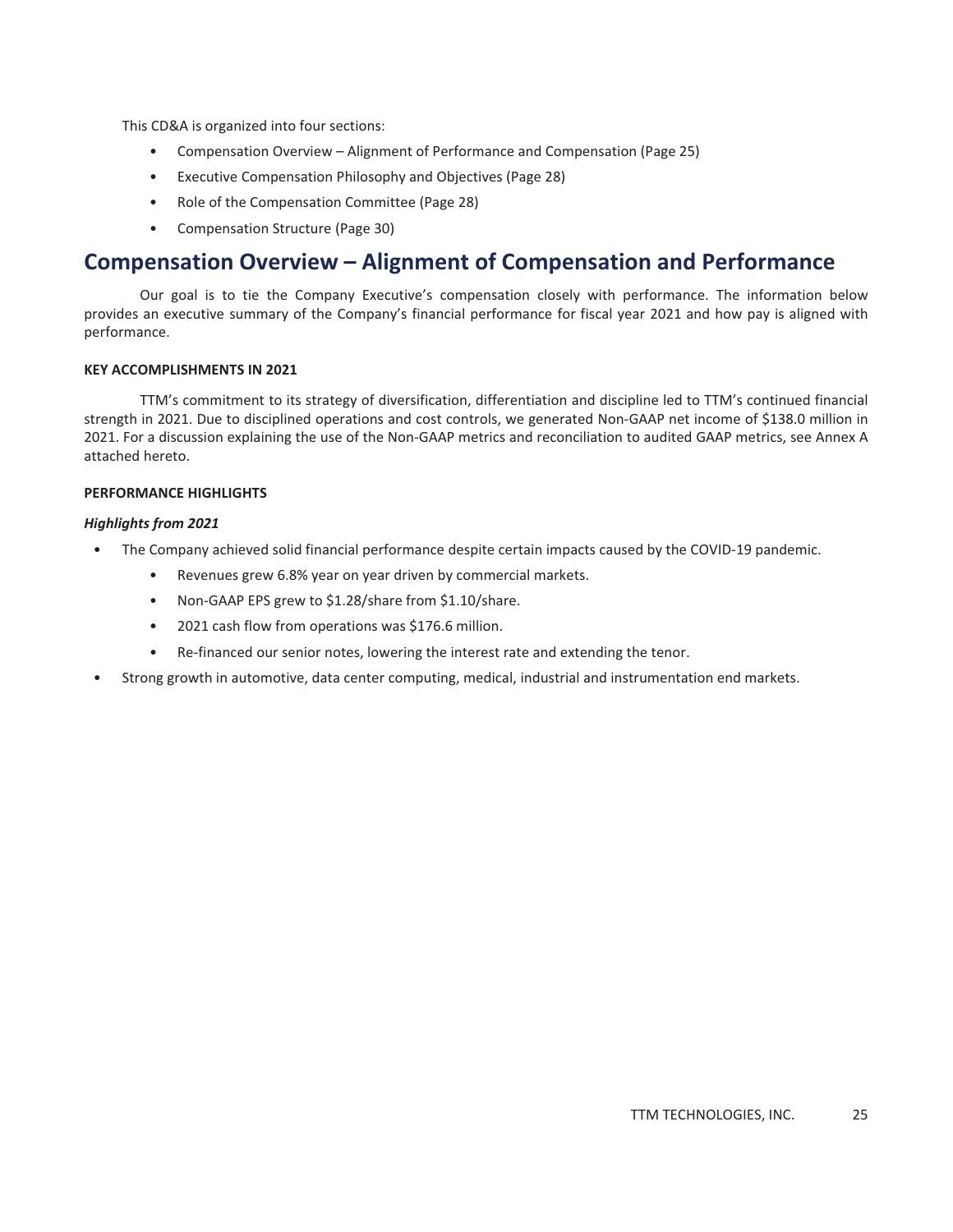This CD&A is organized into four sections:

- Compensation Overview – Alignment of Performance and Compensation (Page 25)
- Executive Compensation Philosophy and Objectives (Page 28)
- Role of the Compensation Committee (Page 28)
- Compensation Structure (Page 30)

## Compensation Overview – Alignment of Compensation and Performance

Our goal is to tie the Company Executive's compensation closely with performance. The information below provides an executive summary of the Company's financial performance for fiscal year 2021 and how pay is aligned with performance.

**KEY ACCOMPLISHMENTS IN 2021**

TTM's commitment to its strategy of diversification, differentiation and discipline led to TTM's continued financial strength in 2021. Due to disciplined operations and cost controls, we generated Non-GAAP net income of $138.0 million in 2021. For a discussion explaining the use of the Non-GAAP metrics and reconciliation to audited GAAP metrics, see Annex A attached hereto.

**PERFORMANCE HIGHLIGHTS**

***Highlights from 2021***

- The Company achieved solid financial performance despite certain impacts caused by the COVID-19 pandemic.
  - Revenues grew 6.8% year on year driven by commercial markets.
  - Non-GAAP EPS grew to $1.28/share from $1.10/share.
  - 2021 cash flow from operations was $176.6 million.
  - Re-financed our senior notes, lowering the interest rate and extending the tenor.
- Strong growth in automotive, data center computing, medical, industrial and instrumentation end markets.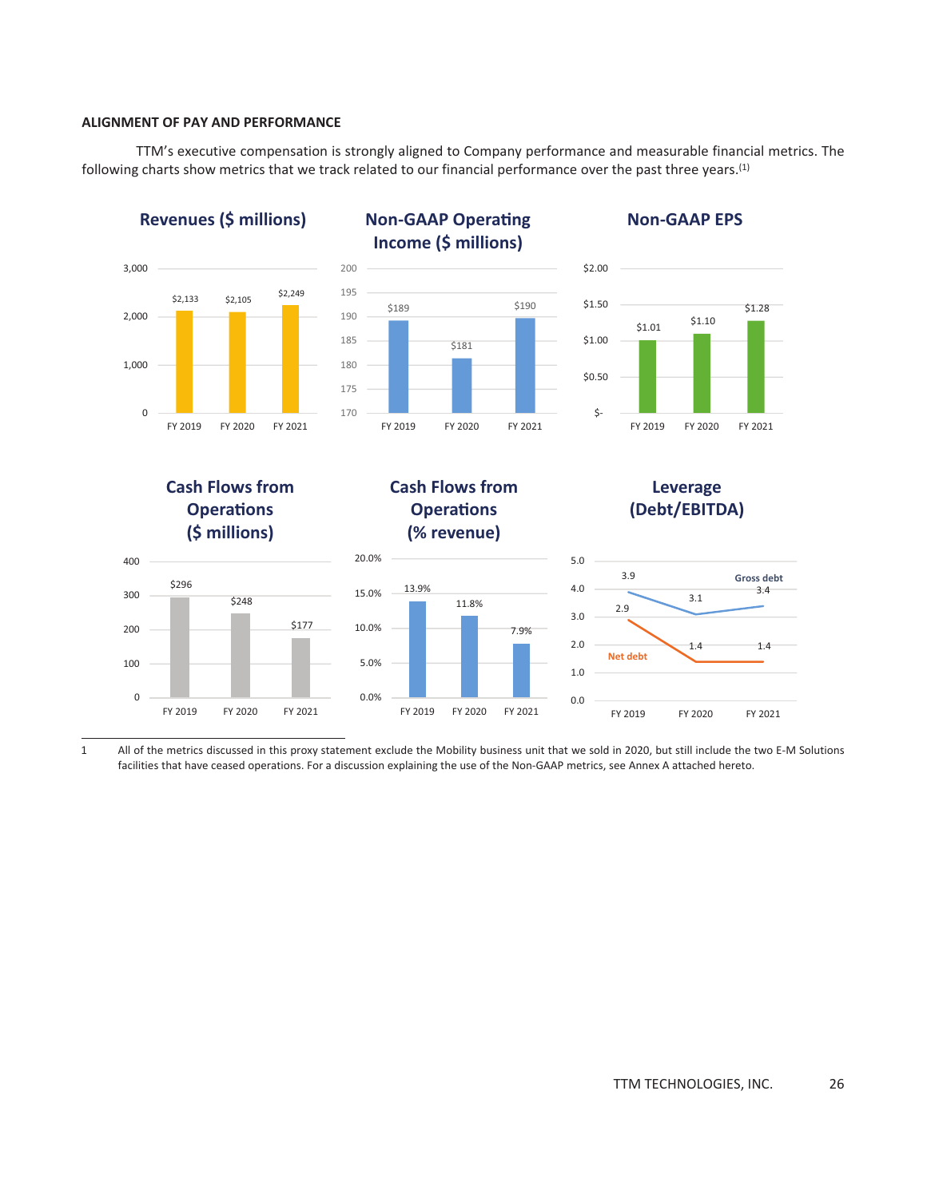**ALIGNMENT OF PAY AND PERFORMANCE**

TTM's executive compensation is strongly aligned to Company performance and measurable financial metrics. The following charts show metrics that we track related to our financial performance over the past three years.[(1)]

**Revenues ($ millions)**

| | FY 2019 | FY 2020 | FY 2021 |
|---|---|---|---|
| Revenues | $2,133 | $2,105 | $2,249 |

**Non-GAAP Operating Income ($ millions)**

| | FY 2019 | FY 2020 | FY 2021 |
|---|---|---|---|
| Non-GAAP Operating Income | $189 | $181 | $190 |

**Non-GAAP EPS**

| | FY 2019 | FY 2020 | FY 2021 |
|---|---|---|---|
| Non-GAAP EPS | $1.01 | $1.10 | $1.28 |

**Cash Flows from Operations ($ millions)**

| | FY 2019 | FY 2020 | FY 2021 |
|---|---|---|---|
| Cash Flows from Operations | $296 | $248 | $177 |

**Cash Flows from Operations (% revenue)**

| | FY 2019 | FY 2020 | FY 2021 |
|---|---|---|---|
| Cash Flows from Operations | 13.9% | 11.8% | 7.9% |

**Leverage (Debt/EBITDA)**

| | FY 2019 | FY 2020 | FY 2021 |
|---|---|---|---|
| Gross debt | 3.9 | 3.1 | 3.4 |
| Net debt | 2.9 | 1.4 | 1.4 |

1 All of the metrics discussed in this proxy statement exclude the Mobility business unit that we sold in 2020, but still include the two E-M Solutions facilities that have ceased operations. For a discussion explaining the use of the Non-GAAP metrics, see Annex A attached hereto.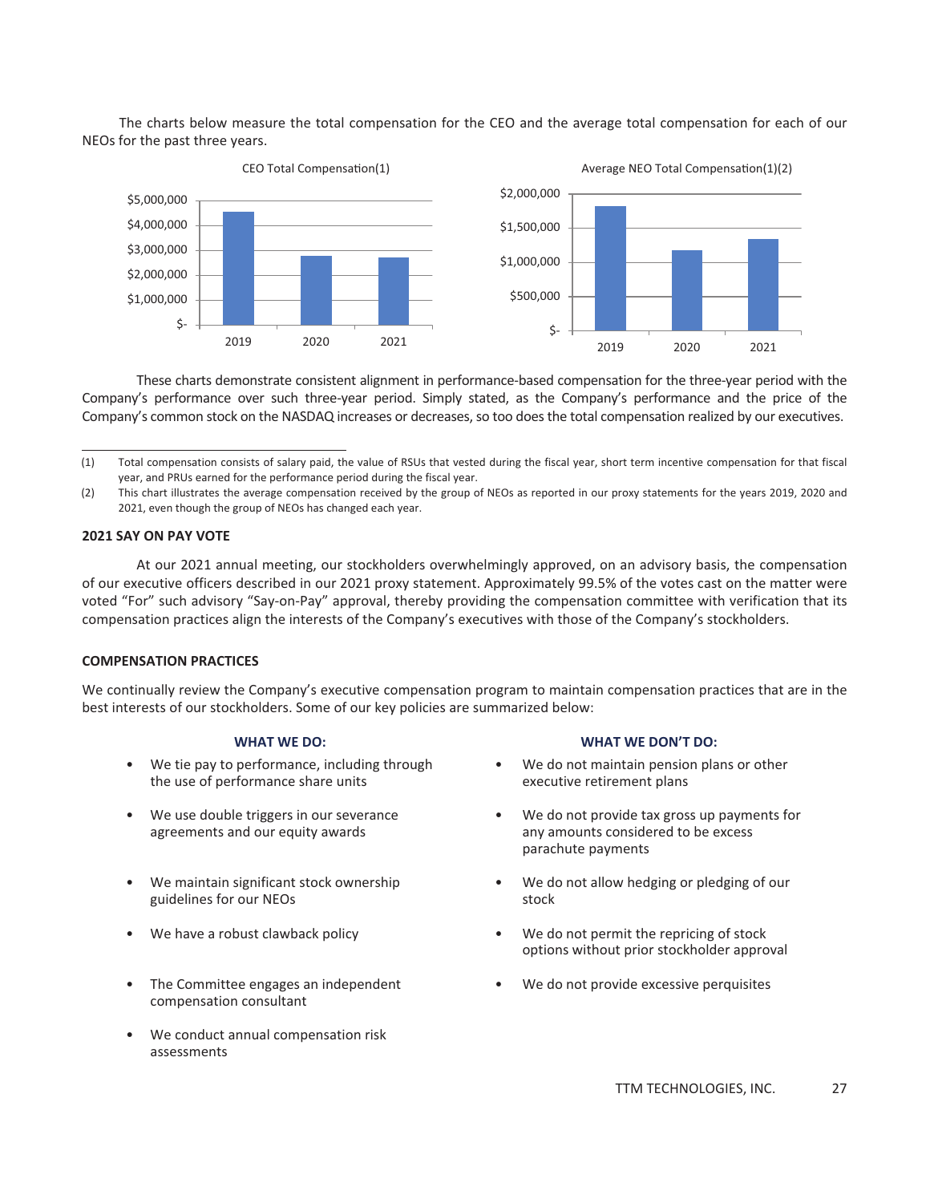The charts below measure the total compensation for the CEO and the average total compensation for each of our NEOs for the past three years.

CEO Total Compensation(1)

$5,000,000
$4,000,000
$3,000,000
$2,000,000
$1,000,000
$-
2019
2020
2021

Average NEO Total Compensation(1)(2)

$2,000,000
$1,500,000
$1,000,000
$500,000
$-
2019
2020
2021

These charts demonstrate consistent alignment in performance-based compensation for the three-year period with the Company's performance over such three-year period. Simply stated, as the Company's performance and the price of the Company's common stock on the NASDAQ increases or decreases, so too does the total compensation realized by our executives.

(1) Total compensation consists of salary paid, the value of RSUs that vested during the fiscal year, short term incentive compensation for that fiscal year, and PRUs earned for the performance period during the fiscal year.

(2) This chart illustrates the average compensation received by the group of NEOs as reported in our proxy statements for the years 2019, 2020 and 2021, even though the group of NEOs has changed each year.

**2021 SAY ON PAY VOTE**

At our 2021 annual meeting, our stockholders overwhelmingly approved, on an advisory basis, the compensation of our executive officers described in our 2021 proxy statement. Approximately 99.5% of the votes cast on the matter were voted "For" such advisory "Say-on-Pay" approval, thereby providing the compensation committee with verification that its compensation practices align the interests of the Company's executives with those of the Company's stockholders.

**COMPENSATION PRACTICES**

We continually review the Company's executive compensation program to maintain compensation practices that are in the best interests of our stockholders. Some of our key policies are summarized below:

**WHAT WE DO:**

- We tie pay to performance, including through the use of performance share units
- We use double triggers in our severance agreements and our equity awards
- We maintain significant stock ownership guidelines for our NEOs
- We have a robust clawback policy
- The Committee engages an independent compensation consultant
- We conduct annual compensation risk assessments

**WHAT WE DON'T DO:**

- We do not maintain pension plans or other executive retirement plans
- We do not provide tax gross up payments for any amounts considered to be excess parachute payments
- We do not allow hedging or pledging of our stock
- We do not permit the repricing of stock options without prior stockholder approval
- We do not provide excessive perquisites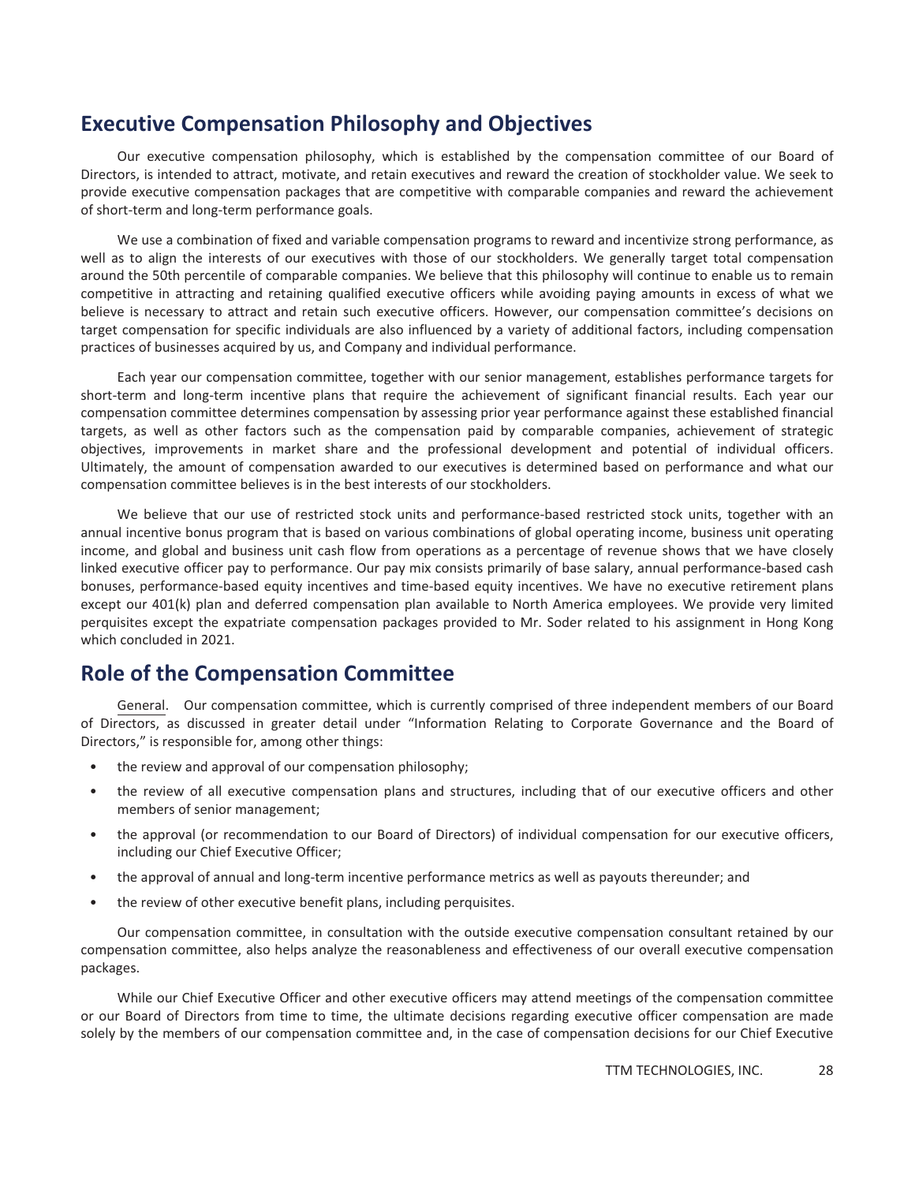## Executive Compensation Philosophy and Objectives

Our executive compensation philosophy, which is established by the compensation committee of our Board of Directors, is intended to attract, motivate, and retain executives and reward the creation of stockholder value. We seek to provide executive compensation packages that are competitive with comparable companies and reward the achievement of short-term and long-term performance goals.

We use a combination of fixed and variable compensation programs to reward and incentivize strong performance, as well as to align the interests of our executives with those of our stockholders. We generally target total compensation around the 50th percentile of comparable companies. We believe that this philosophy will continue to enable us to remain competitive in attracting and retaining qualified executive officers while avoiding paying amounts in excess of what we believe is necessary to attract and retain such executive officers. However, our compensation committee's decisions on target compensation for specific individuals are also influenced by a variety of additional factors, including compensation practices of businesses acquired by us, and Company and individual performance.

Each year our compensation committee, together with our senior management, establishes performance targets for short-term and long-term incentive plans that require the achievement of significant financial results. Each year our compensation committee determines compensation by assessing prior year performance against these established financial targets, as well as other factors such as the compensation paid by comparable companies, achievement of strategic objectives, improvements in market share and the professional development and potential of individual officers. Ultimately, the amount of compensation awarded to our executives is determined based on performance and what our compensation committee believes is in the best interests of our stockholders.

We believe that our use of restricted stock units and performance-based restricted stock units, together with an annual incentive bonus program that is based on various combinations of global operating income, business unit operating income, and global and business unit cash flow from operations as a percentage of revenue shows that we have closely linked executive officer pay to performance. Our pay mix consists primarily of base salary, annual performance-based cash bonuses, performance-based equity incentives and time-based equity incentives. We have no executive retirement plans except our 401(k) plan and deferred compensation plan available to North America employees. We provide very limited perquisites except the expatriate compensation packages provided to Mr. Soder related to his assignment in Hong Kong which concluded in 2021.

## Role of the Compensation Committee

General. Our compensation committee, which is currently comprised of three independent members of our Board of Directors, as discussed in greater detail under "Information Relating to Corporate Governance and the Board of Directors," is responsible for, among other things:

- the review and approval of our compensation philosophy;
- the review of all executive compensation plans and structures, including that of our executive officers and other members of senior management;
- the approval (or recommendation to our Board of Directors) of individual compensation for our executive officers, including our Chief Executive Officer;
- the approval of annual and long-term incentive performance metrics as well as payouts thereunder; and
- the review of other executive benefit plans, including perquisites.

Our compensation committee, in consultation with the outside executive compensation consultant retained by our compensation committee, also helps analyze the reasonableness and effectiveness of our overall executive compensation packages.

While our Chief Executive Officer and other executive officers may attend meetings of the compensation committee or our Board of Directors from time to time, the ultimate decisions regarding executive officer compensation are made solely by the members of our compensation committee and, in the case of compensation decisions for our Chief Executive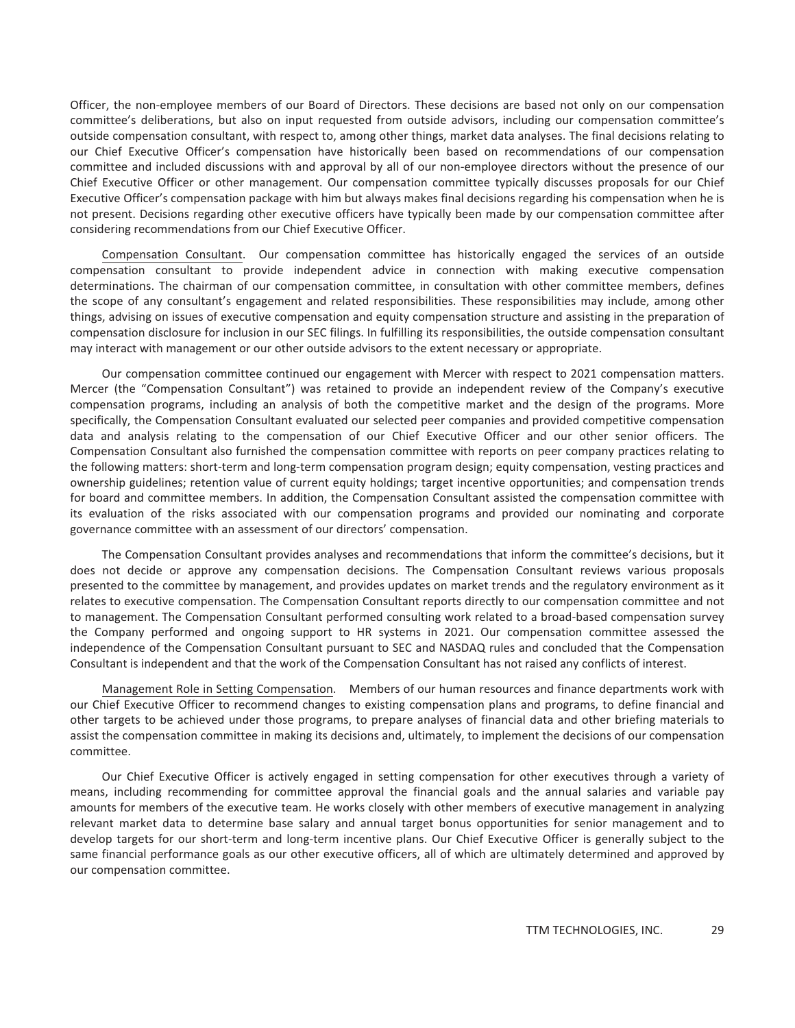Officer, the non-employee members of our Board of Directors. These decisions are based not only on our compensation committee's deliberations, but also on input requested from outside advisors, including our compensation committee's outside compensation consultant, with respect to, among other things, market data analyses. The final decisions relating to our Chief Executive Officer's compensation have historically been based on recommendations of our compensation committee and included discussions with and approval by all of our non-employee directors without the presence of our Chief Executive Officer or other management. Our compensation committee typically discusses proposals for our Chief Executive Officer's compensation package with him but always makes final decisions regarding his compensation when he is not present. Decisions regarding other executive officers have typically been made by our compensation committee after considering recommendations from our Chief Executive Officer.

Compensation Consultant. Our compensation committee has historically engaged the services of an outside compensation consultant to provide independent advice in connection with making executive compensation determinations. The chairman of our compensation committee, in consultation with other committee members, defines the scope of any consultant's engagement and related responsibilities. These responsibilities may include, among other things, advising on issues of executive compensation and equity compensation structure and assisting in the preparation of compensation disclosure for inclusion in our SEC filings. In fulfilling its responsibilities, the outside compensation consultant may interact with management or our other outside advisors to the extent necessary or appropriate.

Our compensation committee continued our engagement with Mercer with respect to 2021 compensation matters. Mercer (the "Compensation Consultant") was retained to provide an independent review of the Company's executive compensation programs, including an analysis of both the competitive market and the design of the programs. More specifically, the Compensation Consultant evaluated our selected peer companies and provided competitive compensation data and analysis relating to the compensation of our Chief Executive Officer and our other senior officers. The Compensation Consultant also furnished the compensation committee with reports on peer company practices relating to the following matters: short-term and long-term compensation program design; equity compensation, vesting practices and ownership guidelines; retention value of current equity holdings; target incentive opportunities; and compensation trends for board and committee members. In addition, the Compensation Consultant assisted the compensation committee with its evaluation of the risks associated with our compensation programs and provided our nominating and corporate governance committee with an assessment of our directors' compensation.

The Compensation Consultant provides analyses and recommendations that inform the committee's decisions, but it does not decide or approve any compensation decisions. The Compensation Consultant reviews various proposals presented to the committee by management, and provides updates on market trends and the regulatory environment as it relates to executive compensation. The Compensation Consultant reports directly to our compensation committee and not to management. The Compensation Consultant performed consulting work related to a broad-based compensation survey the Company performed and ongoing support to HR systems in 2021. Our compensation committee assessed the independence of the Compensation Consultant pursuant to SEC and NASDAQ rules and concluded that the Compensation Consultant is independent and that the work of the Compensation Consultant has not raised any conflicts of interest.

Management Role in Setting Compensation. Members of our human resources and finance departments work with our Chief Executive Officer to recommend changes to existing compensation plans and programs, to define financial and other targets to be achieved under those programs, to prepare analyses of financial data and other briefing materials to assist the compensation committee in making its decisions and, ultimately, to implement the decisions of our compensation committee.

Our Chief Executive Officer is actively engaged in setting compensation for other executives through a variety of means, including recommending for committee approval the financial goals and the annual salaries and variable pay amounts for members of the executive team. He works closely with other members of executive management in analyzing relevant market data to determine base salary and annual target bonus opportunities for senior management and to develop targets for our short-term and long-term incentive plans. Our Chief Executive Officer is generally subject to the same financial performance goals as our other executive officers, all of which are ultimately determined and approved by our compensation committee.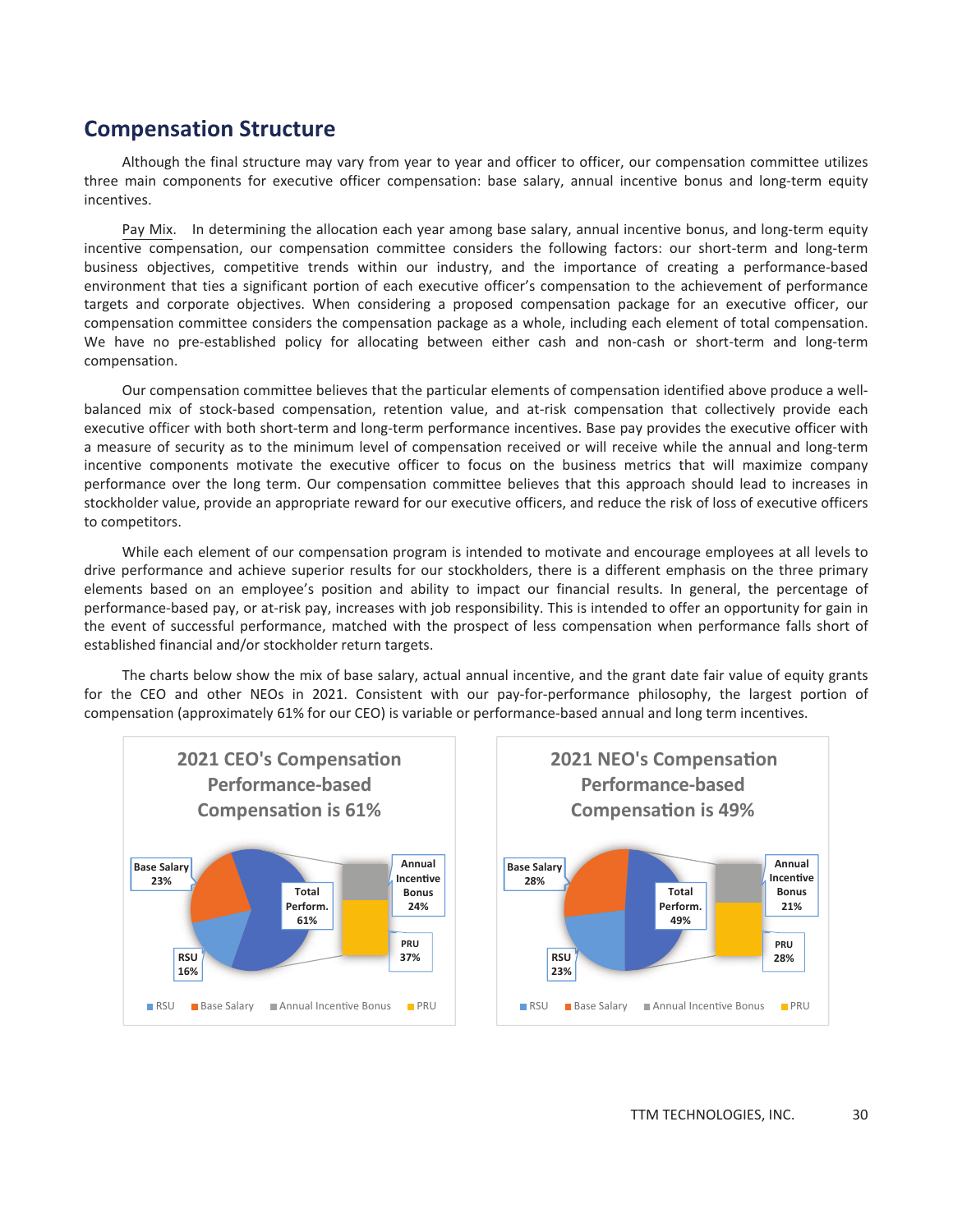## Compensation Structure

Although the final structure may vary from year to year and officer to officer, our compensation committee utilizes three main components for executive officer compensation: base salary, annual incentive bonus and long-term equity incentives.

Pay Mix. In determining the allocation each year among base salary, annual incentive bonus, and long-term equity incentive compensation, our compensation committee considers the following factors: our short-term and long-term business objectives, competitive trends within our industry, and the importance of creating a performance-based environment that ties a significant portion of each executive officer's compensation to the achievement of performance targets and corporate objectives. When considering a proposed compensation package for an executive officer, our compensation committee considers the compensation package as a whole, including each element of total compensation. We have no pre-established policy for allocating between either cash and non-cash or short-term and long-term compensation.

Our compensation committee believes that the particular elements of compensation identified above produce a well-balanced mix of stock-based compensation, retention value, and at-risk compensation that collectively provide each executive officer with both short-term and long-term performance incentives. Base pay provides the executive officer with a measure of security as to the minimum level of compensation received or will receive while the annual and long-term incentive components motivate the executive officer to focus on the business metrics that will maximize company performance over the long term. Our compensation committee believes that this approach should lead to increases in stockholder value, provide an appropriate reward for our executive officers, and reduce the risk of loss of executive officers to competitors.

While each element of our compensation program is intended to motivate and encourage employees at all levels to drive performance and achieve superior results for our stockholders, there is a different emphasis on the three primary elements based on an employee's position and ability to impact our financial results. In general, the percentage of performance-based pay, or at-risk pay, increases with job responsibility. This is intended to offer an opportunity for gain in the event of successful performance, matched with the prospect of less compensation when performance falls short of established financial and/or stockholder return targets.

The charts below show the mix of base salary, actual annual incentive, and the grant date fair value of equity grants for the CEO and other NEOs in 2021. Consistent with our pay-for-performance philosophy, the largest portion of compensation (approximately 61% for our CEO) is variable or performance-based annual and long term incentives.

2021 CEO's Compensation
Performance-based Compensation is 61%

Base Salary 23%
Total Perform. 61%
RSU 16%
Annual Incentive Bonus 24%
PRU 37%

RSU | Base Salary | Annual Incentive Bonus | PRU

2021 NEO's Compensation
Performance-based Compensation is 49%

Base Salary 28%
Total Perform. 49%
RSU 23%
Annual Incentive Bonus 21%
PRU 28%

RSU | Base Salary | Annual Incentive Bonus | PRU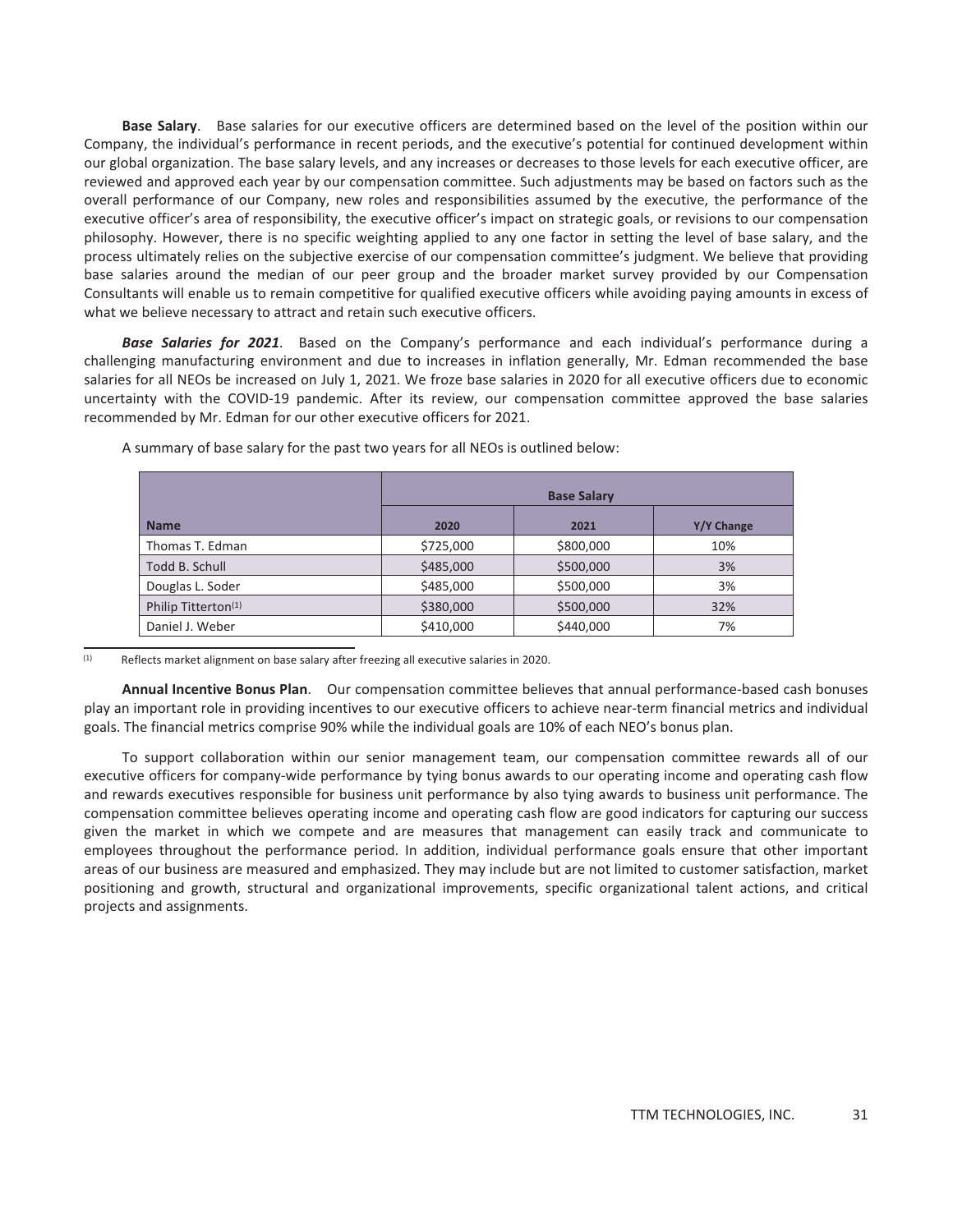**Base Salary**. Base salaries for our executive officers are determined based on the level of the position within our Company, the individual's performance in recent periods, and the executive's potential for continued development within our global organization. The base salary levels, and any increases or decreases to those levels for each executive officer, are reviewed and approved each year by our compensation committee. Such adjustments may be based on factors such as the overall performance of our Company, new roles and responsibilities assumed by the executive, the performance of the executive officer's area of responsibility, the executive officer's impact on strategic goals, or revisions to our compensation philosophy. However, there is no specific weighting applied to any one factor in setting the level of base salary, and the process ultimately relies on the subjective exercise of our compensation committee's judgment. We believe that providing base salaries around the median of our peer group and the broader market survey provided by our Compensation Consultants will enable us to remain competitive for qualified executive officers while avoiding paying amounts in excess of what we believe necessary to attract and retain such executive officers.

***Base Salaries for 2021***. Based on the Company's performance and each individual's performance during a challenging manufacturing environment and due to increases in inflation generally, Mr. Edman recommended the base salaries for all NEOs be increased on July 1, 2021. We froze base salaries in 2020 for all executive officers due to economic uncertainty with the COVID-19 pandemic. After its review, our compensation committee approved the base salaries recommended by Mr. Edman for our other executive officers for 2021.

A summary of base salary for the past two years for all NEOs is outlined below:

| | Base Salary | | |
|---|---|---|---|
| **Name** | **2020** | **2021** | **Y/Y Change** |
| Thomas T. Edman | $725,000 | $800,000 | 10% |
| Todd B. Schull | $485,000 | $500,000 | 3% |
| Douglas L. Soder | $485,000 | $500,000 | 3% |
| Philip Titterton[(1)] | $380,000 | $500,000 | 32% |
| Daniel J. Weber | $410,000 | $440,000 | 7% |

(1) Reflects market alignment on base salary after freezing all executive salaries in 2020.

**Annual Incentive Bonus Plan**. Our compensation committee believes that annual performance-based cash bonuses play an important role in providing incentives to our executive officers to achieve near-term financial metrics and individual goals. The financial metrics comprise 90% while the individual goals are 10% of each NEO's bonus plan.

To support collaboration within our senior management team, our compensation committee rewards all of our executive officers for company-wide performance by tying bonus awards to our operating income and operating cash flow and rewards executives responsible for business unit performance by also tying awards to business unit performance. The compensation committee believes operating income and operating cash flow are good indicators for capturing our success given the market in which we compete and are measures that management can easily track and communicate to employees throughout the performance period. In addition, individual performance goals ensure that other important areas of our business are measured and emphasized. They may include but are not limited to customer satisfaction, market positioning and growth, structural and organizational improvements, specific organizational talent actions, and critical projects and assignments.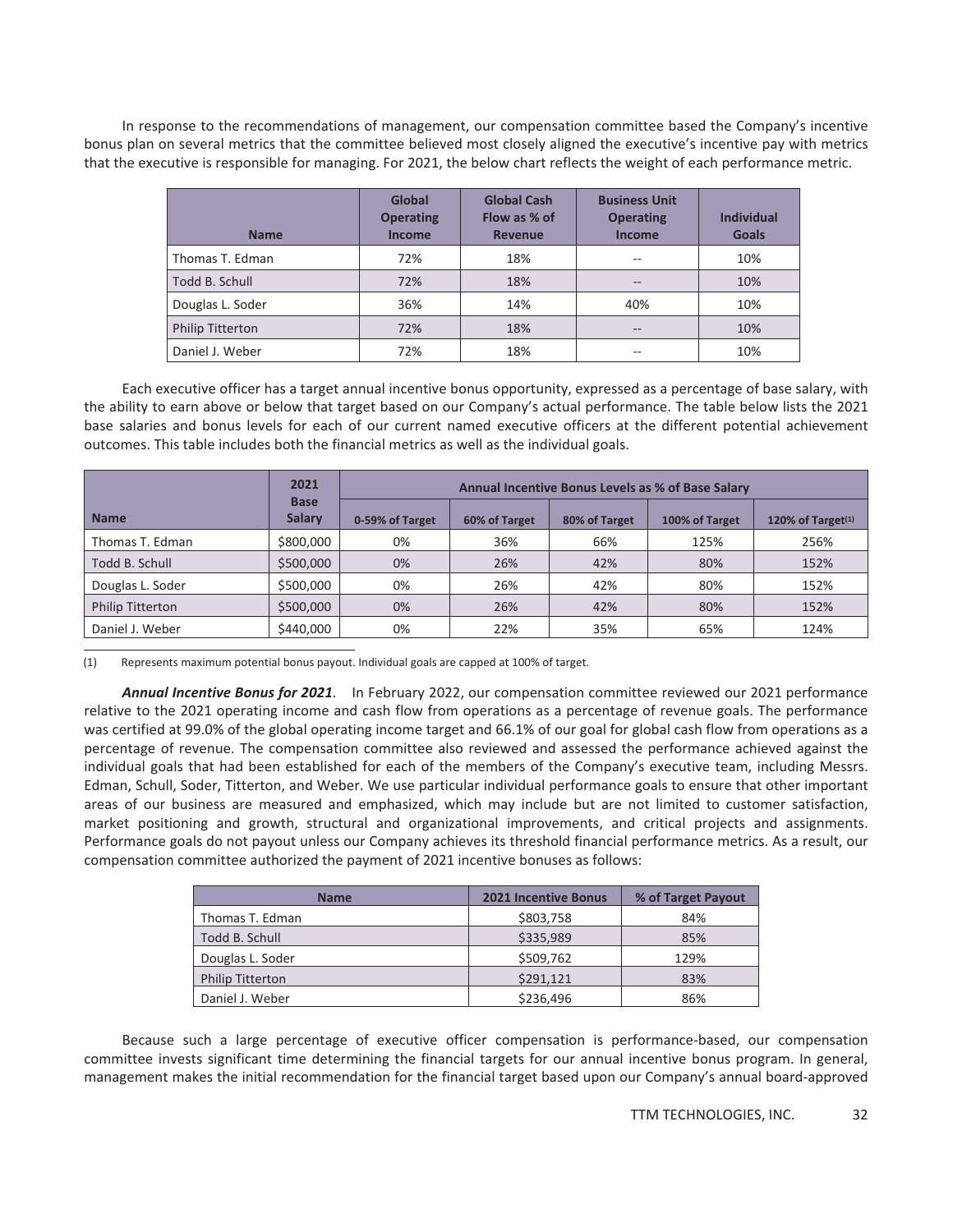In response to the recommendations of management, our compensation committee based the Company's incentive bonus plan on several metrics that the committee believed most closely aligned the executive's incentive pay with metrics that the executive is responsible for managing. For 2021, the below chart reflects the weight of each performance metric.

| Name | Global Operating Income | Global Cash Flow as % of Revenue | Business Unit Operating Income | Individual Goals |
|---|---|---|---|---|
| Thomas T. Edman | 72% | 18% | -- | 10% |
| Todd B. Schull | 72% | 18% | -- | 10% |
| Douglas L. Soder | 36% | 14% | 40% | 10% |
| Philip Titterton | 72% | 18% | -- | 10% |
| Daniel J. Weber | 72% | 18% | -- | 10% |

Each executive officer has a target annual incentive bonus opportunity, expressed as a percentage of base salary, with the ability to earn above or below that target based on our Company's actual performance. The table below lists the 2021 base salaries and bonus levels for each of our current named executive officers at the different potential achievement outcomes. This table includes both the financial metrics as well as the individual goals.

| Name | 2021 Base Salary | Annual Incentive Bonus Levels as % of Base Salary | | | | |
|---|---|---|---|---|---|---|
| | | 0-59% of Target | 60% of Target | 80% of Target | 100% of Target | 120% of Target[(1)] |
| Thomas T. Edman | $800,000 | 0% | 36% | 66% | 125% | 256% |
| Todd B. Schull | $500,000 | 0% | 26% | 42% | 80% | 152% |
| Douglas L. Soder | $500,000 | 0% | 26% | 42% | 80% | 152% |
| Philip Titterton | $500,000 | 0% | 26% | 42% | 80% | 152% |
| Daniel J. Weber | $440,000 | 0% | 22% | 35% | 65% | 124% |

(1) Represents maximum potential bonus payout. Individual goals are capped at 100% of target.

***Annual Incentive Bonus for 2021***. In February 2022, our compensation committee reviewed our 2021 performance relative to the 2021 operating income and cash flow from operations as a percentage of revenue goals. The performance was certified at 99.0% of the global operating income target and 66.1% of our goal for global cash flow from operations as a percentage of revenue. The compensation committee also reviewed and assessed the performance achieved against the individual goals that had been established for each of the members of the Company's executive team, including Messrs. Edman, Schull, Soder, Titterton, and Weber. We use particular individual performance goals to ensure that other important areas of our business are measured and emphasized, which may include but are not limited to customer satisfaction, market positioning and growth, structural and organizational improvements, and critical projects and assignments. Performance goals do not payout unless our Company achieves its threshold financial performance metrics. As a result, our compensation committee authorized the payment of 2021 incentive bonuses as follows:

| Name | 2021 Incentive Bonus | % of Target Payout |
|---|---|---|
| Thomas T. Edman | $803,758 | 84% |
| Todd B. Schull | $335,989 | 85% |
| Douglas L. Soder | $509,762 | 129% |
| Philip Titterton | $291,121 | 83% |
| Daniel J. Weber | $236,496 | 86% |

Because such a large percentage of executive officer compensation is performance-based, our compensation committee invests significant time determining the financial targets for our annual incentive bonus program. In general, management makes the initial recommendation for the financial target based upon our Company's annual board-approved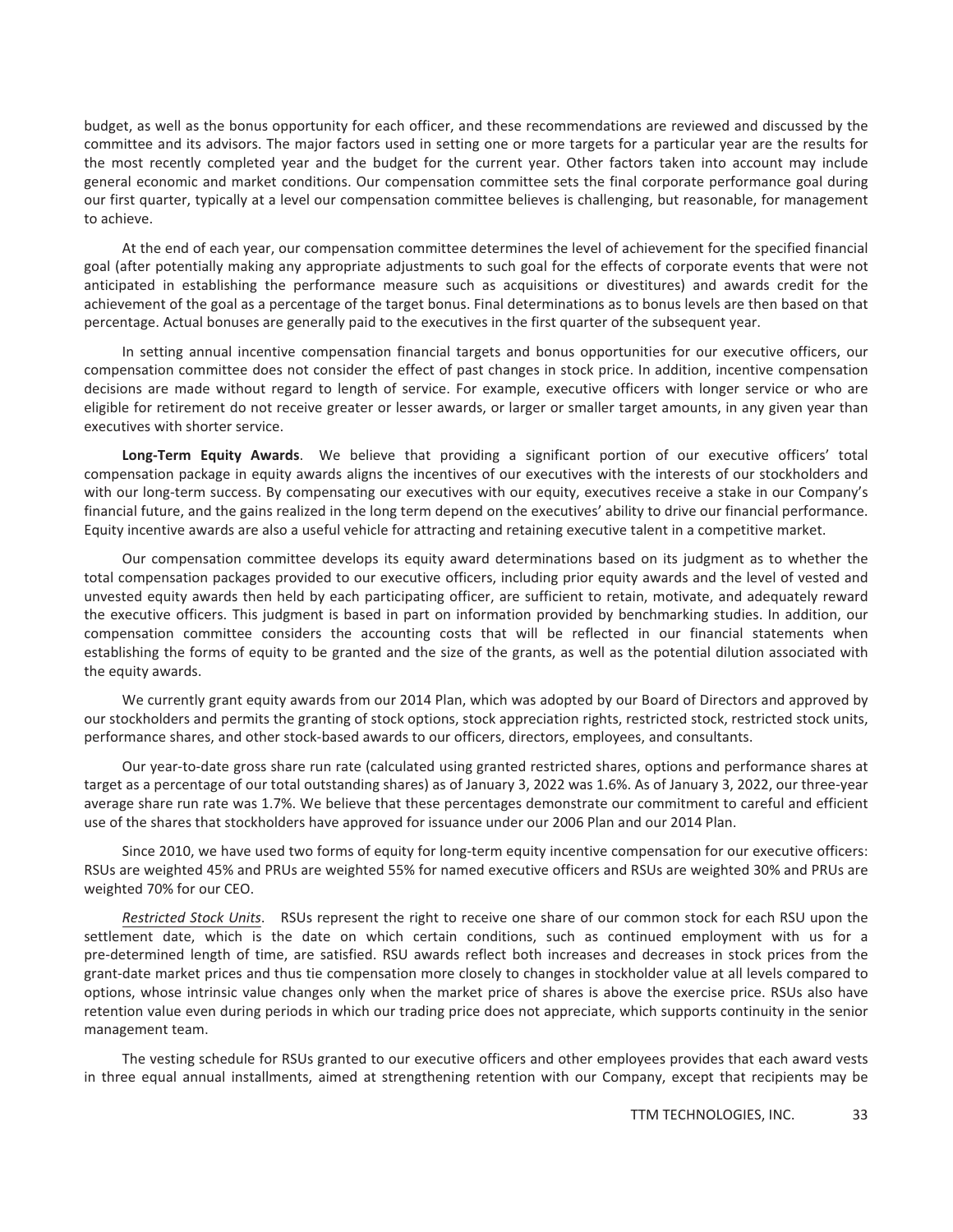budget, as well as the bonus opportunity for each officer, and these recommendations are reviewed and discussed by the committee and its advisors. The major factors used in setting one or more targets for a particular year are the results for the most recently completed year and the budget for the current year. Other factors taken into account may include general economic and market conditions. Our compensation committee sets the final corporate performance goal during our first quarter, typically at a level our compensation committee believes is challenging, but reasonable, for management to achieve.

At the end of each year, our compensation committee determines the level of achievement for the specified financial goal (after potentially making any appropriate adjustments to such goal for the effects of corporate events that were not anticipated in establishing the performance measure such as acquisitions or divestitures) and awards credit for the achievement of the goal as a percentage of the target bonus. Final determinations as to bonus levels are then based on that percentage. Actual bonuses are generally paid to the executives in the first quarter of the subsequent year.

In setting annual incentive compensation financial targets and bonus opportunities for our executive officers, our compensation committee does not consider the effect of past changes in stock price. In addition, incentive compensation decisions are made without regard to length of service. For example, executive officers with longer service or who are eligible for retirement do not receive greater or lesser awards, or larger or smaller target amounts, in any given year than executives with shorter service.

**Long-Term Equity Awards**. We believe that providing a significant portion of our executive officers' total compensation package in equity awards aligns the incentives of our executives with the interests of our stockholders and with our long-term success. By compensating our executives with our equity, executives receive a stake in our Company's financial future, and the gains realized in the long term depend on the executives' ability to drive our financial performance. Equity incentive awards are also a useful vehicle for attracting and retaining executive talent in a competitive market.

Our compensation committee develops its equity award determinations based on its judgment as to whether the total compensation packages provided to our executive officers, including prior equity awards and the level of vested and unvested equity awards then held by each participating officer, are sufficient to retain, motivate, and adequately reward the executive officers. This judgment is based in part on information provided by benchmarking studies. In addition, our compensation committee considers the accounting costs that will be reflected in our financial statements when establishing the forms of equity to be granted and the size of the grants, as well as the potential dilution associated with the equity awards.

We currently grant equity awards from our 2014 Plan, which was adopted by our Board of Directors and approved by our stockholders and permits the granting of stock options, stock appreciation rights, restricted stock, restricted stock units, performance shares, and other stock-based awards to our officers, directors, employees, and consultants.

Our year-to-date gross share run rate (calculated using granted restricted shares, options and performance shares at target as a percentage of our total outstanding shares) as of January 3, 2022 was 1.6%. As of January 3, 2022, our three-year average share run rate was 1.7%. We believe that these percentages demonstrate our commitment to careful and efficient use of the shares that stockholders have approved for issuance under our 2006 Plan and our 2014 Plan.

Since 2010, we have used two forms of equity for long-term equity incentive compensation for our executive officers: RSUs are weighted 45% and PRUs are weighted 55% for named executive officers and RSUs are weighted 30% and PRUs are weighted 70% for our CEO.

*Restricted Stock Units*. RSUs represent the right to receive one share of our common stock for each RSU upon the settlement date, which is the date on which certain conditions, such as continued employment with us for a pre-determined length of time, are satisfied. RSU awards reflect both increases and decreases in stock prices from the grant-date market prices and thus tie compensation more closely to changes in stockholder value at all levels compared to options, whose intrinsic value changes only when the market price of shares is above the exercise price. RSUs also have retention value even during periods in which our trading price does not appreciate, which supports continuity in the senior management team.

The vesting schedule for RSUs granted to our executive officers and other employees provides that each award vests in three equal annual installments, aimed at strengthening retention with our Company, except that recipients may be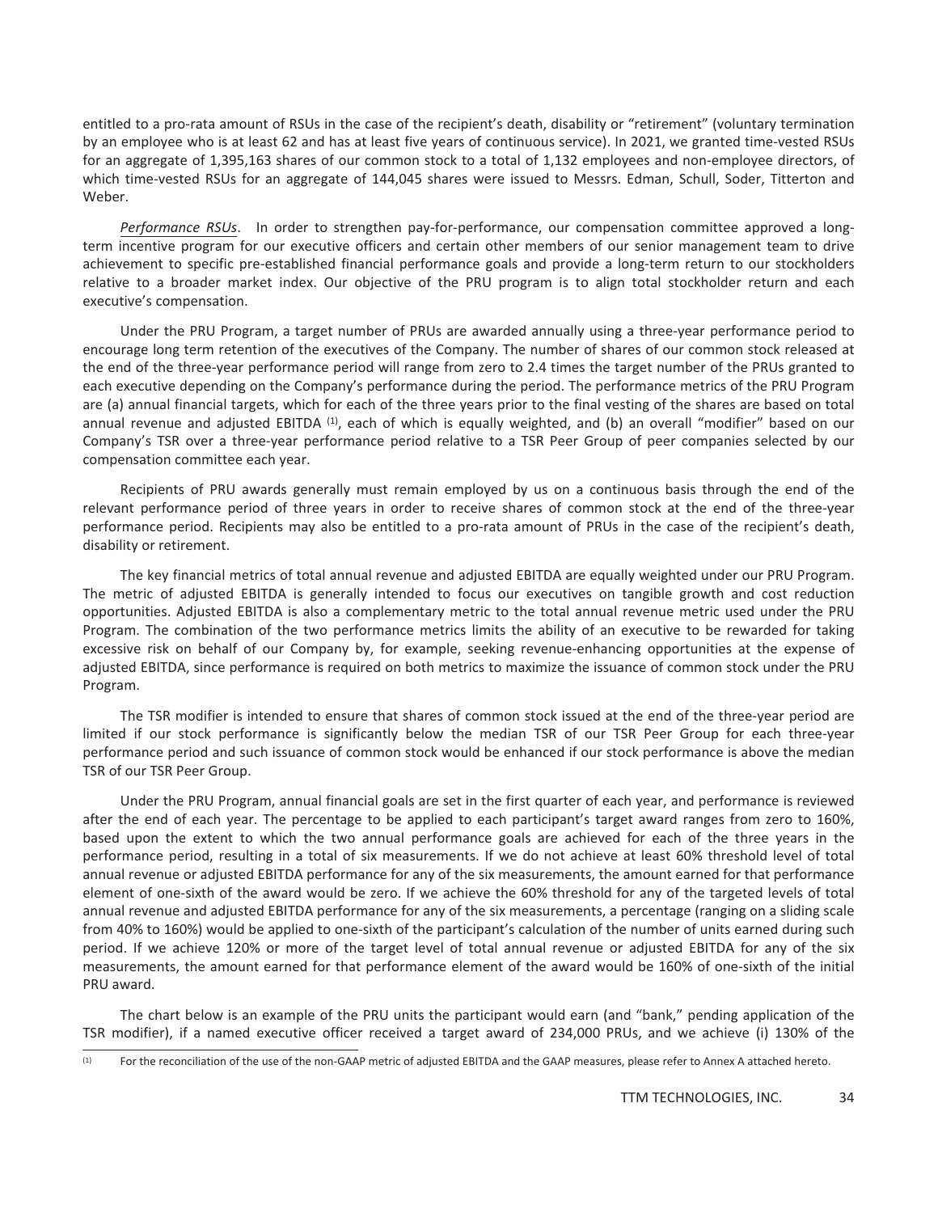entitled to a pro-rata amount of RSUs in the case of the recipient's death, disability or "retirement" (voluntary termination by an employee who is at least 62 and has at least five years of continuous service). In 2021, we granted time-vested RSUs for an aggregate of 1,395,163 shares of our common stock to a total of 1,132 employees and non-employee directors, of which time-vested RSUs for an aggregate of 144,045 shares were issued to Messrs. Edman, Schull, Soder, Titterton and Weber.

*Performance RSUs*. In order to strengthen pay-for-performance, our compensation committee approved a long-term incentive program for our executive officers and certain other members of our senior management team to drive achievement to specific pre-established financial performance goals and provide a long-term return to our stockholders relative to a broader market index. Our objective of the PRU program is to align total stockholder return and each executive's compensation.

Under the PRU Program, a target number of PRUs are awarded annually using a three-year performance period to encourage long term retention of the executives of the Company. The number of shares of our common stock released at the end of the three-year performance period will range from zero to 2.4 times the target number of the PRUs granted to each executive depending on the Company's performance during the period. The performance metrics of the PRU Program are (a) annual financial targets, which for each of the three years prior to the final vesting of the shares are based on total annual revenue and adjusted EBITDA [(1)], each of which is equally weighted, and (b) an overall "modifier" based on our Company's TSR over a three-year performance period relative to a TSR Peer Group of peer companies selected by our compensation committee each year.

Recipients of PRU awards generally must remain employed by us on a continuous basis through the end of the relevant performance period of three years in order to receive shares of common stock at the end of the three-year performance period. Recipients may also be entitled to a pro-rata amount of PRUs in the case of the recipient's death, disability or retirement.

The key financial metrics of total annual revenue and adjusted EBITDA are equally weighted under our PRU Program. The metric of adjusted EBITDA is generally intended to focus our executives on tangible growth and cost reduction opportunities. Adjusted EBITDA is also a complementary metric to the total annual revenue metric used under the PRU Program. The combination of the two performance metrics limits the ability of an executive to be rewarded for taking excessive risk on behalf of our Company by, for example, seeking revenue-enhancing opportunities at the expense of adjusted EBITDA, since performance is required on both metrics to maximize the issuance of common stock under the PRU Program.

The TSR modifier is intended to ensure that shares of common stock issued at the end of the three-year period are limited if our stock performance is significantly below the median TSR of our TSR Peer Group for each three-year performance period and such issuance of common stock would be enhanced if our stock performance is above the median TSR of our TSR Peer Group.

Under the PRU Program, annual financial goals are set in the first quarter of each year, and performance is reviewed after the end of each year. The percentage to be applied to each participant's target award ranges from zero to 160%, based upon the extent to which the two annual performance goals are achieved for each of the three years in the performance period, resulting in a total of six measurements. If we do not achieve at least 60% threshold level of total annual revenue or adjusted EBITDA performance for any of the six measurements, the amount earned for that performance element of one-sixth of the award would be zero. If we achieve the 60% threshold for any of the targeted levels of total annual revenue and adjusted EBITDA performance for any of the six measurements, a percentage (ranging on a sliding scale from 40% to 160%) would be applied to one-sixth of the participant's calculation of the number of units earned during such period. If we achieve 120% or more of the target level of total annual revenue or adjusted EBITDA for any of the six measurements, the amount earned for that performance element of the award would be 160% of one-sixth of the initial PRU award.

The chart below is an example of the PRU units the participant would earn (and "bank," pending application of the TSR modifier), if a named executive officer received a target award of 234,000 PRUs, and we achieve (i) 130% of the

(1) For the reconciliation of the use of the non-GAAP metric of adjusted EBITDA and the GAAP measures, please refer to Annex A attached hereto.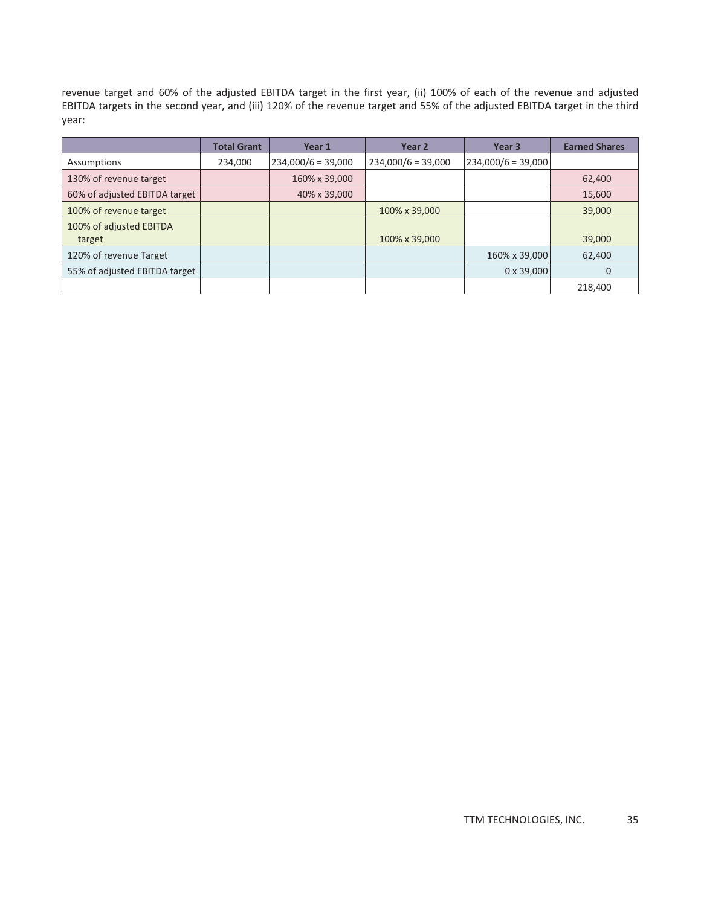revenue target and 60% of the adjusted EBITDA target in the first year, (ii) 100% of each of the revenue and adjusted EBITDA targets in the second year, and (iii) 120% of the revenue target and 55% of the adjusted EBITDA target in the third year:

| | Total Grant | Year 1 | Year 2 | Year 3 | Earned Shares |
|---|---|---|---|---|---|
| Assumptions | 234,000 | 234,000/6 = 39,000 | 234,000/6 = 39,000 | 234,000/6 = 39,000 | |
| 130% of revenue target | | 160% x 39,000 | | | 62,400 |
| 60% of adjusted EBITDA target | | 40% x 39,000 | | | 15,600 |
| 100% of revenue target | | | 100% x 39,000 | | 39,000 |
| 100% of adjusted EBITDA target | | | 100% x 39,000 | | 39,000 |
| 120% of revenue Target | | | | 160% x 39,000 | 62,400 |
| 55% of adjusted EBITDA target | | | | 0 x 39,000 | 0 |
| | | | | | 218,400 |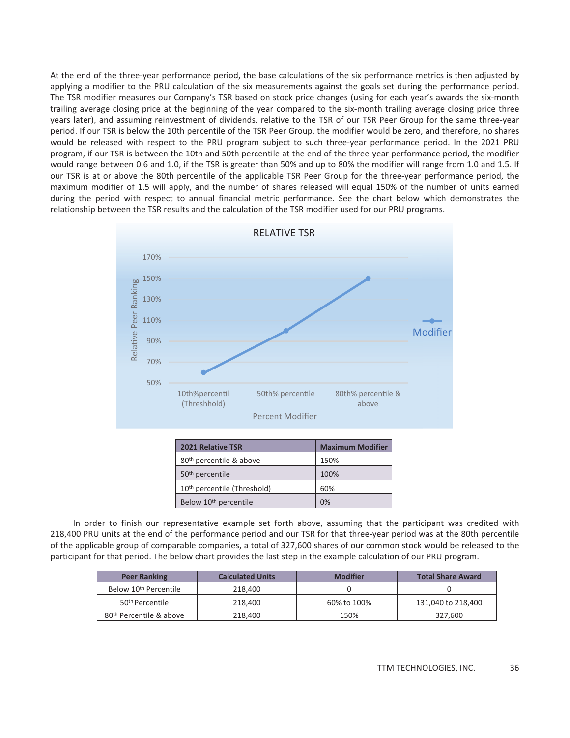At the end of the three-year performance period, the base calculations of the six performance metrics is then adjusted by applying a modifier to the PRU calculation of the six measurements against the goals set during the performance period. The TSR modifier measures our Company's TSR based on stock price changes (using for each year's awards the six-month trailing average closing price at the beginning of the year compared to the six-month trailing average closing price three years later), and assuming reinvestment of dividends, relative to the TSR of our TSR Peer Group for the same three-year period. If our TSR is below the 10th percentile of the TSR Peer Group, the modifier would be zero, and therefore, no shares would be released with respect to the PRU program subject to such three-year performance period. In the 2021 PRU program, if our TSR is between the 10th and 50th percentile at the end of the three-year performance period, the modifier would range between 0.6 and 1.0, if the TSR is greater than 50% and up to 80% the modifier will range from 1.0 and 1.5. If our TSR is at or above the 80th percentile of the applicable TSR Peer Group for the three-year performance period, the maximum modifier of 1.5 will apply, and the number of shares released will equal 150% of the number of units earned during the period with respect to annual financial metric performance. See the chart below which demonstrates the relationship between the TSR results and the calculation of the TSR modifier used for our PRU programs.

RELATIVE TSR

Relative Peer Ranking

170%
150%
130%
110%
90%
70%
50%

10th%percentil (Threshhold)
50th% percentile
80th% percentile & above

Percent Modifier

Modifier

| 2021 Relative TSR | Maximum Modifier |
|---|---|
| 80th percentile & above | 150% |
| 50th percentile | 100% |
| 10th percentile (Threshold) | 60% |
| Below 10th percentile | 0% |

In order to finish our representative example set forth above, assuming that the participant was credited with 218,400 PRU units at the end of the performance period and our TSR for that three-year period was at the 80th percentile of the applicable group of comparable companies, a total of 327,600 shares of our common stock would be released to the participant for that period. The below chart provides the last step in the example calculation of our PRU program.

| Peer Ranking | Calculated Units | Modifier | Total Share Award |
|---|---|---|---|
| Below 10th Percentile | 218,400 | 0 | 0 |
| 50th Percentile | 218,400 | 60% to 100% | 131,040 to 218,400 |
| 80th Percentile & above | 218,400 | 150% | 327,600 |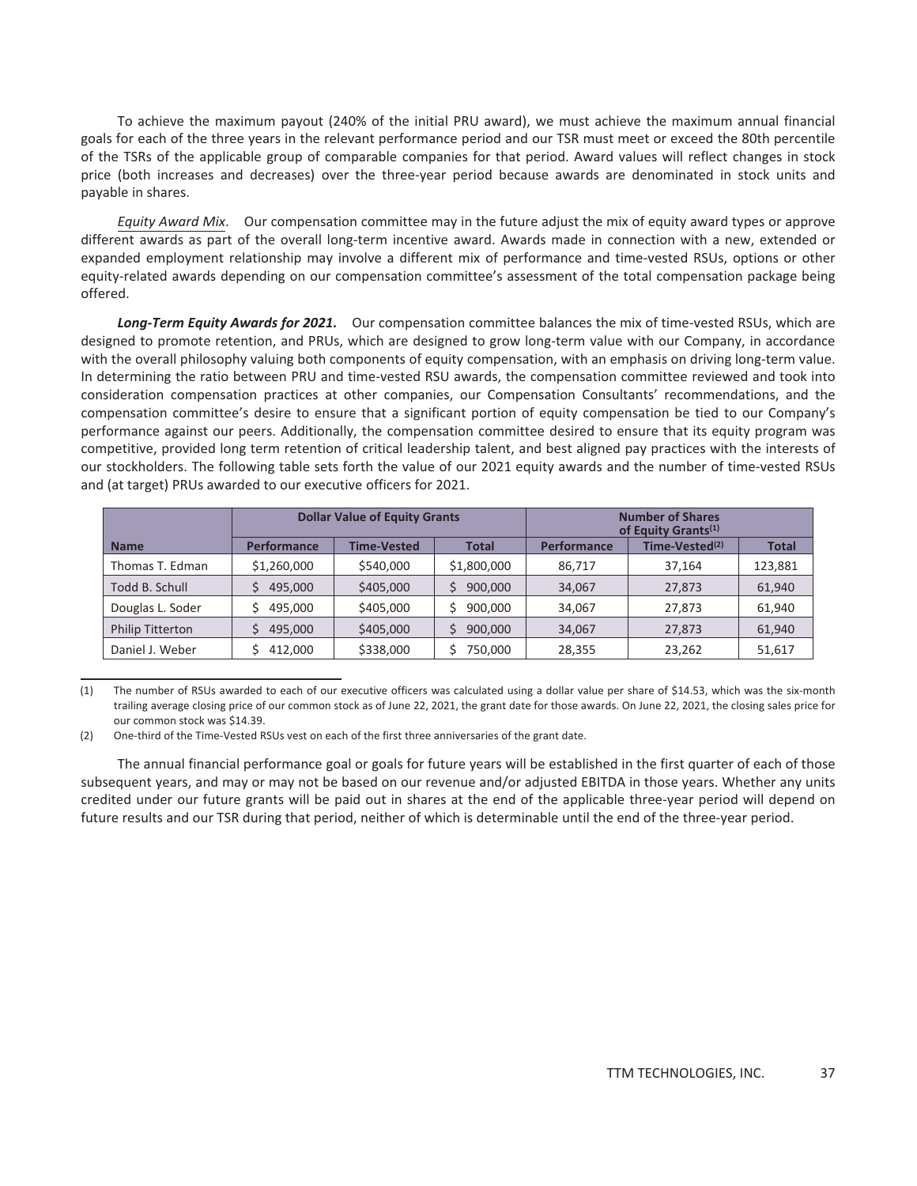To achieve the maximum payout (240% of the initial PRU award), we must achieve the maximum annual financial goals for each of the three years in the relevant performance period and our TSR must meet or exceed the 80th percentile of the TSRs of the applicable group of comparable companies for that period. Award values will reflect changes in stock price (both increases and decreases) over the three-year period because awards are denominated in stock units and payable in shares.

*Equity Award Mix*. Our compensation committee may in the future adjust the mix of equity award types or approve different awards as part of the overall long-term incentive award. Awards made in connection with a new, extended or expanded employment relationship may involve a different mix of performance and time-vested RSUs, options or other equity-related awards depending on our compensation committee's assessment of the total compensation package being offered.

***Long-Term Equity Awards for 2021.*** Our compensation committee balances the mix of time-vested RSUs, which are designed to promote retention, and PRUs, which are designed to grow long-term value with our Company, in accordance with the overall philosophy valuing both components of equity compensation, with an emphasis on driving long-term value. In determining the ratio between PRU and time-vested RSU awards, the compensation committee reviewed and took into consideration compensation practices at other companies, our Compensation Consultants' recommendations, and the compensation committee's desire to ensure that a significant portion of equity compensation be tied to our Company's performance against our peers. Additionally, the compensation committee desired to ensure that its equity program was competitive, provided long term retention of critical leadership talent, and best aligned pay practices with the interests of our stockholders. The following table sets forth the value of our 2021 equity awards and the number of time-vested RSUs and (at target) PRUs awarded to our executive officers for 2021.

| | Dollar Value of Equity Grants | | | Number of Shares of Equity Grants(1) | | |
|---|---|---|---|---|---|---|
| **Name** | **Performance** | **Time-Vested** | **Total** | **Performance** | **Time-Vested(2)** | **Total** |
| Thomas T. Edman | $1,260,000 | $540,000 | $1,800,000 | 86,717 | 37,164 | 123,881 |
| Todd B. Schull | $ 495,000 | $405,000 | $ 900,000 | 34,067 | 27,873 | 61,940 |
| Douglas L. Soder | $ 495,000 | $405,000 | $ 900,000 | 34,067 | 27,873 | 61,940 |
| Philip Titterton | $ 495,000 | $405,000 | $ 900,000 | 34,067 | 27,873 | 61,940 |
| Daniel J. Weber | $ 412,000 | $338,000 | $ 750,000 | 28,355 | 23,262 | 51,617 |

(1) The number of RSUs awarded to each of our executive officers was calculated using a dollar value per share of $14.53, which was the six-month trailing average closing price of our common stock as of June 22, 2021, the grant date for those awards. On June 22, 2021, the closing sales price for our common stock was $14.39.

(2) One-third of the Time-Vested RSUs vest on each of the first three anniversaries of the grant date.

The annual financial performance goal or goals for future years will be established in the first quarter of each of those subsequent years, and may or may not be based on our revenue and/or adjusted EBITDA in those years. Whether any units credited under our future grants will be paid out in shares at the end of the applicable three-year period will depend on future results and our TSR during that period, neither of which is determinable until the end of the three-year period.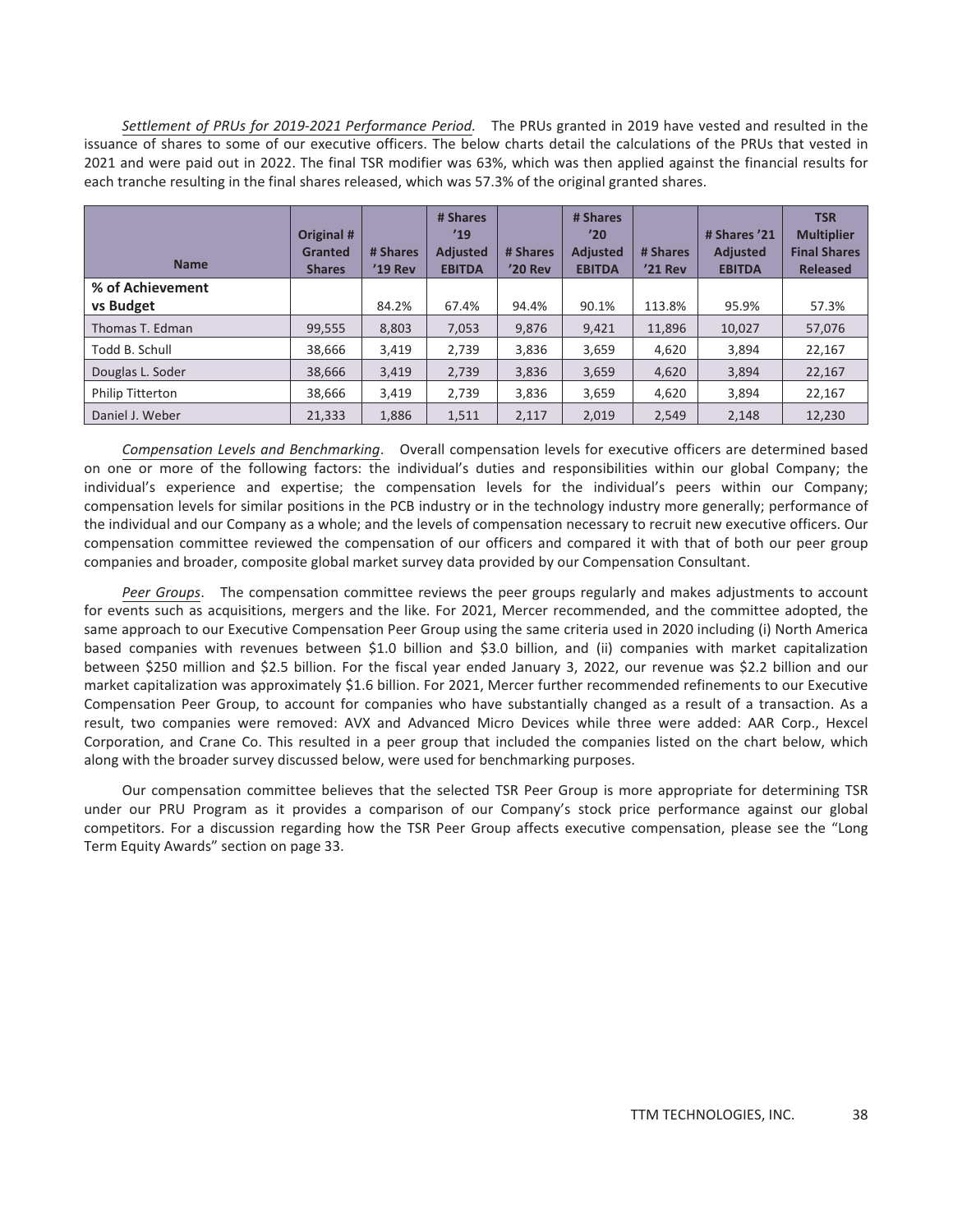*Settlement of PRUs for 2019-2021 Performance Period.* The PRUs granted in 2019 have vested and resulted in the issuance of shares to some of our executive officers. The below charts detail the calculations of the PRUs that vested in 2021 and were paid out in 2022. The final TSR modifier was 63%, which was then applied against the financial results for each tranche resulting in the final shares released, which was 57.3% of the original granted shares.

| Name | Original # Granted Shares | # Shares '19 Rev | # Shares '19 Adjusted EBITDA | # Shares '20 Rev | # Shares '20 Adjusted EBITDA | # Shares '21 Rev | # Shares '21 Adjusted EBITDA | TSR Multiplier Final Shares Released |
|---|---|---|---|---|---|---|---|---|
| **% of Achievement vs Budget** | | 84.2% | 67.4% | 94.4% | 90.1% | 113.8% | 95.9% | 57.3% |
| Thomas T. Edman | 99,555 | 8,803 | 7,053 | 9,876 | 9,421 | 11,896 | 10,027 | 57,076 |
| Todd B. Schull | 38,666 | 3,419 | 2,739 | 3,836 | 3,659 | 4,620 | 3,894 | 22,167 |
| Douglas L. Soder | 38,666 | 3,419 | 2,739 | 3,836 | 3,659 | 4,620 | 3,894 | 22,167 |
| Philip Titterton | 38,666 | 3,419 | 2,739 | 3,836 | 3,659 | 4,620 | 3,894 | 22,167 |
| Daniel J. Weber | 21,333 | 1,886 | 1,511 | 2,117 | 2,019 | 2,549 | 2,148 | 12,230 |

*Compensation Levels and Benchmarking*. Overall compensation levels for executive officers are determined based on one or more of the following factors: the individual's duties and responsibilities within our global Company; the individual's experience and expertise; the compensation levels for the individual's peers within our Company; compensation levels for similar positions in the PCB industry or in the technology industry more generally; performance of the individual and our Company as a whole; and the levels of compensation necessary to recruit new executive officers. Our compensation committee reviewed the compensation of our officers and compared it with that of both our peer group companies and broader, composite global market survey data provided by our Compensation Consultant.

*Peer Groups*. The compensation committee reviews the peer groups regularly and makes adjustments to account for events such as acquisitions, mergers and the like. For 2021, Mercer recommended, and the committee adopted, the same approach to our Executive Compensation Peer Group using the same criteria used in 2020 including (i) North America based companies with revenues between $1.0 billion and $3.0 billion, and (ii) companies with market capitalization between $250 million and $2.5 billion. For the fiscal year ended January 3, 2022, our revenue was $2.2 billion and our market capitalization was approximately $1.6 billion. For 2021, Mercer further recommended refinements to our Executive Compensation Peer Group, to account for companies who have substantially changed as a result of a transaction. As a result, two companies were removed: AVX and Advanced Micro Devices while three were added: AAR Corp., Hexcel Corporation, and Crane Co. This resulted in a peer group that included the companies listed on the chart below, which along with the broader survey discussed below, were used for benchmarking purposes.

Our compensation committee believes that the selected TSR Peer Group is more appropriate for determining TSR under our PRU Program as it provides a comparison of our Company's stock price performance against our global competitors. For a discussion regarding how the TSR Peer Group affects executive compensation, please see the "Long Term Equity Awards" section on page 33.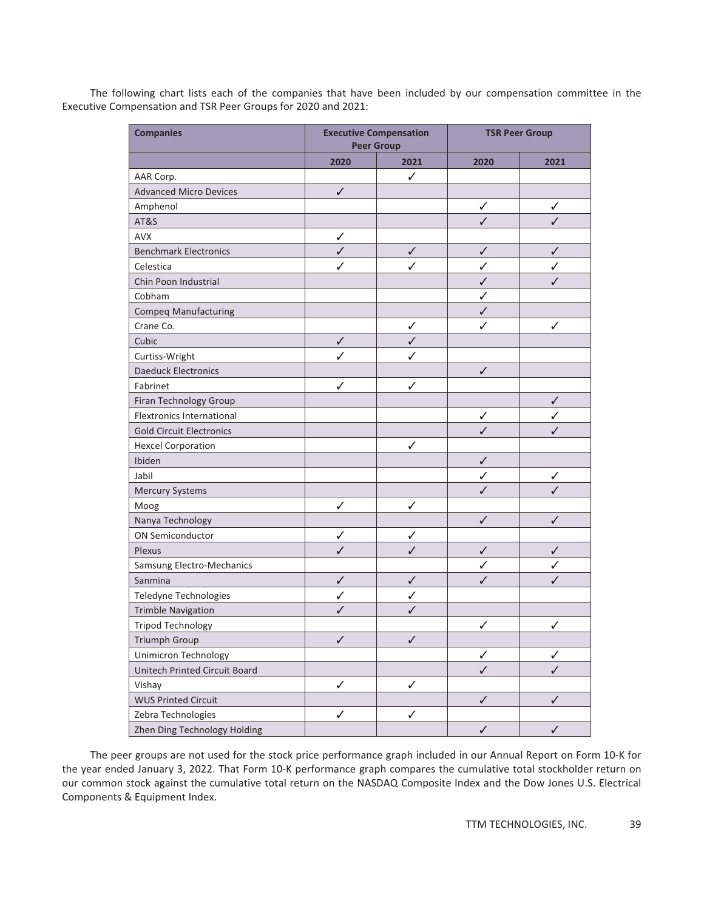The following chart lists each of the companies that have been included by our compensation committee in the Executive Compensation and TSR Peer Groups for 2020 and 2021:

| Companies | Executive Compensation Peer Group | | TSR Peer Group | |
|---|---|---|---|---|
| | 2020 | 2021 | 2020 | 2021 |
| AAR Corp. | | ✓ | | |
| Advanced Micro Devices | ✓ | | | |
| Amphenol | | | ✓ | ✓ |
| AT&S | | | ✓ | ✓ |
| AVX | ✓ | | | |
| Benchmark Electronics | ✓ | ✓ | ✓ | ✓ |
| Celestica | ✓ | ✓ | ✓ | ✓ |
| Chin Poon Industrial | | | ✓ | ✓ |
| Cobham | | | ✓ | |
| Compeq Manufacturing | | | ✓ | |
| Crane Co. | | ✓ | ✓ | ✓ |
| Cubic | ✓ | ✓ | | |
| Curtiss-Wright | ✓ | ✓ | | |
| Daeduck Electronics | | | ✓ | |
| Fabrinet | ✓ | ✓ | | |
| Firan Technology Group | | | | ✓ |
| Flextronics International | | | ✓ | ✓ |
| Gold Circuit Electronics | | | ✓ | ✓ |
| Hexcel Corporation | | ✓ | | |
| Ibiden | | | ✓ | |
| Jabil | | | ✓ | ✓ |
| Mercury Systems | | | ✓ | ✓ |
| Moog | ✓ | ✓ | | |
| Nanya Technology | | | ✓ | ✓ |
| ON Semiconductor | ✓ | ✓ | | |
| Plexus | ✓ | ✓ | ✓ | ✓ |
| Samsung Electro-Mechanics | | | ✓ | ✓ |
| Sanmina | ✓ | ✓ | ✓ | ✓ |
| Teledyne Technologies | ✓ | ✓ | | |
| Trimble Navigation | ✓ | ✓ | | |
| Tripod Technology | | | ✓ | ✓ |
| Triumph Group | ✓ | ✓ | | |
| Unimicron Technology | | | ✓ | ✓ |
| Unitech Printed Circuit Board | | | ✓ | ✓ |
| Vishay | ✓ | ✓ | | |
| WUS Printed Circuit | | | ✓ | ✓ |
| Zebra Technologies | ✓ | ✓ | | |
| Zhen Ding Technology Holding | | | ✓ | ✓ |

The peer groups are not used for the stock price performance graph included in our Annual Report on Form 10-K for the year ended January 3, 2022. That Form 10-K performance graph compares the cumulative total stockholder return on our common stock against the cumulative total return on the NASDAQ Composite Index and the Dow Jones U.S. Electrical Components & Equipment Index.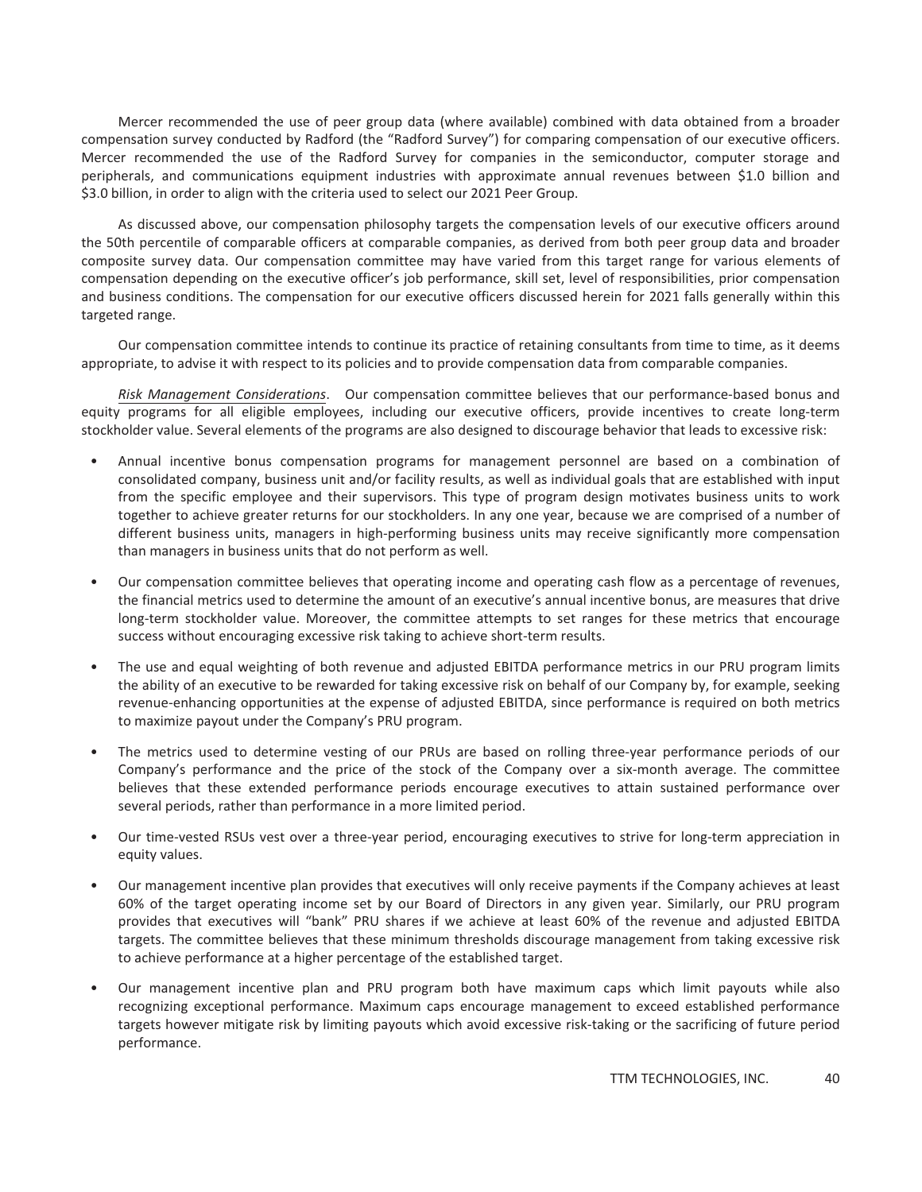Mercer recommended the use of peer group data (where available) combined with data obtained from a broader compensation survey conducted by Radford (the "Radford Survey") for comparing compensation of our executive officers. Mercer recommended the use of the Radford Survey for companies in the semiconductor, computer storage and peripherals, and communications equipment industries with approximate annual revenues between $1.0 billion and $3.0 billion, in order to align with the criteria used to select our 2021 Peer Group.

As discussed above, our compensation philosophy targets the compensation levels of our executive officers around the 50th percentile of comparable officers at comparable companies, as derived from both peer group data and broader composite survey data. Our compensation committee may have varied from this target range for various elements of compensation depending on the executive officer's job performance, skill set, level of responsibilities, prior compensation and business conditions. The compensation for our executive officers discussed herein for 2021 falls generally within this targeted range.

Our compensation committee intends to continue its practice of retaining consultants from time to time, as it deems appropriate, to advise it with respect to its policies and to provide compensation data from comparable companies.

*Risk Management Considerations*. Our compensation committee believes that our performance-based bonus and equity programs for all eligible employees, including our executive officers, provide incentives to create long-term stockholder value. Several elements of the programs are also designed to discourage behavior that leads to excessive risk:

- Annual incentive bonus compensation programs for management personnel are based on a combination of consolidated company, business unit and/or facility results, as well as individual goals that are established with input from the specific employee and their supervisors. This type of program design motivates business units to work together to achieve greater returns for our stockholders. In any one year, because we are comprised of a number of different business units, managers in high-performing business units may receive significantly more compensation than managers in business units that do not perform as well.

- Our compensation committee believes that operating income and operating cash flow as a percentage of revenues, the financial metrics used to determine the amount of an executive's annual incentive bonus, are measures that drive long-term stockholder value. Moreover, the committee attempts to set ranges for these metrics that encourage success without encouraging excessive risk taking to achieve short-term results.

- The use and equal weighting of both revenue and adjusted EBITDA performance metrics in our PRU program limits the ability of an executive to be rewarded for taking excessive risk on behalf of our Company by, for example, seeking revenue-enhancing opportunities at the expense of adjusted EBITDA, since performance is required on both metrics to maximize payout under the Company's PRU program.

- The metrics used to determine vesting of our PRUs are based on rolling three-year performance periods of our Company's performance and the price of the stock of the Company over a six-month average. The committee believes that these extended performance periods encourage executives to attain sustained performance over several periods, rather than performance in a more limited period.

- Our time-vested RSUs vest over a three-year period, encouraging executives to strive for long-term appreciation in equity values.

- Our management incentive plan provides that executives will only receive payments if the Company achieves at least 60% of the target operating income set by our Board of Directors in any given year. Similarly, our PRU program provides that executives will "bank" PRU shares if we achieve at least 60% of the revenue and adjusted EBITDA targets. The committee believes that these minimum thresholds discourage management from taking excessive risk to achieve performance at a higher percentage of the established target.

- Our management incentive plan and PRU program both have maximum caps which limit payouts while also recognizing exceptional performance. Maximum caps encourage management to exceed established performance targets however mitigate risk by limiting payouts which avoid excessive risk-taking or the sacrificing of future period performance.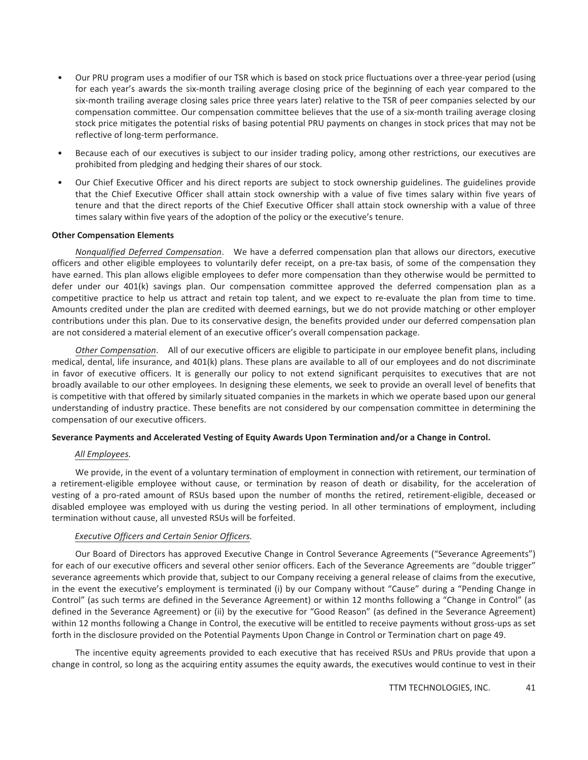- Our PRU program uses a modifier of our TSR which is based on stock price fluctuations over a three-year period (using for each year's awards the six-month trailing average closing price of the beginning of each year compared to the six-month trailing average closing sales price three years later) relative to the TSR of peer companies selected by our compensation committee. Our compensation committee believes that the use of a six-month trailing average closing stock price mitigates the potential risks of basing potential PRU payments on changes in stock prices that may not be reflective of long-term performance.
- Because each of our executives is subject to our insider trading policy, among other restrictions, our executives are prohibited from pledging and hedging their shares of our stock.
- Our Chief Executive Officer and his direct reports are subject to stock ownership guidelines. The guidelines provide that the Chief Executive Officer shall attain stock ownership with a value of five times salary within five years of tenure and that the direct reports of the Chief Executive Officer shall attain stock ownership with a value of three times salary within five years of the adoption of the policy or the executive's tenure.

**Other Compensation Elements**

*Nonqualified Deferred Compensation*. We have a deferred compensation plan that allows our directors, executive officers and other eligible employees to voluntarily defer receipt, on a pre-tax basis, of some of the compensation they have earned. This plan allows eligible employees to defer more compensation than they otherwise would be permitted to defer under our 401(k) savings plan. Our compensation committee approved the deferred compensation plan as a competitive practice to help us attract and retain top talent, and we expect to re-evaluate the plan from time to time. Amounts credited under the plan are credited with deemed earnings, but we do not provide matching or other employer contributions under this plan. Due to its conservative design, the benefits provided under our deferred compensation plan are not considered a material element of an executive officer's overall compensation package.

*Other Compensation*. All of our executive officers are eligible to participate in our employee benefit plans, including medical, dental, life insurance, and 401(k) plans. These plans are available to all of our employees and do not discriminate in favor of executive officers. It is generally our policy to not extend significant perquisites to executives that are not broadly available to our other employees. In designing these elements, we seek to provide an overall level of benefits that is competitive with that offered by similarly situated companies in the markets in which we operate based upon our general understanding of industry practice. These benefits are not considered by our compensation committee in determining the compensation of our executive officers.

**Severance Payments and Accelerated Vesting of Equity Awards Upon Termination and/or a Change in Control.**

*All Employees.*

We provide, in the event of a voluntary termination of employment in connection with retirement, our termination of a retirement-eligible employee without cause, or termination by reason of death or disability, for the acceleration of vesting of a pro-rated amount of RSUs based upon the number of months the retired, retirement-eligible, deceased or disabled employee was employed with us during the vesting period. In all other terminations of employment, including termination without cause, all unvested RSUs will be forfeited.

*Executive Officers and Certain Senior Officers.*

Our Board of Directors has approved Executive Change in Control Severance Agreements ("Severance Agreements") for each of our executive officers and several other senior officers. Each of the Severance Agreements are "double trigger" severance agreements which provide that, subject to our Company receiving a general release of claims from the executive, in the event the executive's employment is terminated (i) by our Company without "Cause" during a "Pending Change in Control" (as such terms are defined in the Severance Agreement) or within 12 months following a "Change in Control" (as defined in the Severance Agreement) or (ii) by the executive for "Good Reason" (as defined in the Severance Agreement) within 12 months following a Change in Control, the executive will be entitled to receive payments without gross-ups as set forth in the disclosure provided on the Potential Payments Upon Change in Control or Termination chart on page 49.

The incentive equity agreements provided to each executive that has received RSUs and PRUs provide that upon a change in control, so long as the acquiring entity assumes the equity awards, the executives would continue to vest in their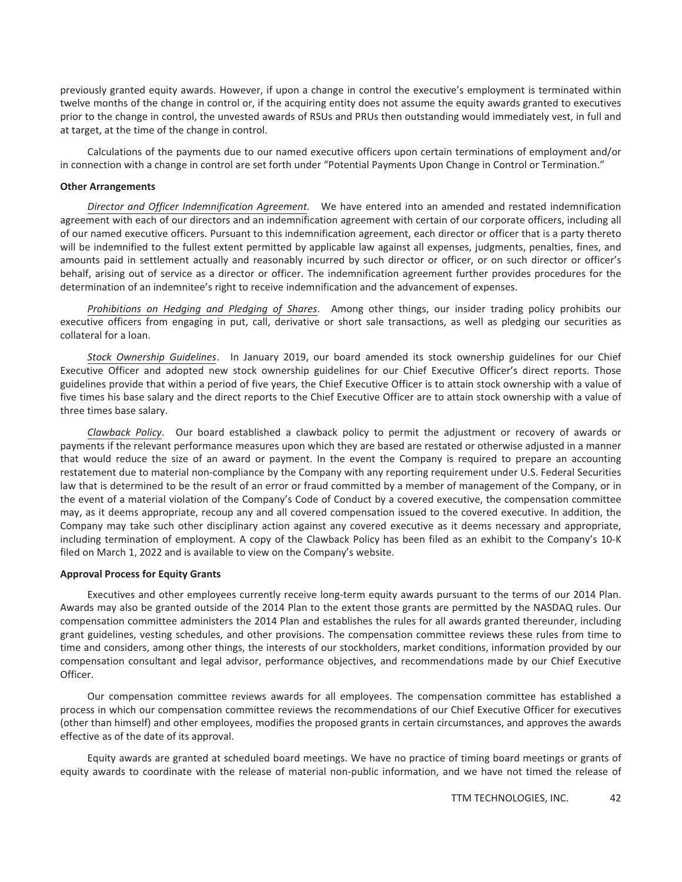previously granted equity awards. However, if upon a change in control the executive's employment is terminated within twelve months of the change in control or, if the acquiring entity does not assume the equity awards granted to executives prior to the change in control, the unvested awards of RSUs and PRUs then outstanding would immediately vest, in full and at target, at the time of the change in control.

Calculations of the payments due to our named executive officers upon certain terminations of employment and/or in connection with a change in control are set forth under "Potential Payments Upon Change in Control or Termination."

**Other Arrangements**

*Director and Officer Indemnification Agreement.* We have entered into an amended and restated indemnification agreement with each of our directors and an indemnification agreement with certain of our corporate officers, including all of our named executive officers. Pursuant to this indemnification agreement, each director or officer that is a party thereto will be indemnified to the fullest extent permitted by applicable law against all expenses, judgments, penalties, fines, and amounts paid in settlement actually and reasonably incurred by such director or officer, or on such director or officer's behalf, arising out of service as a director or officer. The indemnification agreement further provides procedures for the determination of an indemnitee's right to receive indemnification and the advancement of expenses.

*Prohibitions on Hedging and Pledging of Shares*. Among other things, our insider trading policy prohibits our executive officers from engaging in put, call, derivative or short sale transactions, as well as pledging our securities as collateral for a loan.

*Stock Ownership Guidelines*. In January 2019, our board amended its stock ownership guidelines for our Chief Executive Officer and adopted new stock ownership guidelines for our Chief Executive Officer's direct reports. Those guidelines provide that within a period of five years, the Chief Executive Officer is to attain stock ownership with a value of five times his base salary and the direct reports to the Chief Executive Officer are to attain stock ownership with a value of three times base salary.

*Clawback Policy*. Our board established a clawback policy to permit the adjustment or recovery of awards or payments if the relevant performance measures upon which they are based are restated or otherwise adjusted in a manner that would reduce the size of an award or payment. In the event the Company is required to prepare an accounting restatement due to material non-compliance by the Company with any reporting requirement under U.S. Federal Securities law that is determined to be the result of an error or fraud committed by a member of management of the Company, or in the event of a material violation of the Company's Code of Conduct by a covered executive, the compensation committee may, as it deems appropriate, recoup any and all covered compensation issued to the covered executive. In addition, the Company may take such other disciplinary action against any covered executive as it deems necessary and appropriate, including termination of employment. A copy of the Clawback Policy has been filed as an exhibit to the Company's 10-K filed on March 1, 2022 and is available to view on the Company's website.

**Approval Process for Equity Grants**

Executives and other employees currently receive long-term equity awards pursuant to the terms of our 2014 Plan. Awards may also be granted outside of the 2014 Plan to the extent those grants are permitted by the NASDAQ rules. Our compensation committee administers the 2014 Plan and establishes the rules for all awards granted thereunder, including grant guidelines, vesting schedules, and other provisions. The compensation committee reviews these rules from time to time and considers, among other things, the interests of our stockholders, market conditions, information provided by our compensation consultant and legal advisor, performance objectives, and recommendations made by our Chief Executive Officer.

Our compensation committee reviews awards for all employees. The compensation committee has established a process in which our compensation committee reviews the recommendations of our Chief Executive Officer for executives (other than himself) and other employees, modifies the proposed grants in certain circumstances, and approves the awards effective as of the date of its approval.

Equity awards are granted at scheduled board meetings. We have no practice of timing board meetings or grants of equity awards to coordinate with the release of material non-public information, and we have not timed the release of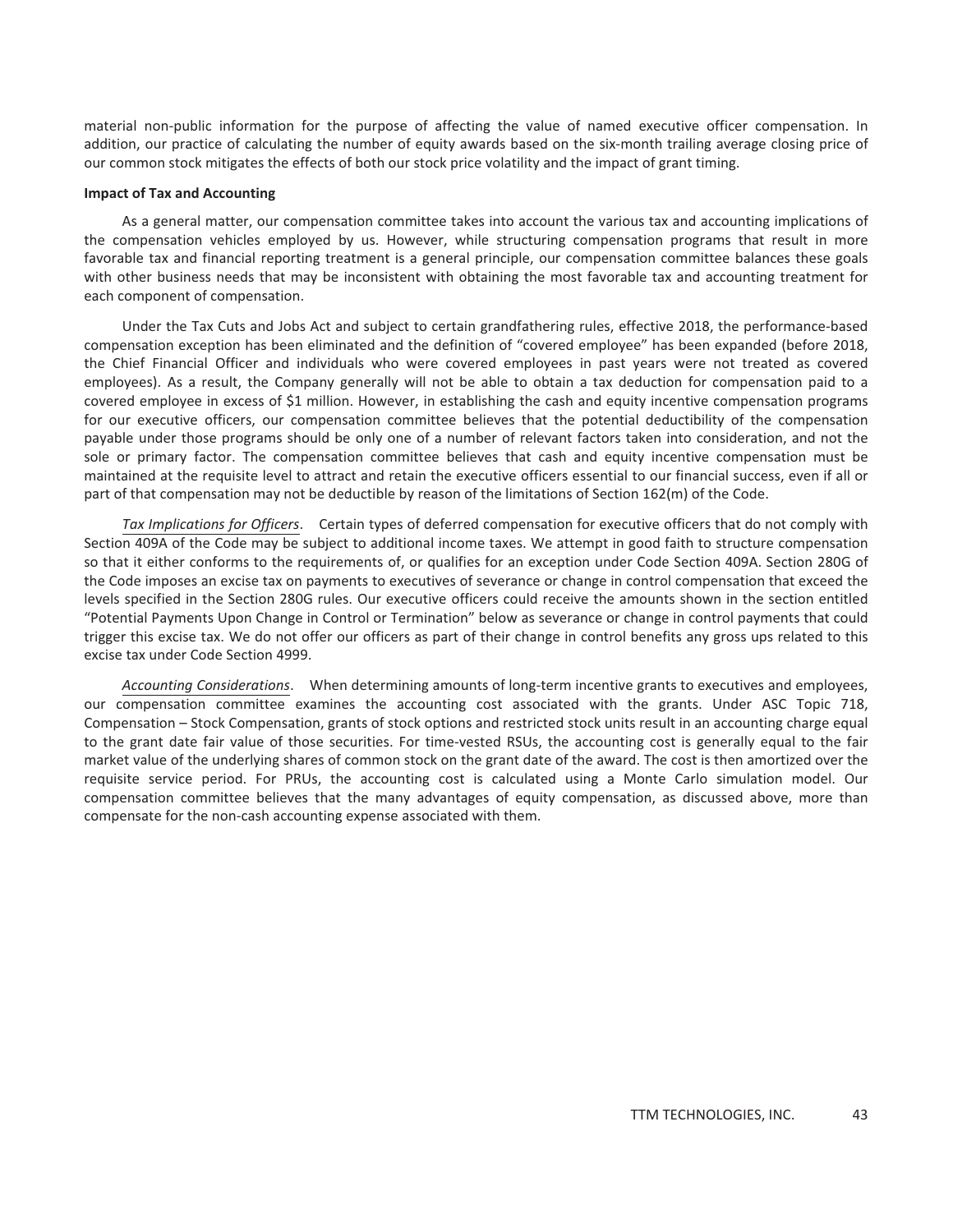material non-public information for the purpose of affecting the value of named executive officer compensation. In addition, our practice of calculating the number of equity awards based on the six-month trailing average closing price of our common stock mitigates the effects of both our stock price volatility and the impact of grant timing.

**Impact of Tax and Accounting**

As a general matter, our compensation committee takes into account the various tax and accounting implications of the compensation vehicles employed by us. However, while structuring compensation programs that result in more favorable tax and financial reporting treatment is a general principle, our compensation committee balances these goals with other business needs that may be inconsistent with obtaining the most favorable tax and accounting treatment for each component of compensation.

Under the Tax Cuts and Jobs Act and subject to certain grandfathering rules, effective 2018, the performance-based compensation exception has been eliminated and the definition of "covered employee" has been expanded (before 2018, the Chief Financial Officer and individuals who were covered employees in past years were not treated as covered employees). As a result, the Company generally will not be able to obtain a tax deduction for compensation paid to a covered employee in excess of $1 million. However, in establishing the cash and equity incentive compensation programs for our executive officers, our compensation committee believes that the potential deductibility of the compensation payable under those programs should be only one of a number of relevant factors taken into consideration, and not the sole or primary factor. The compensation committee believes that cash and equity incentive compensation must be maintained at the requisite level to attract and retain the executive officers essential to our financial success, even if all or part of that compensation may not be deductible by reason of the limitations of Section 162(m) of the Code.

*Tax Implications for Officers*. Certain types of deferred compensation for executive officers that do not comply with Section 409A of the Code may be subject to additional income taxes. We attempt in good faith to structure compensation so that it either conforms to the requirements of, or qualifies for an exception under Code Section 409A. Section 280G of the Code imposes an excise tax on payments to executives of severance or change in control compensation that exceed the levels specified in the Section 280G rules. Our executive officers could receive the amounts shown in the section entitled "Potential Payments Upon Change in Control or Termination" below as severance or change in control payments that could trigger this excise tax. We do not offer our officers as part of their change in control benefits any gross ups related to this excise tax under Code Section 4999.

*Accounting Considerations*. When determining amounts of long-term incentive grants to executives and employees, our compensation committee examines the accounting cost associated with the grants. Under ASC Topic 718, Compensation – Stock Compensation, grants of stock options and restricted stock units result in an accounting charge equal to the grant date fair value of those securities. For time-vested RSUs, the accounting cost is generally equal to the fair market value of the underlying shares of common stock on the grant date of the award. The cost is then amortized over the requisite service period. For PRUs, the accounting cost is calculated using a Monte Carlo simulation model. Our compensation committee believes that the many advantages of equity compensation, as discussed above, more than compensate for the non-cash accounting expense associated with them.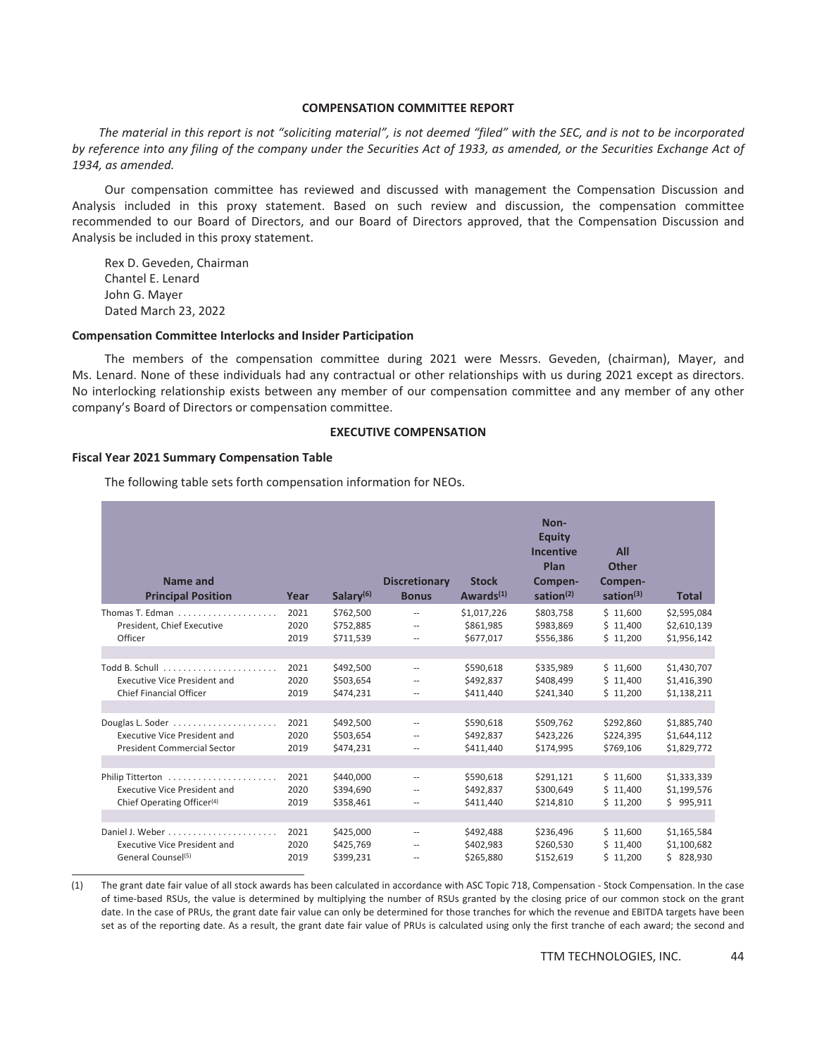**COMPENSATION COMMITTEE REPORT**

*The material in this report is not "soliciting material", is not deemed "filed" with the SEC, and is not to be incorporated by reference into any filing of the company under the Securities Act of 1933, as amended, or the Securities Exchange Act of 1934, as amended.*

Our compensation committee has reviewed and discussed with management the Compensation Discussion and Analysis included in this proxy statement. Based on such review and discussion, the compensation committee recommended to our Board of Directors, and our Board of Directors approved, that the Compensation Discussion and Analysis be included in this proxy statement.

Rex D. Geveden, Chairman
Chantel E. Lenard
John G. Mayer
Dated March 23, 2022

**Compensation Committee Interlocks and Insider Participation**

The members of the compensation committee during 2021 were Messrs. Geveden, (chairman), Mayer, and Ms. Lenard. None of these individuals had any contractual or other relationships with us during 2021 except as directors. No interlocking relationship exists between any member of our compensation committee and any member of any other company's Board of Directors or compensation committee.

**EXECUTIVE COMPENSATION**

**Fiscal Year 2021 Summary Compensation Table**

The following table sets forth compensation information for NEOs.

| Name and Principal Position | Year | Salary[6] | Discretionary Bonus | Stock Awards[1] | Non-Equity Incentive Plan Compensation[2] | All Other Compensation[3] | Total |
|---|---|---|---|---|---|---|---|
| Thomas T. Edman | 2021 | $762,500 | -- | $1,017,226 | $803,758 | $ 11,600 | $2,595,084 |
| President, Chief Executive | 2020 | $752,885 | -- | $861,985 | $983,869 | $ 11,400 | $2,610,139 |
| Officer | 2019 | $711,539 | -- | $677,017 | $556,386 | $ 11,200 | $1,956,142 |
| Todd B. Schull | 2021 | $492,500 | -- | $590,618 | $335,989 | $ 11,600 | $1,430,707 |
| Executive Vice President and | 2020 | $503,654 | -- | $492,837 | $408,499 | $ 11,400 | $1,416,390 |
| Chief Financial Officer | 2019 | $474,231 | -- | $411,440 | $241,340 | $ 11,200 | $1,138,211 |
| Douglas L. Soder | 2021 | $492,500 | -- | $590,618 | $509,762 | $292,860 | $1,885,740 |
| Executive Vice President and | 2020 | $503,654 | -- | $492,837 | $423,226 | $224,395 | $1,644,112 |
| President Commercial Sector | 2019 | $474,231 | -- | $411,440 | $174,995 | $769,106 | $1,829,772 |
| Philip Titterton | 2021 | $440,000 | -- | $590,618 | $291,121 | $ 11,600 | $1,333,339 |
| Executive Vice President and | 2020 | $394,690 | -- | $492,837 | $300,649 | $ 11,400 | $1,199,576 |
| Chief Operating Officer[4] | 2019 | $358,461 | -- | $411,440 | $214,810 | $ 11,200 | $ 995,911 |
| Daniel J. Weber | 2021 | $425,000 | -- | $492,488 | $236,496 | $ 11,600 | $1,165,584 |
| Executive Vice President and | 2020 | $425,769 | -- | $402,983 | $260,530 | $ 11,400 | $1,100,682 |
| General Counsel[5] | 2019 | $399,231 | -- | $265,880 | $152,619 | $ 11,200 | $ 828,930 |

(1) The grant date fair value of all stock awards has been calculated in accordance with ASC Topic 718, Compensation - Stock Compensation. In the case of time-based RSUs, the value is determined by multiplying the number of RSUs granted by the closing price of our common stock on the grant date. In the case of PRUs, the grant date fair value can only be determined for those tranches for which the revenue and EBITDA targets have been set as of the reporting date. As a result, the grant date fair value of PRUs is calculated using only the first tranche of each award; the second and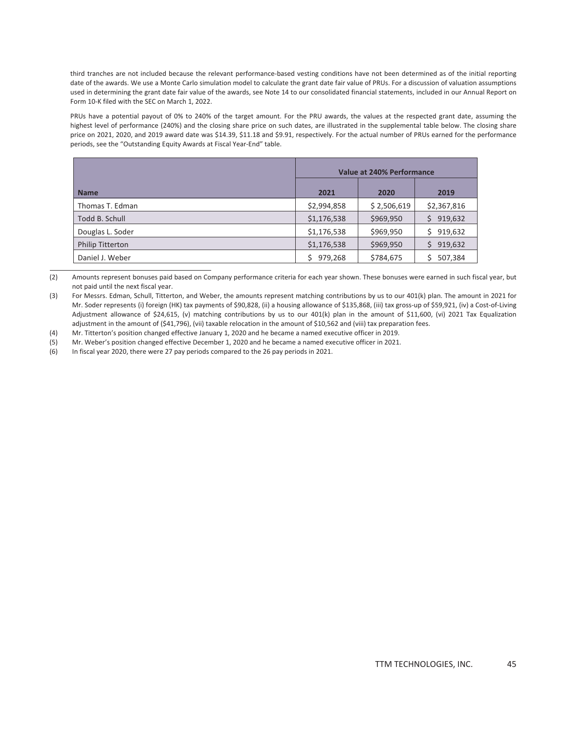third tranches are not included because the relevant performance-based vesting conditions have not been determined as of the initial reporting date of the awards. We use a Monte Carlo simulation model to calculate the grant date fair value of PRUs. For a discussion of valuation assumptions used in determining the grant date fair value of the awards, see Note 14 to our consolidated financial statements, included in our Annual Report on Form 10-K filed with the SEC on March 1, 2022.

PRUs have a potential payout of 0% to 240% of the target amount. For the PRU awards, the values at the respected grant date, assuming the highest level of performance (240%) and the closing share price on such dates, are illustrated in the supplemental table below. The closing share price on 2021, 2020, and 2019 award date was $14.39, $11.18 and $9.91, respectively. For the actual number of PRUs earned for the performance periods, see the "Outstanding Equity Awards at Fiscal Year-End" table.

| | Value at 240% Performance | | |
|---|---|---|---|
| **Name** | **2021** | **2020** | **2019** |
| Thomas T. Edman | $2,994,858 | $ 2,506,619 | $2,367,816 |
| Todd B. Schull | $1,176,538 | $969,950 | $ 919,632 |
| Douglas L. Soder | $1,176,538 | $969,950 | $ 919,632 |
| Philip Titterton | $1,176,538 | $969,950 | $ 919,632 |
| Daniel J. Weber | $ 979,268 | $784,675 | $ 507,384 |

(2) Amounts represent bonuses paid based on Company performance criteria for each year shown. These bonuses were earned in such fiscal year, but not paid until the next fiscal year.

(3) For Messrs. Edman, Schull, Titterton, and Weber, the amounts represent matching contributions by us to our 401(k) plan. The amount in 2021 for Mr. Soder represents (i) foreign (HK) tax payments of $90,828, (ii) a housing allowance of $135,868, (iii) tax gross-up of $59,921, (iv) a Cost-of-Living Adjustment allowance of $24,615, (v) matching contributions by us to our 401(k) plan in the amount of $11,600, (vi) 2021 Tax Equalization adjustment in the amount of ($41,796), (vii) taxable relocation in the amount of $10,562 and (viii) tax preparation fees.

(4) Mr. Titterton's position changed effective January 1, 2020 and he became a named executive officer in 2019.

(5) Mr. Weber's position changed effective December 1, 2020 and he became a named executive officer in 2021.

(6) In fiscal year 2020, there were 27 pay periods compared to the 26 pay periods in 2021.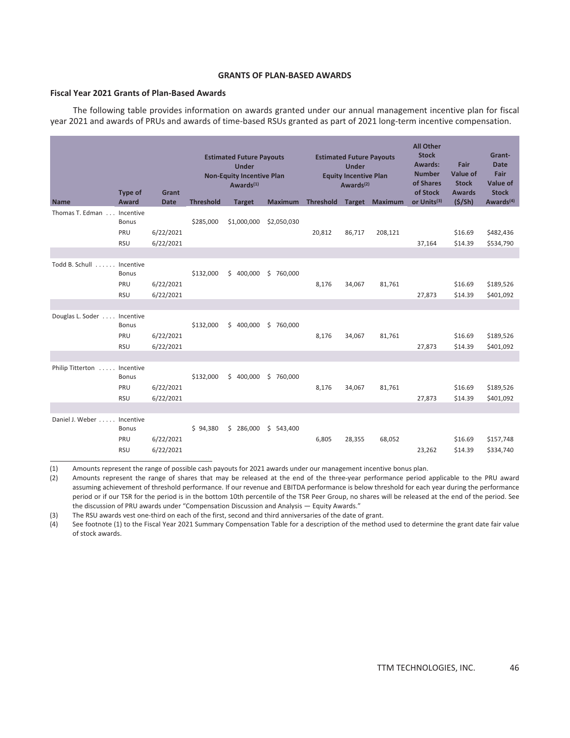## GRANTS OF PLAN-BASED AWARDS

### Fiscal Year 2021 Grants of Plan-Based Awards

The following table provides information on awards granted under our annual management incentive plan for fiscal year 2021 and awards of PRUs and awards of time-based RSUs granted as part of 2021 long-term incentive compensation.

| Name | Type of Award | Grant Date | Estimated Future Payouts Under Non-Equity Incentive Plan Awards(1) | | | Estimated Future Payouts Under Equity Incentive Plan Awards(2) | | | All Other Stock Awards: Number of Shares of Stock or Units(3) | Fair Value of Stock Awards ($/Sh) | Grant-Date Fair Value of Stock Awards(4) |
|---|---|---|---|---|---|---|---|---|---|---|---|
| | | | Threshold | Target | Maximum | Threshold | Target | Maximum | | | |
| Thomas T. Edman | Incentive Bonus | | $285,000 | $1,000,000 | $2,050,030 | | | | | | |
| | PRU | 6/22/2021 | | | | 20,812 | 86,717 | 208,121 | | $16.69 | $482,436 |
| | RSU | 6/22/2021 | | | | | | | 37,164 | $14.39 | $534,790 |
| Todd B. Schull | Incentive Bonus | | $132,000 | $ 400,000 | $ 760,000 | | | | | | |
| | PRU | 6/22/2021 | | | | 8,176 | 34,067 | 81,761 | | $16.69 | $189,526 |
| | RSU | 6/22/2021 | | | | | | | 27,873 | $14.39 | $401,092 |
| Douglas L. Soder | Incentive Bonus | | $132,000 | $ 400,000 | $ 760,000 | | | | | | |
| | PRU | 6/22/2021 | | | | 8,176 | 34,067 | 81,761 | | $16.69 | $189,526 |
| | RSU | 6/22/2021 | | | | | | | 27,873 | $14.39 | $401,092 |
| Philip Titterton | Incentive Bonus | | $132,000 | $ 400,000 | $ 760,000 | | | | | | |
| | PRU | 6/22/2021 | | | | 8,176 | 34,067 | 81,761 | | $16.69 | $189,526 |
| | RSU | 6/22/2021 | | | | | | | 27,873 | $14.39 | $401,092 |
| Daniel J. Weber | Incentive Bonus | | $ 94,380 | $ 286,000 | $ 543,400 | | | | | | |
| | PRU | 6/22/2021 | | | | 6,805 | 28,355 | 68,052 | | $16.69 | $157,748 |
| | RSU | 6/22/2021 | | | | | | | 23,262 | $14.39 | $334,740 |

(1) Amounts represent the range of possible cash payouts for 2021 awards under our management incentive bonus plan.

(2) Amounts represent the range of shares that may be released at the end of the three-year performance period applicable to the PRU award assuming achievement of threshold performance. If our revenue and EBITDA performance is below threshold for each year during the performance period or if our TSR for the period is in the bottom 10th percentile of the TSR Peer Group, no shares will be released at the end of the period. See the discussion of PRU awards under "Compensation Discussion and Analysis — Equity Awards."

(3) The RSU awards vest one-third on each of the first, second and third anniversaries of the date of grant.

(4) See footnote (1) to the Fiscal Year 2021 Summary Compensation Table for a description of the method used to determine the grant date fair value of stock awards.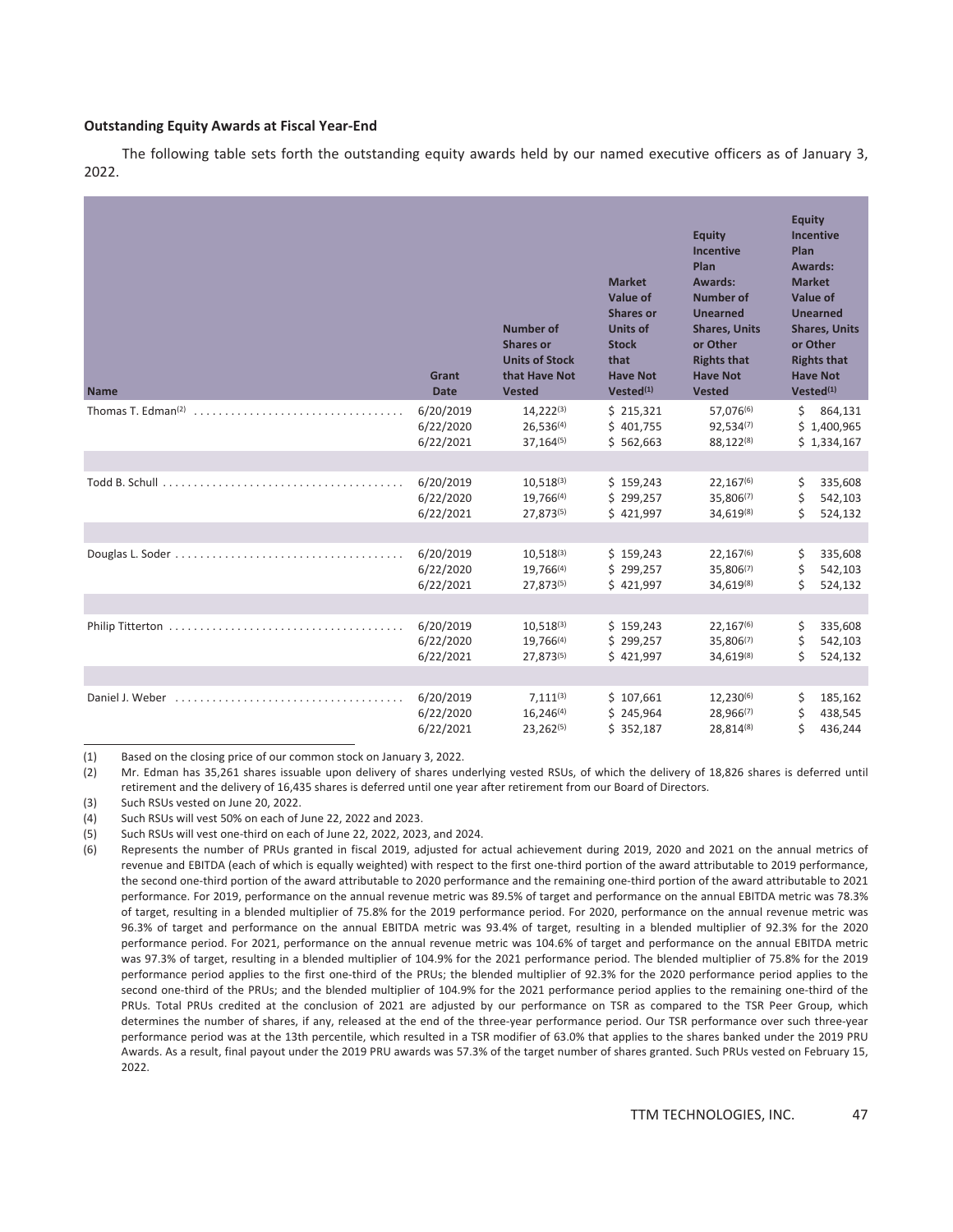**Outstanding Equity Awards at Fiscal Year-End**

The following table sets forth the outstanding equity awards held by our named executive officers as of January 3, 2022.

| Name | Grant Date | Number of Shares or Units of Stock that Have Not Vested | Market Value of Shares or Units of Stock that Have Not Vested[(1)] | Equity Incentive Plan Awards: Number of Unearned Shares, Units or Other Rights that Have Not Vested | Equity Incentive Plan Awards: Market Value of Unearned Shares, Units or Other Rights that Have Not Vested[(1)] |
|---|---|---|---|---|---|
| Thomas T. Edman[(2)] | 6/20/2019 | 14,222[(3)] | $ 215,321 | 57,076[(6)] | $ 864,131 |
| | 6/22/2020 | 26,536[(4)] | $ 401,755 | 92,534[(7)] | $ 1,400,965 |
| | 6/22/2021 | 37,164[(5)] | $ 562,663 | 88,122[(8)] | $ 1,334,167 |
| Todd B. Schull | 6/20/2019 | 10,518[(3)] | $ 159,243 | 22,167[(6)] | $ 335,608 |
| | 6/22/2020 | 19,766[(4)] | $ 299,257 | 35,806[(7)] | $ 542,103 |
| | 6/22/2021 | 27,873[(5)] | $ 421,997 | 34,619[(8)] | $ 524,132 |
| Douglas L. Soder | 6/20/2019 | 10,518[(3)] | $ 159,243 | 22,167[(6)] | $ 335,608 |
| | 6/22/2020 | 19,766[(4)] | $ 299,257 | 35,806[(7)] | $ 542,103 |
| | 6/22/2021 | 27,873[(5)] | $ 421,997 | 34,619[(8)] | $ 524,132 |
| Philip Titterton | 6/20/2019 | 10,518[(3)] | $ 159,243 | 22,167[(6)] | $ 335,608 |
| | 6/22/2020 | 19,766[(4)] | $ 299,257 | 35,806[(7)] | $ 542,103 |
| | 6/22/2021 | 27,873[(5)] | $ 421,997 | 34,619[(8)] | $ 524,132 |
| Daniel J. Weber | 6/20/2019 | 7,111[(3)] | $ 107,661 | 12,230[(6)] | $ 185,162 |
| | 6/22/2020 | 16,246[(4)] | $ 245,964 | 28,966[(7)] | $ 438,545 |
| | 6/22/2021 | 23,262[(5)] | $ 352,187 | 28,814[(8)] | $ 436,244 |

(1) Based on the closing price of our common stock on January 3, 2022.

(2) Mr. Edman has 35,261 shares issuable upon delivery of shares underlying vested RSUs, of which the delivery of 18,826 shares is deferred until retirement and the delivery of 16,435 shares is deferred until one year after retirement from our Board of Directors.

(3) Such RSUs vested on June 20, 2022.

(4) Such RSUs will vest 50% on each of June 22, 2022 and 2023.

(5) Such RSUs will vest one-third on each of June 22, 2022, 2023, and 2024.

(6) Represents the number of PRUs granted in fiscal 2019, adjusted for actual achievement during 2019, 2020 and 2021 on the annual metrics of revenue and EBITDA (each of which is equally weighted) with respect to the first one-third portion of the award attributable to 2019 performance, the second one-third portion of the award attributable to 2020 performance and the remaining one-third portion of the award attributable to 2021 performance. For 2019, performance on the annual revenue metric was 89.5% of target and performance on the annual EBITDA metric was 78.3% of target, resulting in a blended multiplier of 75.8% for the 2019 performance period. For 2020, performance on the annual revenue metric was 96.3% of target and performance on the annual EBITDA metric was 93.4% of target, resulting in a blended multiplier of 92.3% for the 2020 performance period. For 2021, performance on the annual revenue metric was 104.6% of target and performance on the annual EBITDA metric was 97.3% of target, resulting in a blended multiplier of 104.9% for the 2021 performance period. The blended multiplier of 75.8% for the 2019 performance period applies to the first one-third of the PRUs; the blended multiplier of 92.3% for the 2020 performance period applies to the second one-third of the PRUs; and the blended multiplier of 104.9% for the 2021 performance period applies to the remaining one-third of the PRUs. Total PRUs credited at the conclusion of 2021 are adjusted by our performance on TSR as compared to the TSR Peer Group, which determines the number of shares, if any, released at the end of the three-year performance period. Our TSR performance over such three-year performance period was at the 13th percentile, which resulted in a TSR modifier of 63.0% that applies to the shares banked under the 2019 PRU Awards. As a result, final payout under the 2019 PRU awards was 57.3% of the target number of shares granted. Such PRUs vested on February 15, 2022.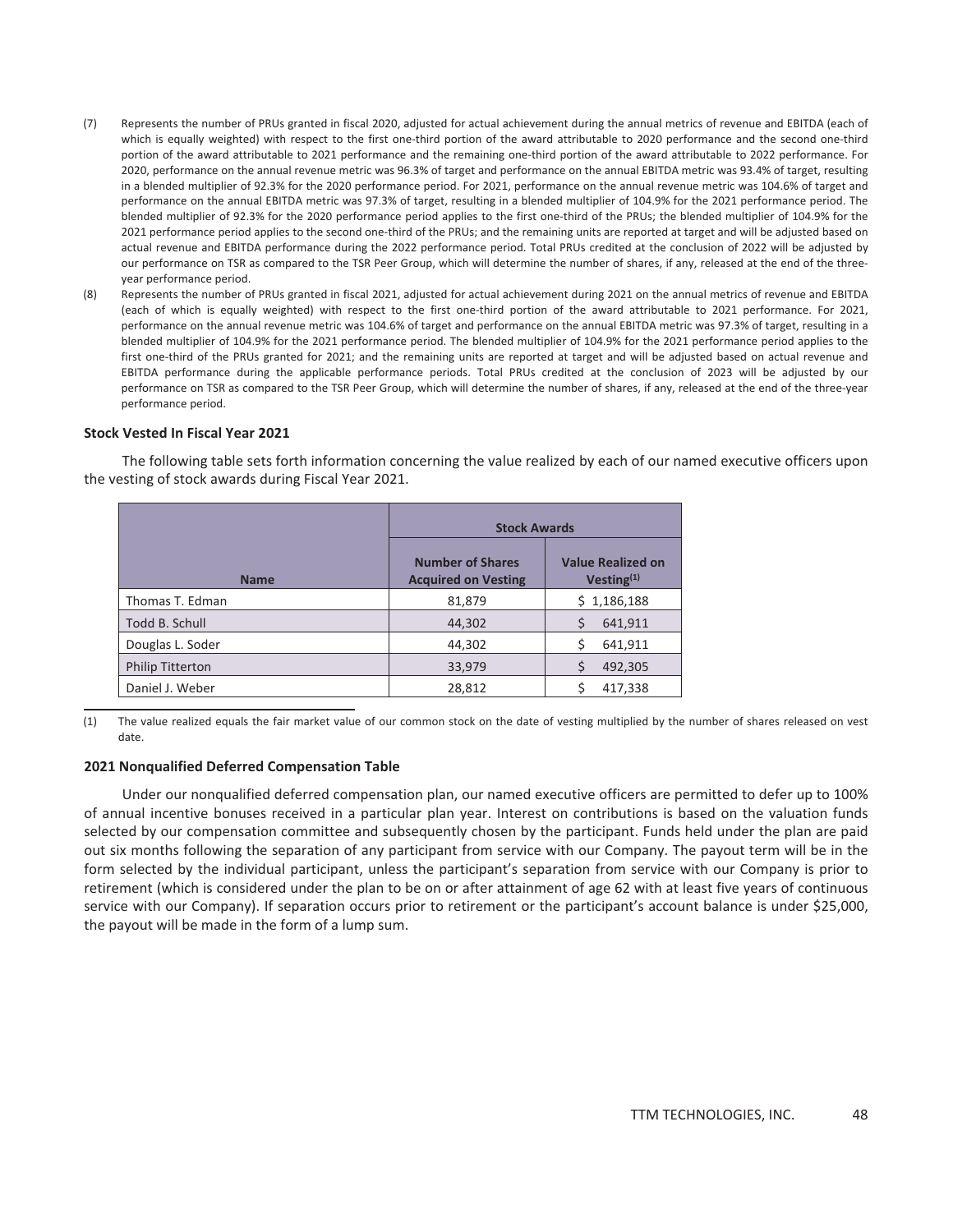(7) Represents the number of PRUs granted in fiscal 2020, adjusted for actual achievement during the annual metrics of revenue and EBITDA (each of which is equally weighted) with respect to the first one-third portion of the award attributable to 2020 performance and the second one-third portion of the award attributable to 2021 performance and the remaining one-third portion of the award attributable to 2022 performance. For 2020, performance on the annual revenue metric was 96.3% of target and performance on the annual EBITDA metric was 93.4% of target, resulting in a blended multiplier of 92.3% for the 2020 performance period. For 2021, performance on the annual revenue metric was 104.6% of target and performance on the annual EBITDA metric was 97.3% of target, resulting in a blended multiplier of 104.9% for the 2021 performance period. The blended multiplier of 92.3% for the 2020 performance period applies to the first one-third of the PRUs; the blended multiplier of 104.9% for the 2021 performance period applies to the second one-third of the PRUs; and the remaining units are reported at target and will be adjusted based on actual revenue and EBITDA performance during the 2022 performance period. Total PRUs credited at the conclusion of 2022 will be adjusted by our performance on TSR as compared to the TSR Peer Group, which will determine the number of shares, if any, released at the end of the three-year performance period.

(8) Represents the number of PRUs granted in fiscal 2021, adjusted for actual achievement during 2021 on the annual metrics of revenue and EBITDA (each of which is equally weighted) with respect to the first one-third portion of the award attributable to 2021 performance. For 2021, performance on the annual revenue metric was 104.6% of target and performance on the annual EBITDA metric was 97.3% of target, resulting in a blended multiplier of 104.9% for the 2021 performance period. The blended multiplier of 104.9% for the 2021 performance period applies to the first one-third of the PRUs granted for 2021; and the remaining units are reported at target and will be adjusted based on actual revenue and EBITDA performance during the applicable performance periods. Total PRUs credited at the conclusion of 2023 will be adjusted by our performance on TSR as compared to the TSR Peer Group, which will determine the number of shares, if any, released at the end of the three-year performance period.

**Stock Vested In Fiscal Year 2021**

The following table sets forth information concerning the value realized by each of our named executive officers upon the vesting of stock awards during Fiscal Year 2021.

| | Stock Awards | |
|---|---|---|
| Name | Number of Shares Acquired on Vesting | Value Realized on Vesting[(1)] |
| Thomas T. Edman | 81,879 | $ 1,186,188 |
| Todd B. Schull | 44,302 | $ 641,911 |
| Douglas L. Soder | 44,302 | $ 641,911 |
| Philip Titterton | 33,979 | $ 492,305 |
| Daniel J. Weber | 28,812 | $ 417,338 |

(1) The value realized equals the fair market value of our common stock on the date of vesting multiplied by the number of shares released on vest date.

**2021 Nonqualified Deferred Compensation Table**

Under our nonqualified deferred compensation plan, our named executive officers are permitted to defer up to 100% of annual incentive bonuses received in a particular plan year. Interest on contributions is based on the valuation funds selected by our compensation committee and subsequently chosen by the participant. Funds held under the plan are paid out six months following the separation of any participant from service with our Company. The payout term will be in the form selected by the individual participant, unless the participant's separation from service with our Company is prior to retirement (which is considered under the plan to be on or after attainment of age 62 with at least five years of continuous service with our Company). If separation occurs prior to retirement or the participant's account balance is under $25,000, the payout will be made in the form of a lump sum.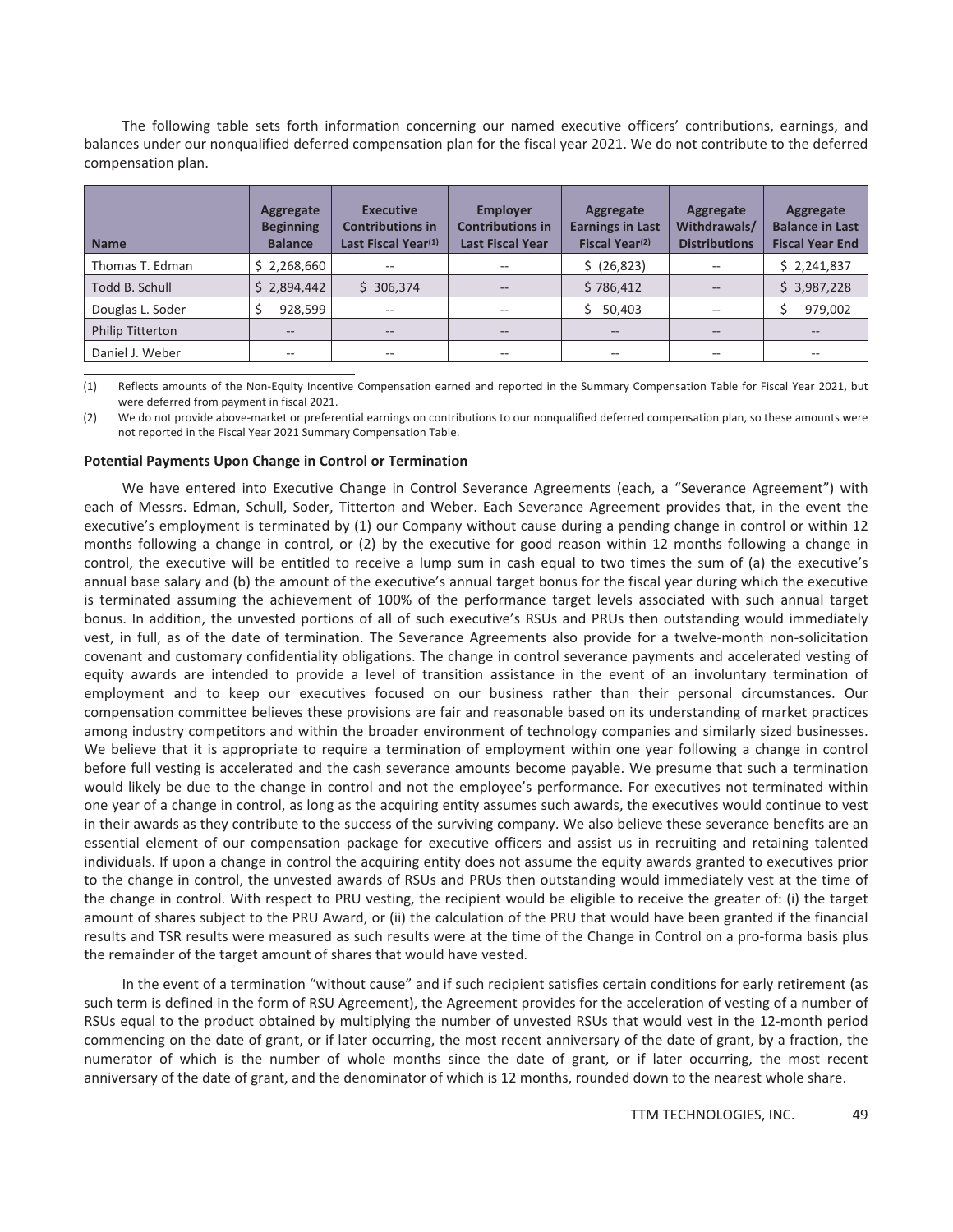The following table sets forth information concerning our named executive officers' contributions, earnings, and balances under our nonqualified deferred compensation plan for the fiscal year 2021. We do not contribute to the deferred compensation plan.

| Name | Aggregate Beginning Balance | Executive Contributions in Last Fiscal Year[(1)] | Employer Contributions in Last Fiscal Year | Aggregate Earnings in Last Fiscal Year[(2)] | Aggregate Withdrawals/ Distributions | Aggregate Balance in Last Fiscal Year End |
|---|---|---|---|---|---|---|
| Thomas T. Edman | $ 2,268,660 | -- | -- | $ (26,823) | -- | $ 2,241,837 |
| Todd B. Schull | $ 2,894,442 | $ 306,374 | -- | $ 786,412 | -- | $ 3,987,228 |
| Douglas L. Soder | $ 928,599 | -- | -- | $ 50,403 | -- | $ 979,002 |
| Philip Titterton | -- | -- | -- | -- | -- | -- |
| Daniel J. Weber | -- | -- | -- | -- | -- | -- |

(1) Reflects amounts of the Non-Equity Incentive Compensation earned and reported in the Summary Compensation Table for Fiscal Year 2021, but were deferred from payment in fiscal 2021.

(2) We do not provide above-market or preferential earnings on contributions to our nonqualified deferred compensation plan, so these amounts were not reported in the Fiscal Year 2021 Summary Compensation Table.

**Potential Payments Upon Change in Control or Termination**

We have entered into Executive Change in Control Severance Agreements (each, a "Severance Agreement") with each of Messrs. Edman, Schull, Soder, Titterton and Weber. Each Severance Agreement provides that, in the event the executive's employment is terminated by (1) our Company without cause during a pending change in control or within 12 months following a change in control, or (2) by the executive for good reason within 12 months following a change in control, the executive will be entitled to receive a lump sum in cash equal to two times the sum of (a) the executive's annual base salary and (b) the amount of the executive's annual target bonus for the fiscal year during which the executive is terminated assuming the achievement of 100% of the performance target levels associated with such annual target bonus. In addition, the unvested portions of all of such executive's RSUs and PRUs then outstanding would immediately vest, in full, as of the date of termination. The Severance Agreements also provide for a twelve-month non-solicitation covenant and customary confidentiality obligations. The change in control severance payments and accelerated vesting of equity awards are intended to provide a level of transition assistance in the event of an involuntary termination of employment and to keep our executives focused on our business rather than their personal circumstances. Our compensation committee believes these provisions are fair and reasonable based on its understanding of market practices among industry competitors and within the broader environment of technology companies and similarly sized businesses. We believe that it is appropriate to require a termination of employment within one year following a change in control before full vesting is accelerated and the cash severance amounts become payable. We presume that such a termination would likely be due to the change in control and not the employee's performance. For executives not terminated within one year of a change in control, as long as the acquiring entity assumes such awards, the executives would continue to vest in their awards as they contribute to the success of the surviving company. We also believe these severance benefits are an essential element of our compensation package for executive officers and assist us in recruiting and retaining talented individuals. If upon a change in control the acquiring entity does not assume the equity awards granted to executives prior to the change in control, the unvested awards of RSUs and PRUs then outstanding would immediately vest at the time of the change in control. With respect to PRU vesting, the recipient would be eligible to receive the greater of: (i) the target amount of shares subject to the PRU Award, or (ii) the calculation of the PRU that would have been granted if the financial results and TSR results were measured as such results were at the time of the Change in Control on a pro-forma basis plus the remainder of the target amount of shares that would have vested.

In the event of a termination "without cause" and if such recipient satisfies certain conditions for early retirement (as such term is defined in the form of RSU Agreement), the Agreement provides for the acceleration of vesting of a number of RSUs equal to the product obtained by multiplying the number of unvested RSUs that would vest in the 12-month period commencing on the date of grant, or if later occurring, the most recent anniversary of the date of grant, by a fraction, the numerator of which is the number of whole months since the date of grant, or if later occurring, the most recent anniversary of the date of grant, and the denominator of which is 12 months, rounded down to the nearest whole share.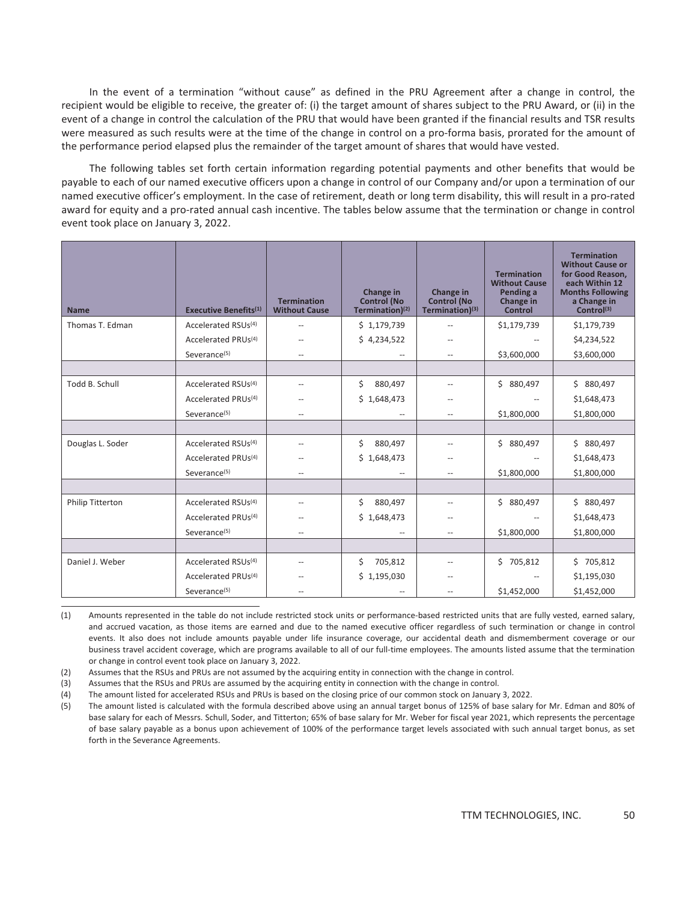In the event of a termination "without cause" as defined in the PRU Agreement after a change in control, the recipient would be eligible to receive, the greater of: (i) the target amount of shares subject to the PRU Award, or (ii) in the event of a change in control the calculation of the PRU that would have been granted if the financial results and TSR results were measured as such results were at the time of the change in control on a pro-forma basis, prorated for the amount of the performance period elapsed plus the remainder of the target amount of shares that would have vested.

The following tables set forth certain information regarding potential payments and other benefits that would be payable to each of our named executive officers upon a change in control of our Company and/or upon a termination of our named executive officer's employment. In the case of retirement, death or long term disability, this will result in a pro-rated award for equity and a pro-rated annual cash incentive. The tables below assume that the termination or change in control event took place on January 3, 2022.

| Name | Executive Benefits[1] | Termination Without Cause | Change in Control (No Termination)[2] | Change in Control (No Termination)[3] | Termination Without Cause Pending a Change in Control | Termination Without Cause or for Good Reason, each Within 12 Months Following a Change in Control[3] |
|---|---|---|---|---|---|---|
| Thomas T. Edman | Accelerated RSUs[4] | -- | $ 1,179,739 | -- | $1,179,739 | $1,179,739 |
| | Accelerated PRUs[4] | -- | $ 4,234,522 | -- | -- | $4,234,522 |
| | Severance[5] | -- | -- | -- | $3,600,000 | $3,600,000 |
| | | | | | | |
| Todd B. Schull | Accelerated RSUs[4] | -- | $ 880,497 | -- | $ 880,497 | $ 880,497 |
| | Accelerated PRUs[4] | -- | $ 1,648,473 | -- | -- | $1,648,473 |
| | Severance[5] | -- | -- | -- | $1,800,000 | $1,800,000 |
| | | | | | | |
| Douglas L. Soder | Accelerated RSUs[4] | -- | $ 880,497 | -- | $ 880,497 | $ 880,497 |
| | Accelerated PRUs[4] | -- | $ 1,648,473 | -- | -- | $1,648,473 |
| | Severance[5] | -- | -- | -- | $1,800,000 | $1,800,000 |
| | | | | | | |
| Philip Titterton | Accelerated RSUs[4] | -- | $ 880,497 | -- | $ 880,497 | $ 880,497 |
| | Accelerated PRUs[4] | -- | $ 1,648,473 | -- | -- | $1,648,473 |
| | Severance[5] | -- | -- | -- | $1,800,000 | $1,800,000 |
| | | | | | | |
| Daniel J. Weber | Accelerated RSUs[4] | -- | $ 705,812 | -- | $ 705,812 | $ 705,812 |
| | Accelerated PRUs[4] | -- | $ 1,195,030 | -- | -- | $1,195,030 |
| | Severance[5] | -- | -- | -- | $1,452,000 | $1,452,000 |

(1) Amounts represented in the table do not include restricted stock units or performance-based restricted units that are fully vested, earned salary, and accrued vacation, as those items are earned and due to the named executive officer regardless of such termination or change in control events. It also does not include amounts payable under life insurance coverage, our accidental death and dismemberment coverage or our business travel accident coverage, which are programs available to all of our full-time employees. The amounts listed assume that the termination or change in control event took place on January 3, 2022.

(2) Assumes that the RSUs and PRUs are not assumed by the acquiring entity in connection with the change in control.

(3) Assumes that the RSUs and PRUs are assumed by the acquiring entity in connection with the change in control.

(4) The amount listed for accelerated RSUs and PRUs is based on the closing price of our common stock on January 3, 2022.

(5) The amount listed is calculated with the formula described above using an annual target bonus of 125% of base salary for Mr. Edman and 80% of base salary for each of Messrs. Schull, Soder, and Titterton; 65% of base salary for Mr. Weber for fiscal year 2021, which represents the percentage of base salary payable as a bonus upon achievement of 100% of the performance target levels associated with such annual target bonus, as set forth in the Severance Agreements.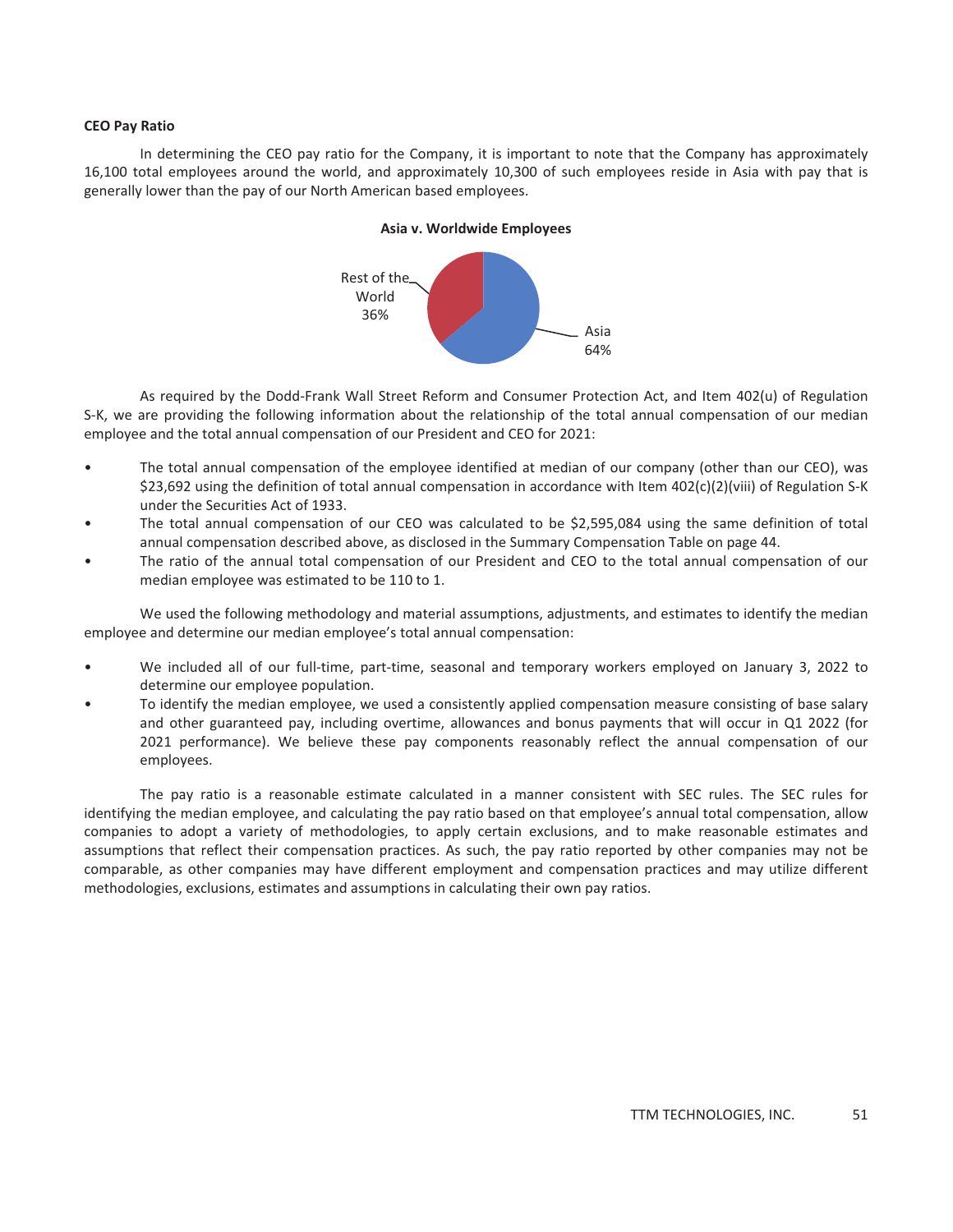**CEO Pay Ratio**

In determining the CEO pay ratio for the Company, it is important to note that the Company has approximately 16,100 total employees around the world, and approximately 10,300 of such employees reside in Asia with pay that is generally lower than the pay of our North American based employees.

**Asia v. Worldwide Employees**

Rest of the World
36%

Asia
64%

As required by the Dodd-Frank Wall Street Reform and Consumer Protection Act, and Item 402(u) of Regulation S-K, we are providing the following information about the relationship of the total annual compensation of our median employee and the total annual compensation of our President and CEO for 2021:

- The total annual compensation of the employee identified at median of our company (other than our CEO), was $23,692 using the definition of total annual compensation in accordance with Item 402(c)(2)(viii) of Regulation S-K under the Securities Act of 1933.
- The total annual compensation of our CEO was calculated to be $2,595,084 using the same definition of total annual compensation described above, as disclosed in the Summary Compensation Table on page 44.
- The ratio of the annual total compensation of our President and CEO to the total annual compensation of our median employee was estimated to be 110 to 1.

We used the following methodology and material assumptions, adjustments, and estimates to identify the median employee and determine our median employee's total annual compensation:

- We included all of our full-time, part-time, seasonal and temporary workers employed on January 3, 2022 to determine our employee population.
- To identify the median employee, we used a consistently applied compensation measure consisting of base salary and other guaranteed pay, including overtime, allowances and bonus payments that will occur in Q1 2022 (for 2021 performance). We believe these pay components reasonably reflect the annual compensation of our employees.

The pay ratio is a reasonable estimate calculated in a manner consistent with SEC rules. The SEC rules for identifying the median employee, and calculating the pay ratio based on that employee's annual total compensation, allow companies to adopt a variety of methodologies, to apply certain exclusions, and to make reasonable estimates and assumptions that reflect their compensation practices. As such, the pay ratio reported by other companies may not be comparable, as other companies may have different employment and compensation practices and may utilize different methodologies, exclusions, estimates and assumptions in calculating their own pay ratios.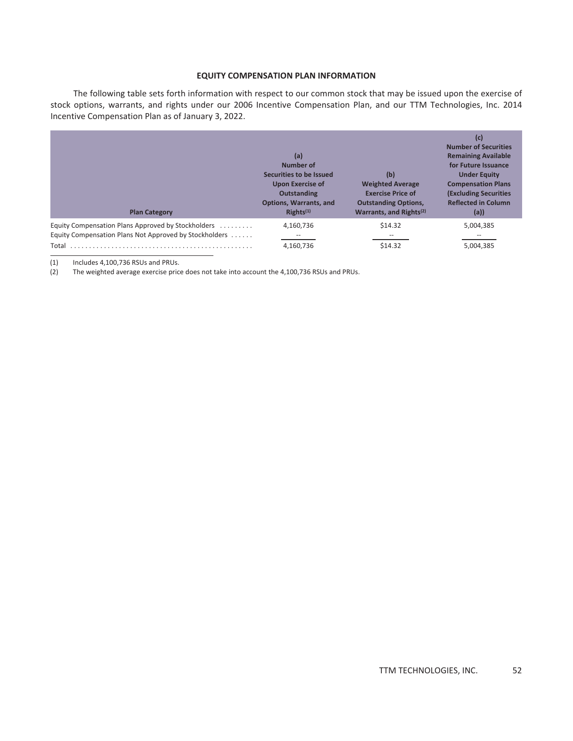## EQUITY COMPENSATION PLAN INFORMATION

The following table sets forth information with respect to our common stock that may be issued upon the exercise of stock options, warrants, and rights under our 2006 Incentive Compensation Plan, and our TTM Technologies, Inc. 2014 Incentive Compensation Plan as of January 3, 2022.

| Plan Category | (a) Number of Securities to be Issued Upon Exercise of Outstanding Options, Warrants, and Rights[(1)] | (b) Weighted Average Exercise Price of Outstanding Options, Warrants, and Rights[(2)] | (c) Number of Securities Remaining Available for Future Issuance Under Equity Compensation Plans (Excluding Securities Reflected in Column (a)) |
|---|---|---|---|
| Equity Compensation Plans Approved by Stockholders | 4,160,736 | $14.32 | 5,004,385 |
| Equity Compensation Plans Not Approved by Stockholders | -- | -- | -- |
| Total | 4,160,736 | $14.32 | 5,004,385 |

(1) Includes 4,100,736 RSUs and PRUs.

(2) The weighted average exercise price does not take into account the 4,100,736 RSUs and PRUs.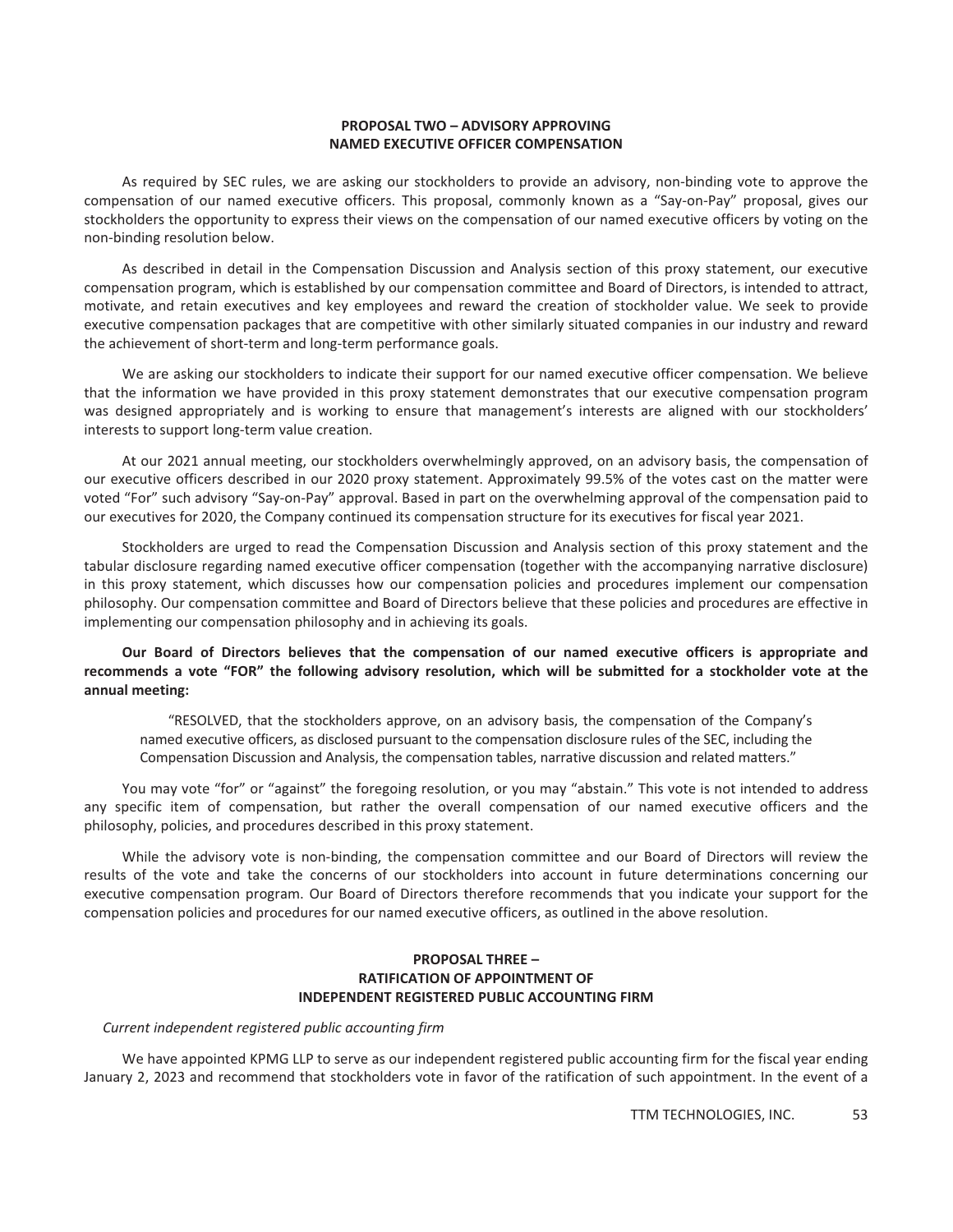## PROPOSAL TWO – ADVISORY APPROVING NAMED EXECUTIVE OFFICER COMPENSATION

As required by SEC rules, we are asking our stockholders to provide an advisory, non-binding vote to approve the compensation of our named executive officers. This proposal, commonly known as a "Say-on-Pay" proposal, gives our stockholders the opportunity to express their views on the compensation of our named executive officers by voting on the non-binding resolution below.

As described in detail in the Compensation Discussion and Analysis section of this proxy statement, our executive compensation program, which is established by our compensation committee and Board of Directors, is intended to attract, motivate, and retain executives and key employees and reward the creation of stockholder value. We seek to provide executive compensation packages that are competitive with other similarly situated companies in our industry and reward the achievement of short-term and long-term performance goals.

We are asking our stockholders to indicate their support for our named executive officer compensation. We believe that the information we have provided in this proxy statement demonstrates that our executive compensation program was designed appropriately and is working to ensure that management's interests are aligned with our stockholders' interests to support long-term value creation.

At our 2021 annual meeting, our stockholders overwhelmingly approved, on an advisory basis, the compensation of our executive officers described in our 2020 proxy statement. Approximately 99.5% of the votes cast on the matter were voted "For" such advisory "Say-on-Pay" approval. Based in part on the overwhelming approval of the compensation paid to our executives for 2020, the Company continued its compensation structure for its executives for fiscal year 2021.

Stockholders are urged to read the Compensation Discussion and Analysis section of this proxy statement and the tabular disclosure regarding named executive officer compensation (together with the accompanying narrative disclosure) in this proxy statement, which discusses how our compensation policies and procedures implement our compensation philosophy. Our compensation committee and Board of Directors believe that these policies and procedures are effective in implementing our compensation philosophy and in achieving its goals.

**Our Board of Directors believes that the compensation of our named executive officers is appropriate and recommends a vote "FOR" the following advisory resolution, which will be submitted for a stockholder vote at the annual meeting:**

> "RESOLVED, that the stockholders approve, on an advisory basis, the compensation of the Company's named executive officers, as disclosed pursuant to the compensation disclosure rules of the SEC, including the Compensation Discussion and Analysis, the compensation tables, narrative discussion and related matters."

You may vote "for" or "against" the foregoing resolution, or you may "abstain." This vote is not intended to address any specific item of compensation, but rather the overall compensation of our named executive officers and the philosophy, policies, and procedures described in this proxy statement.

While the advisory vote is non-binding, the compensation committee and our Board of Directors will review the results of the vote and take the concerns of our stockholders into account in future determinations concerning our executive compensation program. Our Board of Directors therefore recommends that you indicate your support for the compensation policies and procedures for our named executive officers, as outlined in the above resolution.

## PROPOSAL THREE – RATIFICATION OF APPOINTMENT OF INDEPENDENT REGISTERED PUBLIC ACCOUNTING FIRM

*Current independent registered public accounting firm*

We have appointed KPMG LLP to serve as our independent registered public accounting firm for the fiscal year ending January 2, 2023 and recommend that stockholders vote in favor of the ratification of such appointment. In the event of a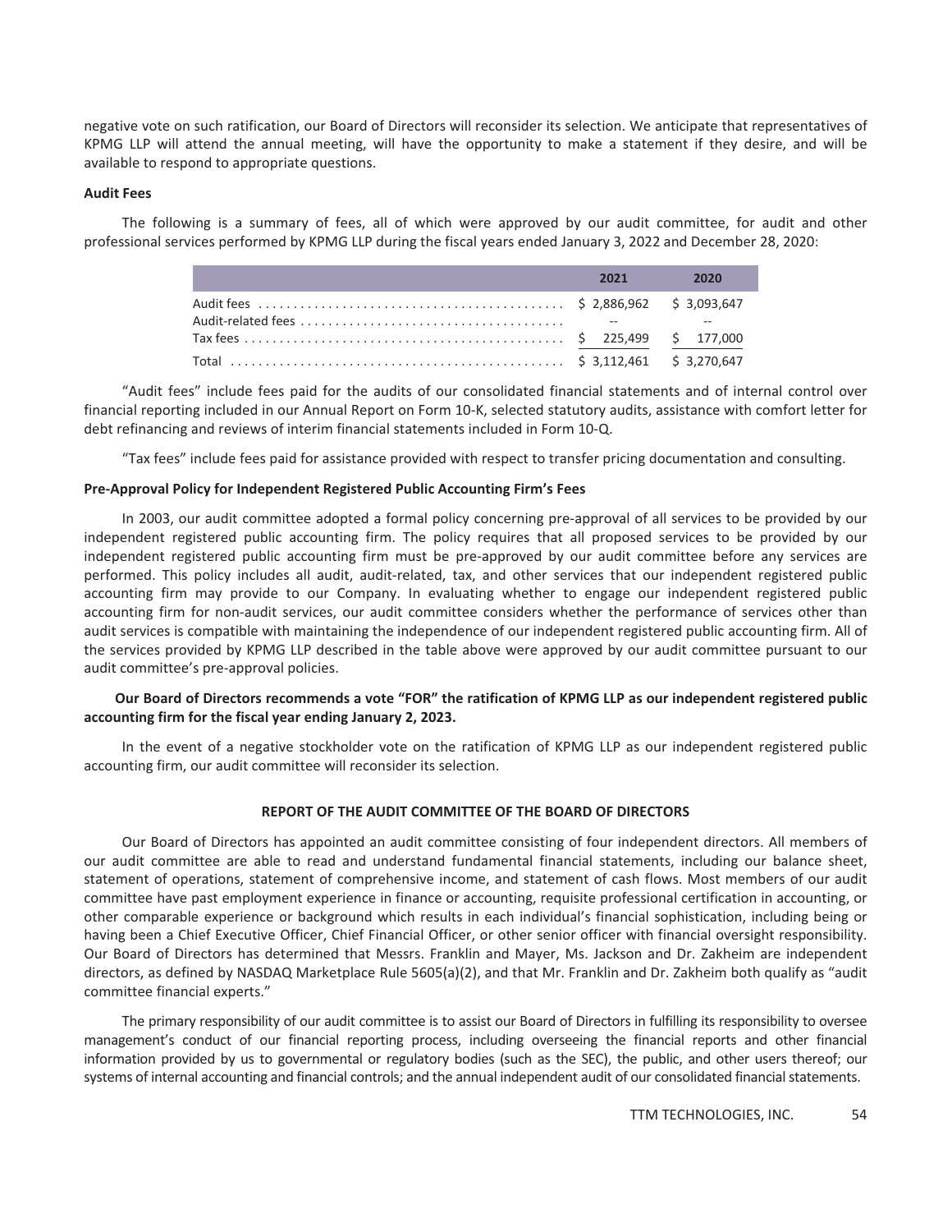negative vote on such ratification, our Board of Directors will reconsider its selection. We anticipate that representatives of KPMG LLP will attend the annual meeting, will have the opportunity to make a statement if they desire, and will be available to respond to appropriate questions.

**Audit Fees**

The following is a summary of fees, all of which were approved by our audit committee, for audit and other professional services performed by KPMG LLP during the fiscal years ended January 3, 2022 and December 28, 2020:

| | 2021 | 2020 |
|---|---|---|
| Audit fees | $ 2,886,962 | $ 3,093,647 |
| Audit-related fees | -- | -- |
| Tax fees | $ 225,499 | $ 177,000 |
| Total | $ 3,112,461 | $ 3,270,647 |

"Audit fees" include fees paid for the audits of our consolidated financial statements and of internal control over financial reporting included in our Annual Report on Form 10-K, selected statutory audits, assistance with comfort letter for debt refinancing and reviews of interim financial statements included in Form 10-Q.

"Tax fees" include fees paid for assistance provided with respect to transfer pricing documentation and consulting.

**Pre-Approval Policy for Independent Registered Public Accounting Firm's Fees**

In 2003, our audit committee adopted a formal policy concerning pre-approval of all services to be provided by our independent registered public accounting firm. The policy requires that all proposed services to be provided by our independent registered public accounting firm must be pre-approved by our audit committee before any services are performed. This policy includes all audit, audit-related, tax, and other services that our independent registered public accounting firm may provide to our Company. In evaluating whether to engage our independent registered public accounting firm for non-audit services, our audit committee considers whether the performance of services other than audit services is compatible with maintaining the independence of our independent registered public accounting firm. All of the services provided by KPMG LLP described in the table above were approved by our audit committee pursuant to our audit committee's pre-approval policies.

**Our Board of Directors recommends a vote "FOR" the ratification of KPMG LLP as our independent registered public accounting firm for the fiscal year ending January 2, 2023.**

In the event of a negative stockholder vote on the ratification of KPMG LLP as our independent registered public accounting firm, our audit committee will reconsider its selection.

## REPORT OF THE AUDIT COMMITTEE OF THE BOARD OF DIRECTORS

Our Board of Directors has appointed an audit committee consisting of four independent directors. All members of our audit committee are able to read and understand fundamental financial statements, including our balance sheet, statement of operations, statement of comprehensive income, and statement of cash flows. Most members of our audit committee have past employment experience in finance or accounting, requisite professional certification in accounting, or other comparable experience or background which results in each individual's financial sophistication, including being or having been a Chief Executive Officer, Chief Financial Officer, or other senior officer with financial oversight responsibility. Our Board of Directors has determined that Messrs. Franklin and Mayer, Ms. Jackson and Dr. Zakheim are independent directors, as defined by NASDAQ Marketplace Rule 5605(a)(2), and that Mr. Franklin and Dr. Zakheim both qualify as "audit committee financial experts."

The primary responsibility of our audit committee is to assist our Board of Directors in fulfilling its responsibility to oversee management's conduct of our financial reporting process, including overseeing the financial reports and other financial information provided by us to governmental or regulatory bodies (such as the SEC), the public, and other users thereof; our systems of internal accounting and financial controls; and the annual independent audit of our consolidated financial statements.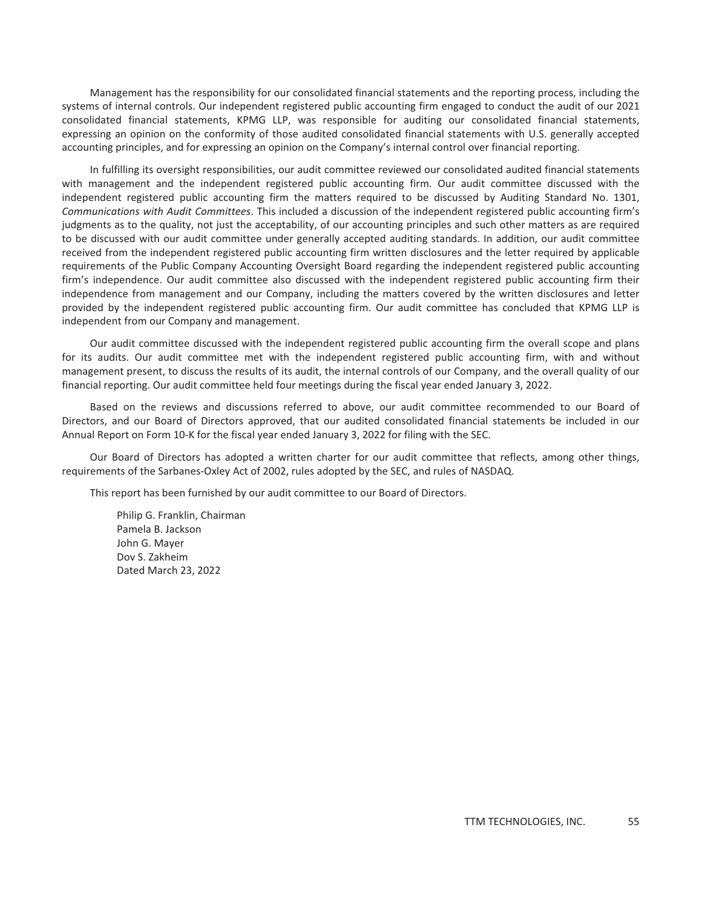Management has the responsibility for our consolidated financial statements and the reporting process, including the systems of internal controls. Our independent registered public accounting firm engaged to conduct the audit of our 2021 consolidated financial statements, KPMG LLP, was responsible for auditing our consolidated financial statements, expressing an opinion on the conformity of those audited consolidated financial statements with U.S. generally accepted accounting principles, and for expressing an opinion on the Company's internal control over financial reporting.

In fulfilling its oversight responsibilities, our audit committee reviewed our consolidated audited financial statements with management and the independent registered public accounting firm. Our audit committee discussed with the independent registered public accounting firm the matters required to be discussed by Auditing Standard No. 1301, *Communications with Audit Committees*. This included a discussion of the independent registered public accounting firm's judgments as to the quality, not just the acceptability, of our accounting principles and such other matters as are required to be discussed with our audit committee under generally accepted auditing standards. In addition, our audit committee received from the independent registered public accounting firm written disclosures and the letter required by applicable requirements of the Public Company Accounting Oversight Board regarding the independent registered public accounting firm's independence. Our audit committee also discussed with the independent registered public accounting firm their independence from management and our Company, including the matters covered by the written disclosures and letter provided by the independent registered public accounting firm. Our audit committee has concluded that KPMG LLP is independent from our Company and management.

Our audit committee discussed with the independent registered public accounting firm the overall scope and plans for its audits. Our audit committee met with the independent registered public accounting firm, with and without management present, to discuss the results of its audit, the internal controls of our Company, and the overall quality of our financial reporting. Our audit committee held four meetings during the fiscal year ended January 3, 2022.

Based on the reviews and discussions referred to above, our audit committee recommended to our Board of Directors, and our Board of Directors approved, that our audited consolidated financial statements be included in our Annual Report on Form 10-K for the fiscal year ended January 3, 2022 for filing with the SEC.

Our Board of Directors has adopted a written charter for our audit committee that reflects, among other things, requirements of the Sarbanes-Oxley Act of 2002, rules adopted by the SEC, and rules of NASDAQ.

This report has been furnished by our audit committee to our Board of Directors.

Philip G. Franklin, Chairman
Pamela B. Jackson
John G. Mayer
Dov S. Zakheim
Dated March 23, 2022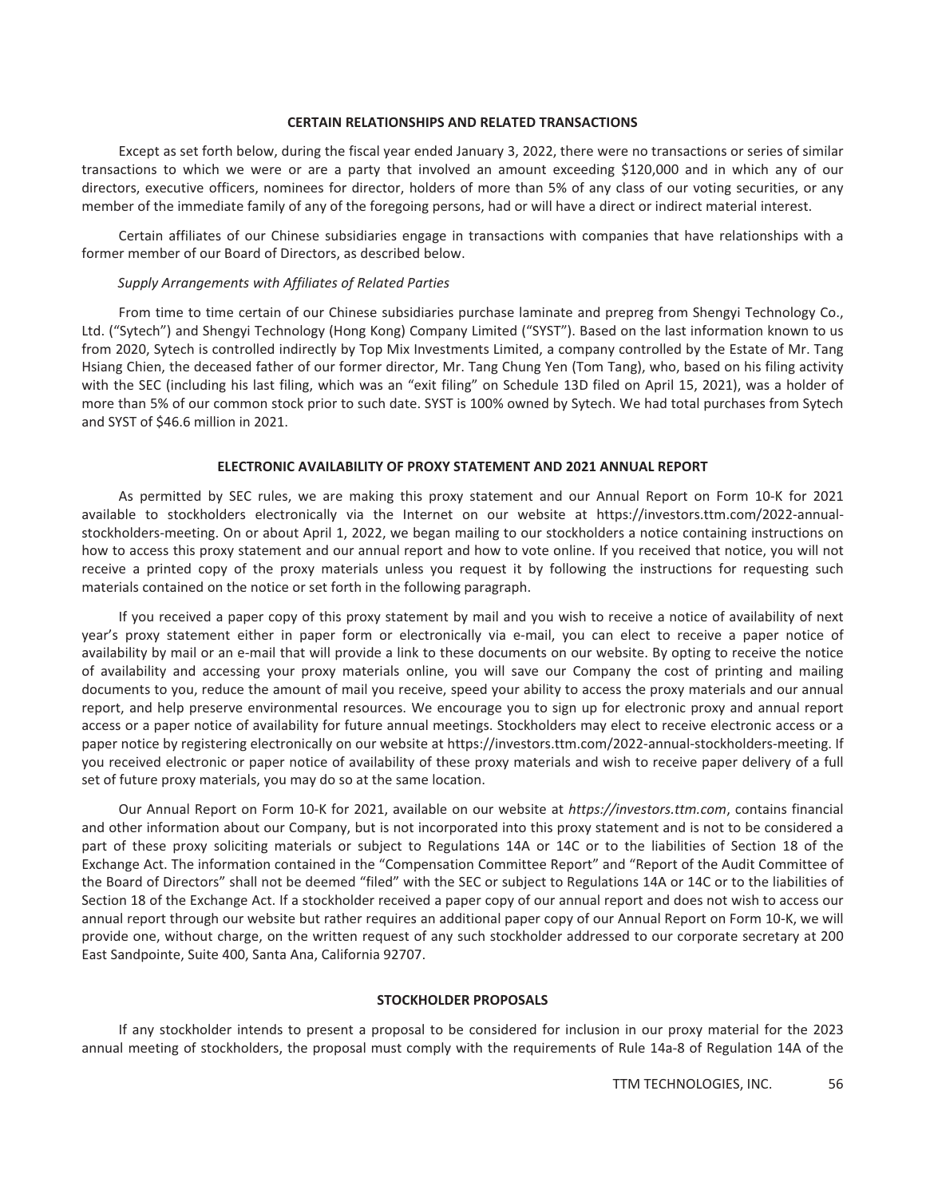## CERTAIN RELATIONSHIPS AND RELATED TRANSACTIONS

Except as set forth below, during the fiscal year ended January 3, 2022, there were no transactions or series of similar transactions to which we were or are a party that involved an amount exceeding $120,000 and in which any of our directors, executive officers, nominees for director, holders of more than 5% of any class of our voting securities, or any member of the immediate family of any of the foregoing persons, had or will have a direct or indirect material interest.

Certain affiliates of our Chinese subsidiaries engage in transactions with companies that have relationships with a former member of our Board of Directors, as described below.

*Supply Arrangements with Affiliates of Related Parties*

From time to time certain of our Chinese subsidiaries purchase laminate and prepreg from Shengyi Technology Co., Ltd. ("Sytech") and Shengyi Technology (Hong Kong) Company Limited ("SYST"). Based on the last information known to us from 2020, Sytech is controlled indirectly by Top Mix Investments Limited, a company controlled by the Estate of Mr. Tang Hsiang Chien, the deceased father of our former director, Mr. Tang Chung Yen (Tom Tang), who, based on his filing activity with the SEC (including his last filing, which was an "exit filing" on Schedule 13D filed on April 15, 2021), was a holder of more than 5% of our common stock prior to such date. SYST is 100% owned by Sytech. We had total purchases from Sytech and SYST of $46.6 million in 2021.

## ELECTRONIC AVAILABILITY OF PROXY STATEMENT AND 2021 ANNUAL REPORT

As permitted by SEC rules, we are making this proxy statement and our Annual Report on Form 10-K for 2021 available to stockholders electronically via the Internet on our website at https://investors.ttm.com/2022-annual-stockholders-meeting. On or about April 1, 2022, we began mailing to our stockholders a notice containing instructions on how to access this proxy statement and our annual report and how to vote online. If you received that notice, you will not receive a printed copy of the proxy materials unless you request it by following the instructions for requesting such materials contained on the notice or set forth in the following paragraph.

If you received a paper copy of this proxy statement by mail and you wish to receive a notice of availability of next year's proxy statement either in paper form or electronically via e-mail, you can elect to receive a paper notice of availability by mail or an e-mail that will provide a link to these documents on our website. By opting to receive the notice of availability and accessing your proxy materials online, you will save our Company the cost of printing and mailing documents to you, reduce the amount of mail you receive, speed your ability to access the proxy materials and our annual report, and help preserve environmental resources. We encourage you to sign up for electronic proxy and annual report access or a paper notice of availability for future annual meetings. Stockholders may elect to receive electronic access or a paper notice by registering electronically on our website at https://investors.ttm.com/2022-annual-stockholders-meeting. If you received electronic or paper notice of availability of these proxy materials and wish to receive paper delivery of a full set of future proxy materials, you may do so at the same location.

Our Annual Report on Form 10-K for 2021, available on our website at *https://investors.ttm.com*, contains financial and other information about our Company, but is not incorporated into this proxy statement and is not to be considered a part of these proxy soliciting materials or subject to Regulations 14A or 14C or to the liabilities of Section 18 of the Exchange Act. The information contained in the "Compensation Committee Report" and "Report of the Audit Committee of the Board of Directors" shall not be deemed "filed" with the SEC or subject to Regulations 14A or 14C or to the liabilities of Section 18 of the Exchange Act. If a stockholder received a paper copy of our annual report and does not wish to access our annual report through our website but rather requires an additional paper copy of our Annual Report on Form 10-K, we will provide one, without charge, on the written request of any such stockholder addressed to our corporate secretary at 200 East Sandpointe, Suite 400, Santa Ana, California 92707.

## STOCKHOLDER PROPOSALS

If any stockholder intends to present a proposal to be considered for inclusion in our proxy material for the 2023 annual meeting of stockholders, the proposal must comply with the requirements of Rule 14a-8 of Regulation 14A of the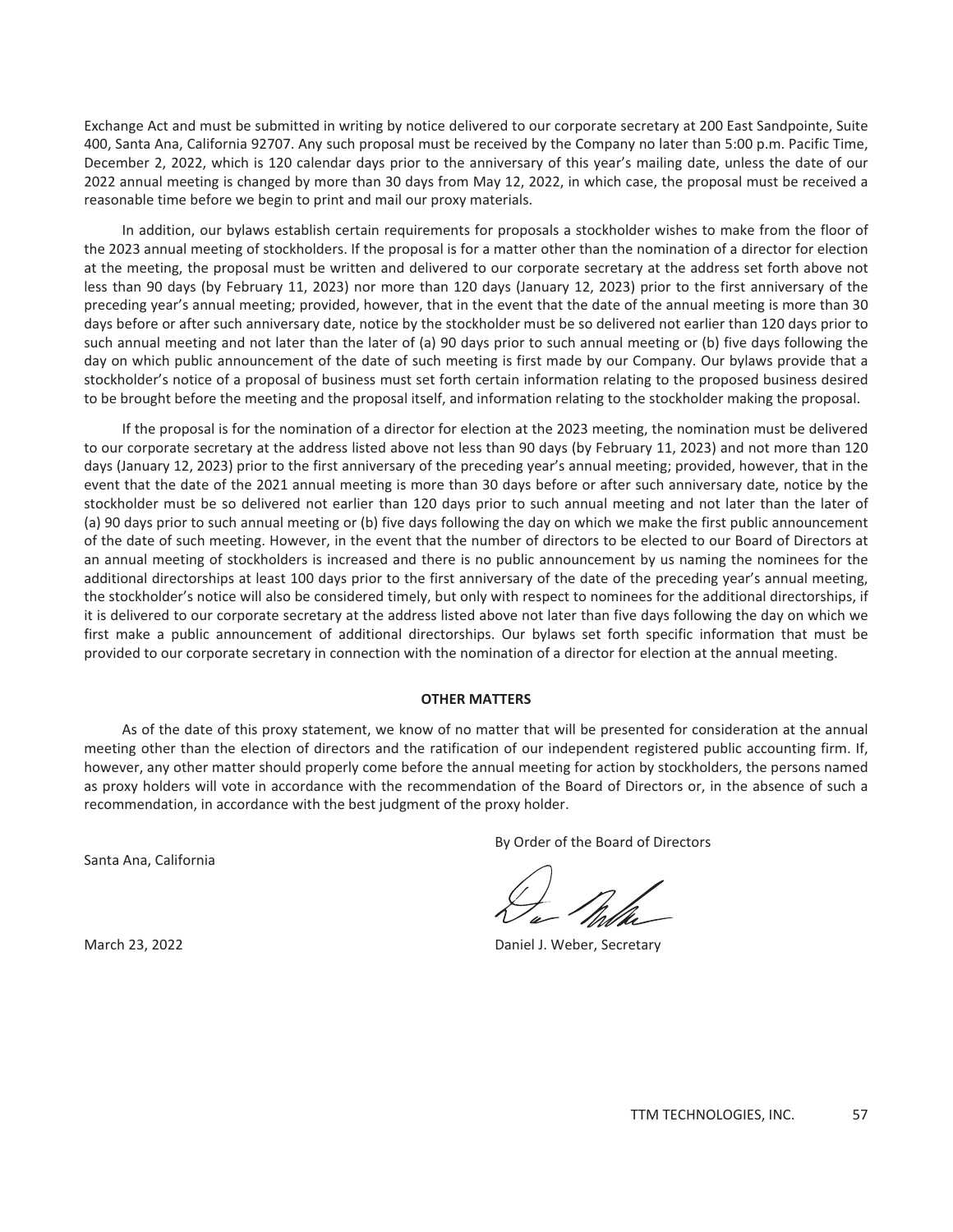Exchange Act and must be submitted in writing by notice delivered to our corporate secretary at 200 East Sandpointe, Suite 400, Santa Ana, California 92707. Any such proposal must be received by the Company no later than 5:00 p.m. Pacific Time, December 2, 2022, which is 120 calendar days prior to the anniversary of this year's mailing date, unless the date of our 2022 annual meeting is changed by more than 30 days from May 12, 2022, in which case, the proposal must be received a reasonable time before we begin to print and mail our proxy materials.

In addition, our bylaws establish certain requirements for proposals a stockholder wishes to make from the floor of the 2023 annual meeting of stockholders. If the proposal is for a matter other than the nomination of a director for election at the meeting, the proposal must be written and delivered to our corporate secretary at the address set forth above not less than 90 days (by February 11, 2023) nor more than 120 days (January 12, 2023) prior to the first anniversary of the preceding year's annual meeting; provided, however, that in the event that the date of the annual meeting is more than 30 days before or after such anniversary date, notice by the stockholder must be so delivered not earlier than 120 days prior to such annual meeting and not later than the later of (a) 90 days prior to such annual meeting or (b) five days following the day on which public announcement of the date of such meeting is first made by our Company. Our bylaws provide that a stockholder's notice of a proposal of business must set forth certain information relating to the proposed business desired to be brought before the meeting and the proposal itself, and information relating to the stockholder making the proposal.

If the proposal is for the nomination of a director for election at the 2023 meeting, the nomination must be delivered to our corporate secretary at the address listed above not less than 90 days (by February 11, 2023) and not more than 120 days (January 12, 2023) prior to the first anniversary of the preceding year's annual meeting; provided, however, that in the event that the date of the 2021 annual meeting is more than 30 days before or after such anniversary date, notice by the stockholder must be so delivered not earlier than 120 days prior to such annual meeting and not later than the later of (a) 90 days prior to such annual meeting or (b) five days following the day on which we make the first public announcement of the date of such meeting. However, in the event that the number of directors to be elected to our Board of Directors at an annual meeting of stockholders is increased and there is no public announcement by us naming the nominees for the additional directorships at least 100 days prior to the first anniversary of the date of the preceding year's annual meeting, the stockholder's notice will also be considered timely, but only with respect to nominees for the additional directorships, if it is delivered to our corporate secretary at the address listed above not later than five days following the day on which we first make a public announcement of additional directorships. Our bylaws set forth specific information that must be provided to our corporate secretary in connection with the nomination of a director for election at the annual meeting.

## OTHER MATTERS

As of the date of this proxy statement, we know of no matter that will be presented for consideration at the annual meeting other than the election of directors and the ratification of our independent registered public accounting firm. If, however, any other matter should properly come before the annual meeting for action by stockholders, the persons named as proxy holders will vote in accordance with the recommendation of the Board of Directors or, in the absence of such a recommendation, in accordance with the best judgment of the proxy holder.

By Order of the Board of Directors

Santa Ana, California

March 23, 2022

Daniel J. Weber, Secretary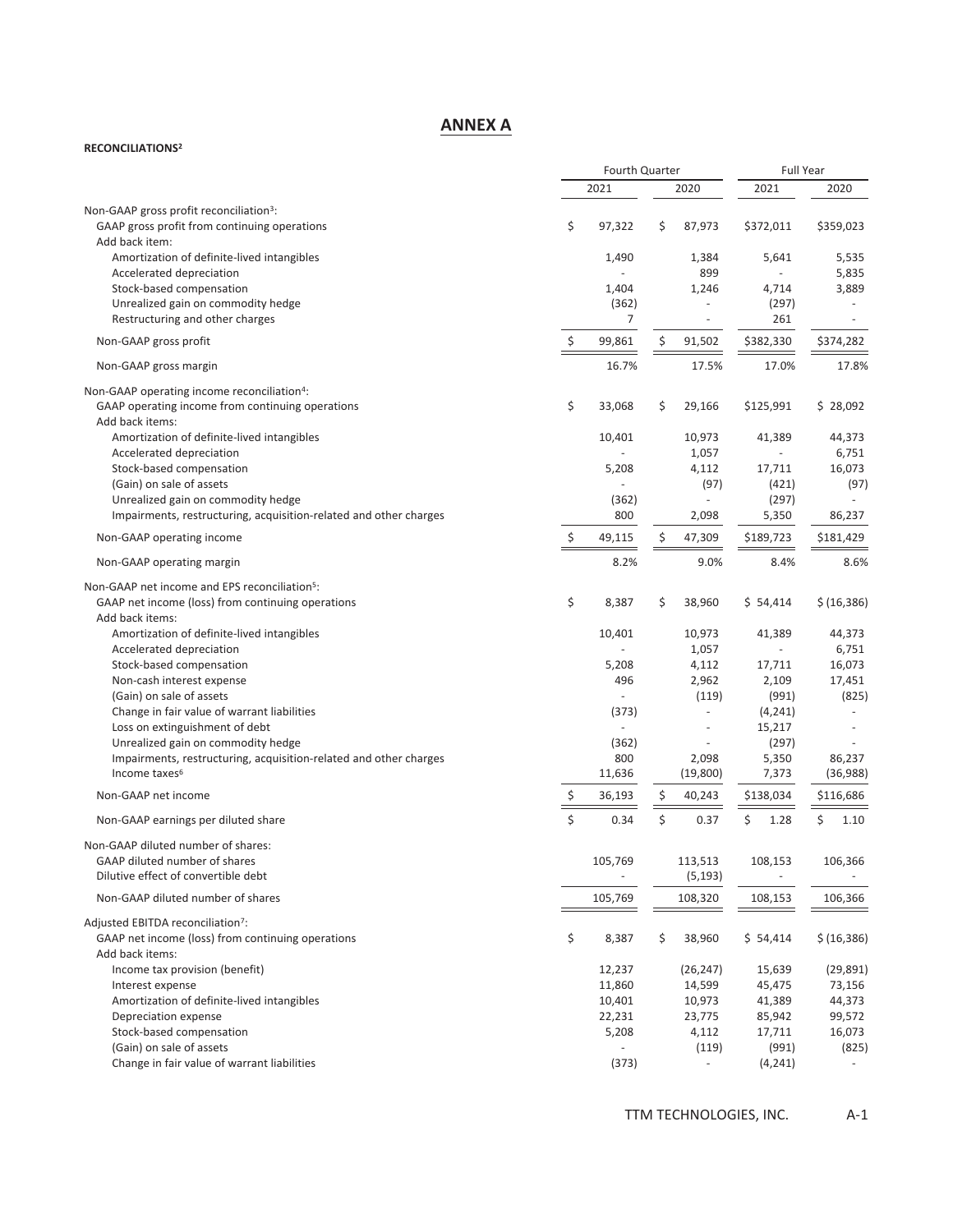## ANNEX A

**RECONCILIATIONS[2]**

| | Fourth Quarter | | Full Year | |
|---|---|---|---|---|
| | 2021 | 2020 | 2021 | 2020 |
| Non-GAAP gross profit reconciliation[3]: | | | | |
| GAAP gross profit from continuing operations | $ 97,322 | $ 87,973 | $372,011 | $359,023 |
| Add back item: | | | | |
| Amortization of definite-lived intangibles | 1,490 | 1,384 | 5,641 | 5,535 |
| Accelerated depreciation | - | 899 | - | 5,835 |
| Stock-based compensation | 1,404 | 1,246 | 4,714 | 3,889 |
| Unrealized gain on commodity hedge | (362) | - | (297) | - |
| Restructuring and other charges | 7 | - | 261 | - |
| Non-GAAP gross profit | $ 99,861 | $ 91,502 | $382,330 | $374,282 |
| Non-GAAP gross margin | 16.7% | 17.5% | 17.0% | 17.8% |
| Non-GAAP operating income reconciliation[4]: | | | | |
| GAAP operating income from continuing operations | $ 33,068 | $ 29,166 | $125,991 | $ 28,092 |
| Add back items: | | | | |
| Amortization of definite-lived intangibles | 10,401 | 10,973 | 41,389 | 44,373 |
| Accelerated depreciation | - | 1,057 | - | 6,751 |
| Stock-based compensation | 5,208 | 4,112 | 17,711 | 16,073 |
| (Gain) on sale of assets | - | (97) | (421) | (97) |
| Unrealized gain on commodity hedge | (362) | - | (297) | - |
| Impairments, restructuring, acquisition-related and other charges | 800 | 2,098 | 5,350 | 86,237 |
| Non-GAAP operating income | $ 49,115 | $ 47,309 | $189,723 | $181,429 |
| Non-GAAP operating margin | 8.2% | 9.0% | 8.4% | 8.6% |
| Non-GAAP net income and EPS reconciliation[5]: | | | | |
| GAAP net income (loss) from continuing operations | $ 8,387 | $ 38,960 | $ 54,414 | $ (16,386) |
| Add back items: | | | | |
| Amortization of definite-lived intangibles | 10,401 | 10,973 | 41,389 | 44,373 |
| Accelerated depreciation | - | 1,057 | - | 6,751 |
| Stock-based compensation | 5,208 | 4,112 | 17,711 | 16,073 |
| Non-cash interest expense | 496 | 2,962 | 2,109 | 17,451 |
| (Gain) on sale of assets | - | (119) | (991) | (825) |
| Change in fair value of warrant liabilities | (373) | - | (4,241) | - |
| Loss on extinguishment of debt | - | - | 15,217 | - |
| Unrealized gain on commodity hedge | (362) | - | (297) | - |
| Impairments, restructuring, acquisition-related and other charges | 800 | 2,098 | 5,350 | 86,237 |
| Income taxes[6] | 11,636 | (19,800) | 7,373 | (36,988) |
| Non-GAAP net income | $ 36,193 | $ 40,243 | $138,034 | $116,686 |
| Non-GAAP earnings per diluted share | $ 0.34 | $ 0.37 | $ 1.28 | $ 1.10 |
| Non-GAAP diluted number of shares: | | | | |
| GAAP diluted number of shares | 105,769 | 113,513 | 108,153 | 106,366 |
| Dilutive effect of convertible debt | - | (5,193) | - | - |
| Non-GAAP diluted number of shares | 105,769 | 108,320 | 108,153 | 106,366 |
| Adjusted EBITDA reconciliation[7]: | | | | |
| GAAP net income (loss) from continuing operations | $ 8,387 | $ 38,960 | $ 54,414 | $ (16,386) |
| Add back items: | | | | |
| Income tax provision (benefit) | 12,237 | (26,247) | 15,639 | (29,891) |
| Interest expense | 11,860 | 14,599 | 45,475 | 73,156 |
| Amortization of definite-lived intangibles | 10,401 | 10,973 | 41,389 | 44,373 |
| Depreciation expense | 22,231 | 23,775 | 85,942 | 99,572 |
| Stock-based compensation | 5,208 | 4,112 | 17,711 | 16,073 |
| (Gain) on sale of assets | - | (119) | (991) | (825) |
| Change in fair value of warrant liabilities | (373) | - | (4,241) | - |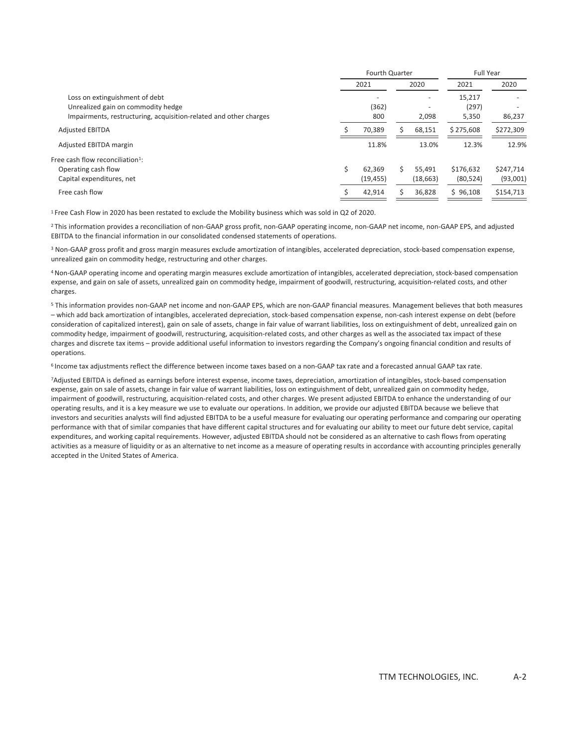| | Fourth Quarter | | Full Year | |
|---|---|---|---|---|
| | 2021 | 2020 | 2021 | 2020 |
| Loss on extinguishment of debt | - | - | 15,217 | - |
| Unrealized gain on commodity hedge | (362) | - | (297) | - |
| Impairments, restructuring, acquisition-related and other charges | 800 | 2,098 | 5,350 | 86,237 |
| Adjusted EBITDA | $ 70,389 | $ 68,151 | $ 275,608 | $272,309 |
| Adjusted EBITDA margin | 11.8% | 13.0% | 12.3% | 12.9% |
| Free cash flow reconciliation[1]: | | | | |
| Operating cash flow | $ 62,369 | $ 55,491 | $176,632 | $247,714 |
| Capital expenditures, net | (19,455) | (18,663) | (80,524) | (93,001) |
| Free cash flow | $ 42,914 | $ 36,828 | $ 96,108 | $154,713 |

[1] Free Cash Flow in 2020 has been restated to exclude the Mobility business which was sold in Q2 of 2020.

[2] This information provides a reconciliation of non-GAAP gross profit, non-GAAP operating income, non-GAAP net income, non-GAAP EPS, and adjusted EBITDA to the financial information in our consolidated condensed statements of operations.

[3] Non-GAAP gross profit and gross margin measures exclude amortization of intangibles, accelerated depreciation, stock-based compensation expense, unrealized gain on commodity hedge, restructuring and other charges.

[4] Non-GAAP operating income and operating margin measures exclude amortization of intangibles, accelerated depreciation, stock-based compensation expense, and gain on sale of assets, unrealized gain on commodity hedge, impairment of goodwill, restructuring, acquisition-related costs, and other charges.

[5] This information provides non-GAAP net income and non-GAAP EPS, which are non-GAAP financial measures. Management believes that both measures – which add back amortization of intangibles, accelerated depreciation, stock-based compensation expense, non-cash interest expense on debt (before consideration of capitalized interest), gain on sale of assets, change in fair value of warrant liabilities, loss on extinguishment of debt, unrealized gain on commodity hedge, impairment of goodwill, restructuring, acquisition-related costs, and other charges as well as the associated tax impact of these charges and discrete tax items – provide additional useful information to investors regarding the Company's ongoing financial condition and results of operations.

[6] Income tax adjustments reflect the difference between income taxes based on a non-GAAP tax rate and a forecasted annual GAAP tax rate.

[7] Adjusted EBITDA is defined as earnings before interest expense, income taxes, depreciation, amortization of intangibles, stock-based compensation expense, gain on sale of assets, change in fair value of warrant liabilities, loss on extinguishment of debt, unrealized gain on commodity hedge, impairment of goodwill, restructuring, acquisition-related costs, and other charges. We present adjusted EBITDA to enhance the understanding of our operating results, and it is a key measure we use to evaluate our operations. In addition, we provide our adjusted EBITDA because we believe that investors and securities analysts will find adjusted EBITDA to be a useful measure for evaluating our operating performance and comparing our operating performance with that of similar companies that have different capital structures and for evaluating our ability to meet our future debt service, capital expenditures, and working capital requirements. However, adjusted EBITDA should not be considered as an alternative to cash flows from operating activities as a measure of liquidity or as an alternative to net income as a measure of operating results in accordance with accounting principles generally accepted in the United States of America.